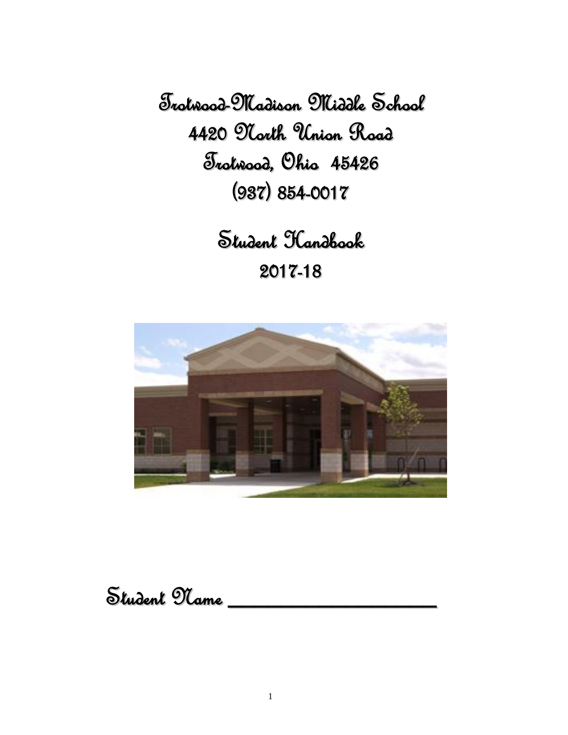# Trotwood-Madison Middle School

4420 North Union Road

Trotwood, Ohio 45426

(937) 854-0017

# Student Handbook

## 2017-18

Student Name ____________________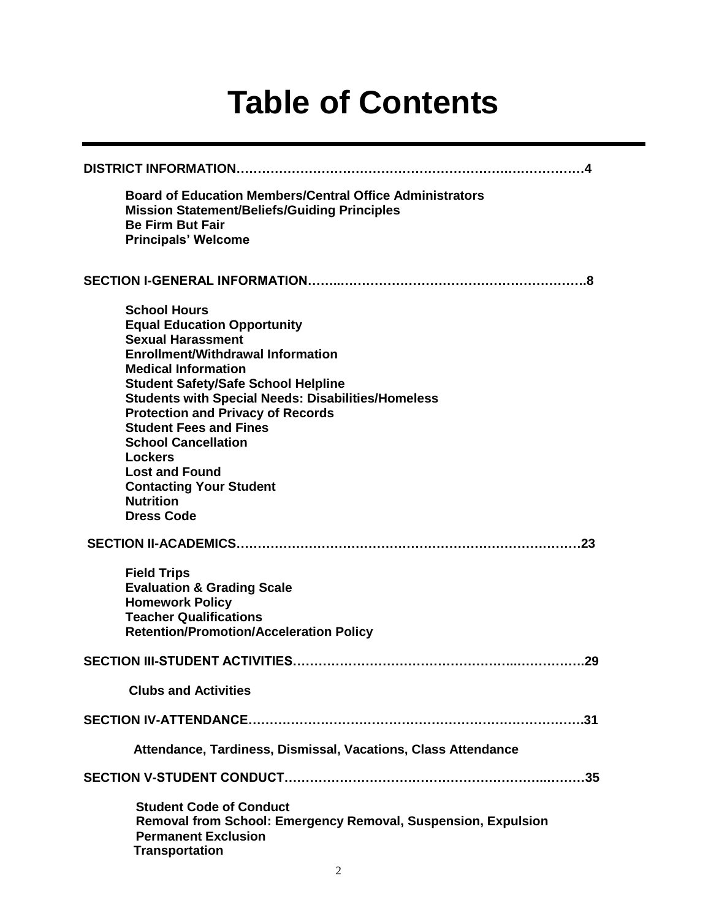# Table of Contents

**DISTRICT INFORMATION……………………………………………………………………4**

- **Board of Education Members/Central Office Administrators**
- **Mission Statement/Beliefs/Guiding Principles**
- **Be Firm But Fair**
- **Principals' Welcome**

**SECTION I-GENERAL INFORMATION……..………………………………………………….8**

- **School Hours**
- **Equal Education Opportunity**
- **Sexual Harassment**
- **Enrollment/Withdrawal Information**
- **Medical Information**
- **Student Safety/Safe School Helpline**
- **Students with Special Needs: Disabilities/Homeless**
- **Protection and Privacy of Records**
- **Student Fees and Fines**
- **School Cancellation**
- **Lockers**
- **Lost and Found**
- **Contacting Your Student**
- **Nutrition**
- **Dress Code**

**SECTION II-ACADEMICS…………………………………………………………………….23**

- **Field Trips**
- **Evaluation & Grading Scale**
- **Homework Policy**
- **Teacher Qualifications**
- **Retention/Promotion/Acceleration Policy**

**SECTION III-STUDENT ACTIVITIES…………………………………………..…………….29**

- **Clubs and Activities**

**SECTION IV-ATTENDANCE………………………………………………………………….31**

- **Attendance, Tardiness, Dismissal, Vacations, Class Attendance**

**SECTION V-STUDENT CONDUCT…………………………………………………..………35**

- **Student Code of Conduct**
- **Removal from School: Emergency Removal, Suspension, Expulsion**
- **Permanent Exclusion**
- **Transportation**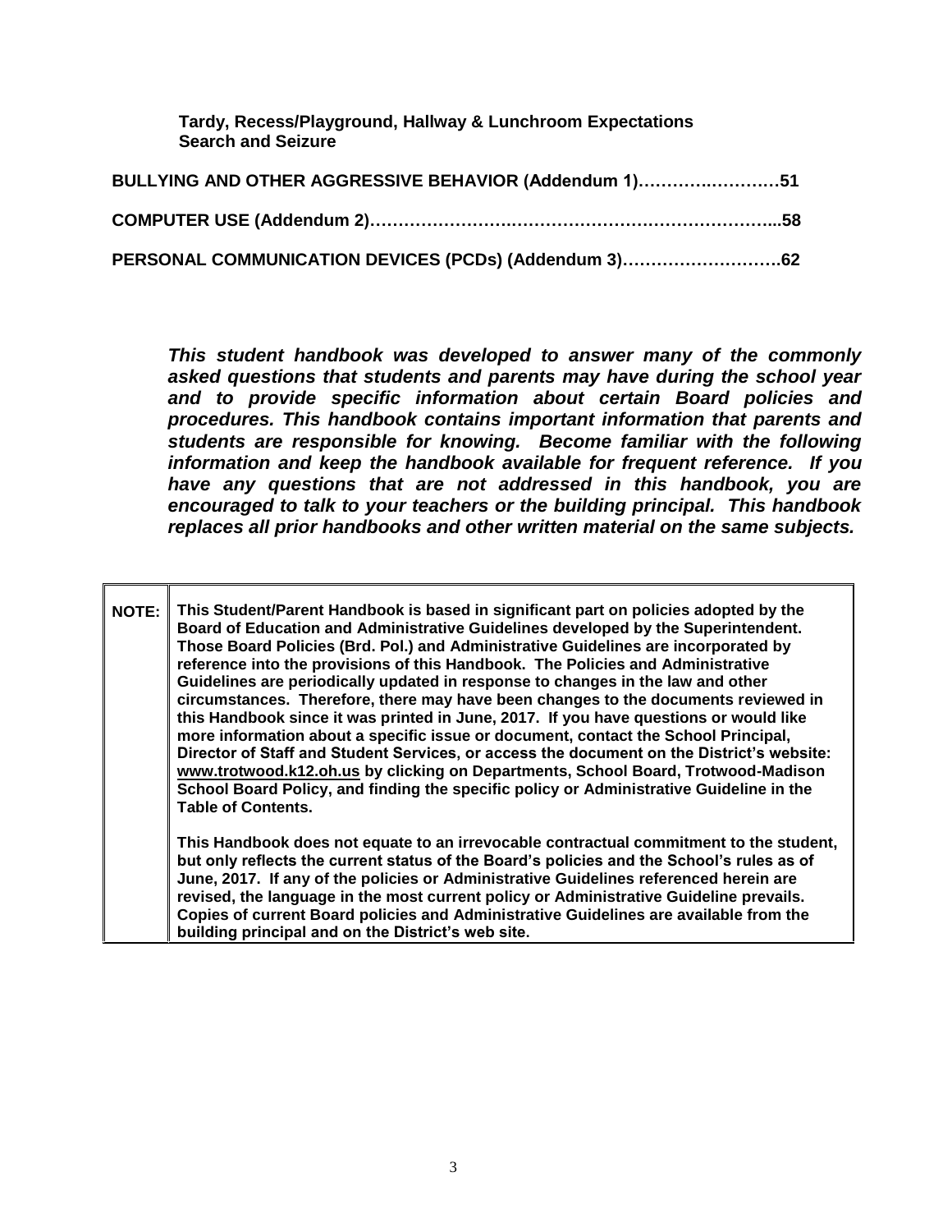**Tardy, Recess/Playground, Hallway & Lunchroom Expectations**
**Search and Seizure**

**BULLYING AND OTHER AGGRESSIVE BEHAVIOR (Addendum 1)………….…………51**

**COMPUTER USE (Addendum 2)……………………….……………………….…………………...58**

**PERSONAL COMMUNICATION DEVICES (PCDs) (Addendum 3)……………………….62**

***This student handbook was developed to answer many of the commonly asked questions that students and parents may have during the school year and to provide specific information about certain Board policies and procedures. This handbook contains important information that parents and students are responsible for knowing. Become familiar with the following information and keep the handbook available for frequent reference. If you have any questions that are not addressed in this handbook, you are encouraged to talk to your teachers or the building principal. This handbook replaces all prior handbooks and other written material on the same subjects.***

| **NOTE:** | **This Student/Parent Handbook is based in significant part on policies adopted by the Board of Education and Administrative Guidelines developed by the Superintendent. Those Board Policies (Brd. Pol.) and Administrative Guidelines are incorporated by reference into the provisions of this Handbook. The Policies and Administrative Guidelines are periodically updated in response to changes in the law and other circumstances. Therefore, there may have been changes to the documents reviewed in this Handbook since it was printed in June, 2017. If you have questions or would like more information about a specific issue or document, contact the School Principal, Director of Staff and Student Services, or access the document on the District's website: www.trotwood.k12.oh.us by clicking on Departments, School Board, Trotwood-Madison School Board Policy, and finding the specific policy or Administrative Guideline in the Table of Contents.** <br><br> **This Handbook does not equate to an irrevocable contractual commitment to the student, but only reflects the current status of the Board's policies and the School's rules as of June, 2017. If any of the policies or Administrative Guidelines referenced herein are revised, the language in the most current policy or Administrative Guideline prevails. Copies of current Board policies and Administrative Guidelines are available from the building principal and on the District's web site.** |
|---|---|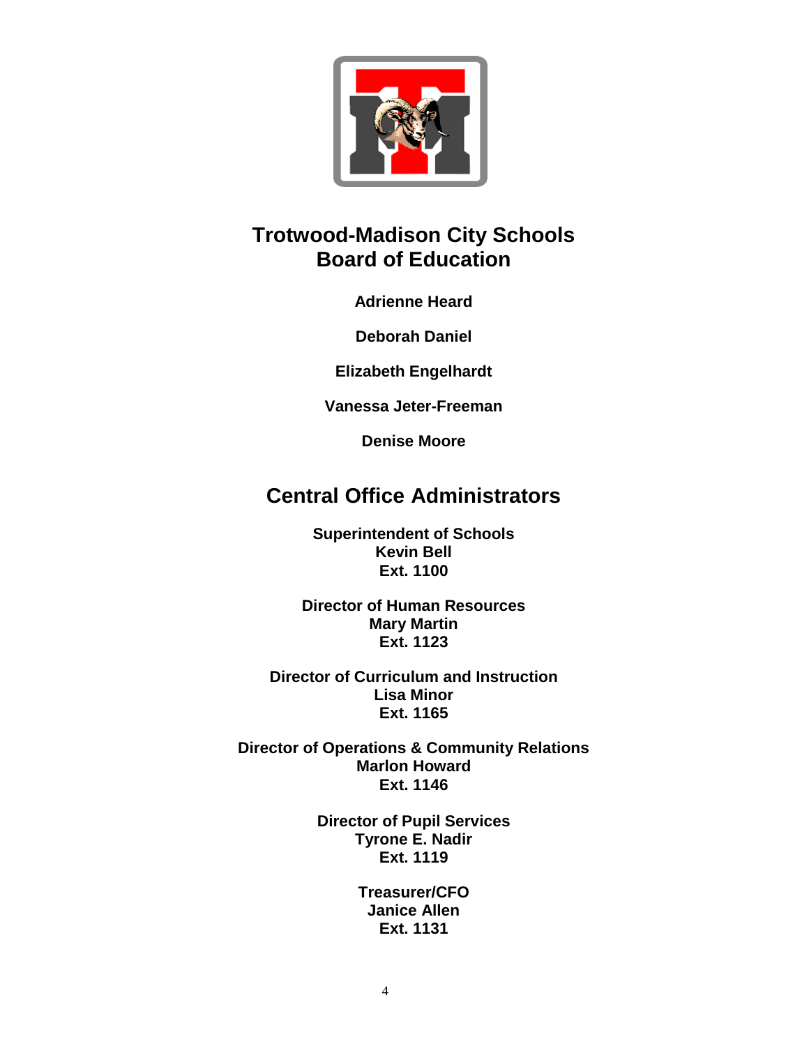# Trotwood-Madison City Schools
# Board of Education

**Adrienne Heard**

**Deborah Daniel**

**Elizabeth Engelhardt**

**Vanessa Jeter-Freeman**

**Denise Moore**

## Central Office Administrators

**Superintendent of Schools**
**Kevin Bell**
**Ext. 1100**

**Director of Human Resources**
**Mary Martin**
**Ext. 1123**

**Director of Curriculum and Instruction**
**Lisa Minor**
**Ext. 1165**

**Director of Operations & Community Relations**
**Marlon Howard**
**Ext. 1146**

**Director of Pupil Services**
**Tyrone E. Nadir**
**Ext. 1119**

**Treasurer/CFO**
**Janice Allen**
**Ext. 1131**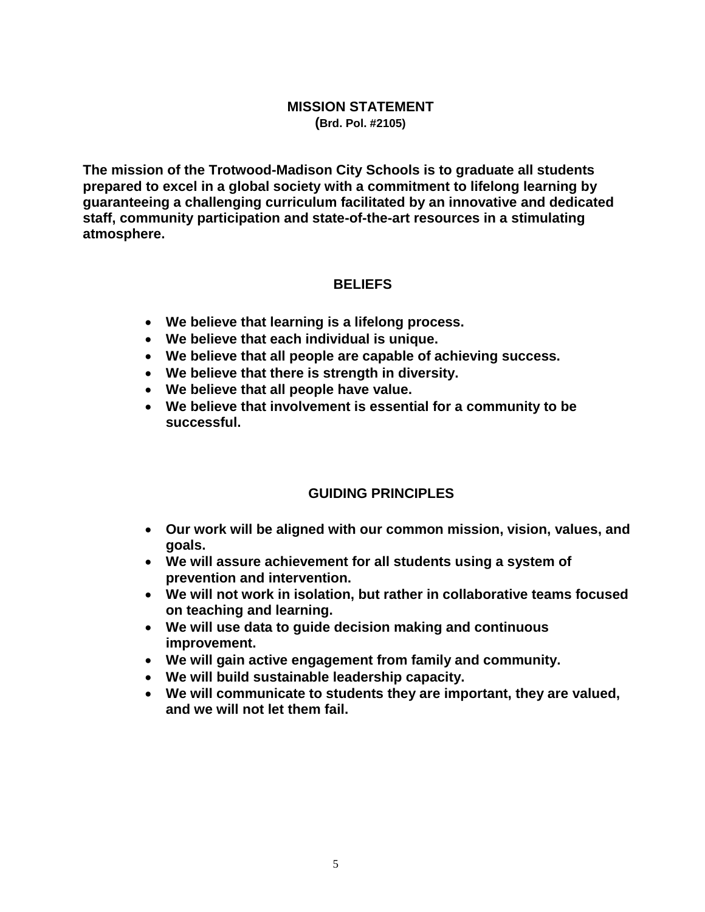## MISSION STATEMENT

**(Brd. Pol. #2105)**

**The mission of the Trotwood-Madison City Schools is to graduate all students prepared to excel in a global society with a commitment to lifelong learning by guaranteeing a challenging curriculum facilitated by an innovative and dedicated staff, community participation and state-of-the-art resources in a stimulating atmosphere.**

## BELIEFS

- **We believe that learning is a lifelong process.**
- **We believe that each individual is unique.**
- **We believe that all people are capable of achieving success.**
- **We believe that there is strength in diversity.**
- **We believe that all people have value.**
- **We believe that involvement is essential for a community to be successful.**

## GUIDING PRINCIPLES

- **Our work will be aligned with our common mission, vision, values, and goals.**
- **We will assure achievement for all students using a system of prevention and intervention.**
- **We will not work in isolation, but rather in collaborative teams focused on teaching and learning.**
- **We will use data to guide decision making and continuous improvement.**
- **We will gain active engagement from family and community.**
- **We will build sustainable leadership capacity.**
- **We will communicate to students they are important, they are valued, and we will not let them fail.**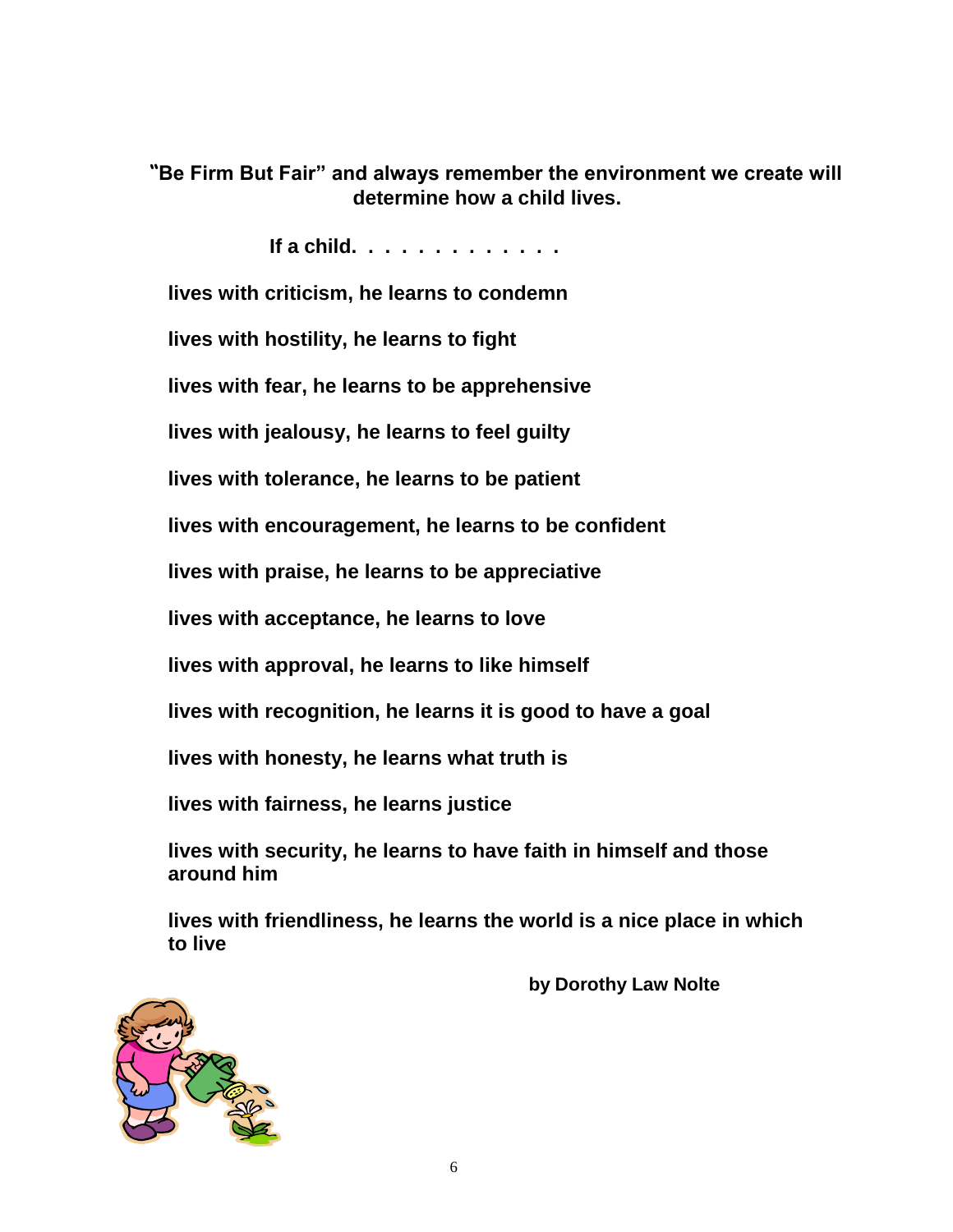**"Be Firm But Fair" and always remember the environment we create will determine how a child lives.**

**If a child. . . . . . . . . . . . .**

**lives with criticism, he learns to condemn**

**lives with hostility, he learns to fight**

**lives with fear, he learns to be apprehensive**

**lives with jealousy, he learns to feel guilty**

**lives with tolerance, he learns to be patient**

**lives with encouragement, he learns to be confident**

**lives with praise, he learns to be appreciative**

**lives with acceptance, he learns to love**

**lives with approval, he learns to like himself**

**lives with recognition, he learns it is good to have a goal**

**lives with honesty, he learns what truth is**

**lives with fairness, he learns justice**

**lives with security, he learns to have faith in himself and those around him**

**lives with friendliness, he learns the world is a nice place in which to live**

**by Dorothy Law Nolte**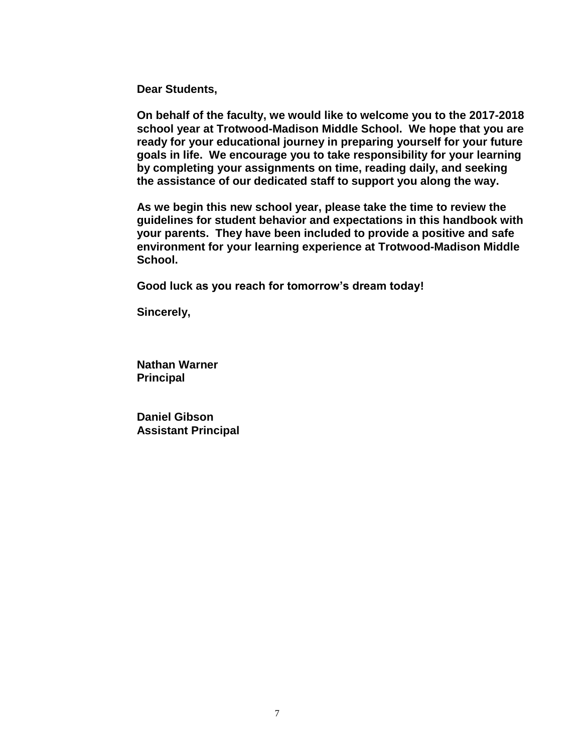**Dear Students,**

**On behalf of the faculty, we would like to welcome you to the 2017-2018 school year at Trotwood-Madison Middle School. We hope that you are ready for your educational journey in preparing yourself for your future goals in life. We encourage you to take responsibility for your learning by completing your assignments on time, reading daily, and seeking the assistance of our dedicated staff to support you along the way.**

**As we begin this new school year, please take the time to review the guidelines for student behavior and expectations in this handbook with your parents. They have been included to provide a positive and safe environment for your learning experience at Trotwood-Madison Middle School.**

**Good luck as you reach for tomorrow's dream today!**

**Sincerely,**

**Nathan Warner**
**Principal**

**Daniel Gibson**
**Assistant Principal**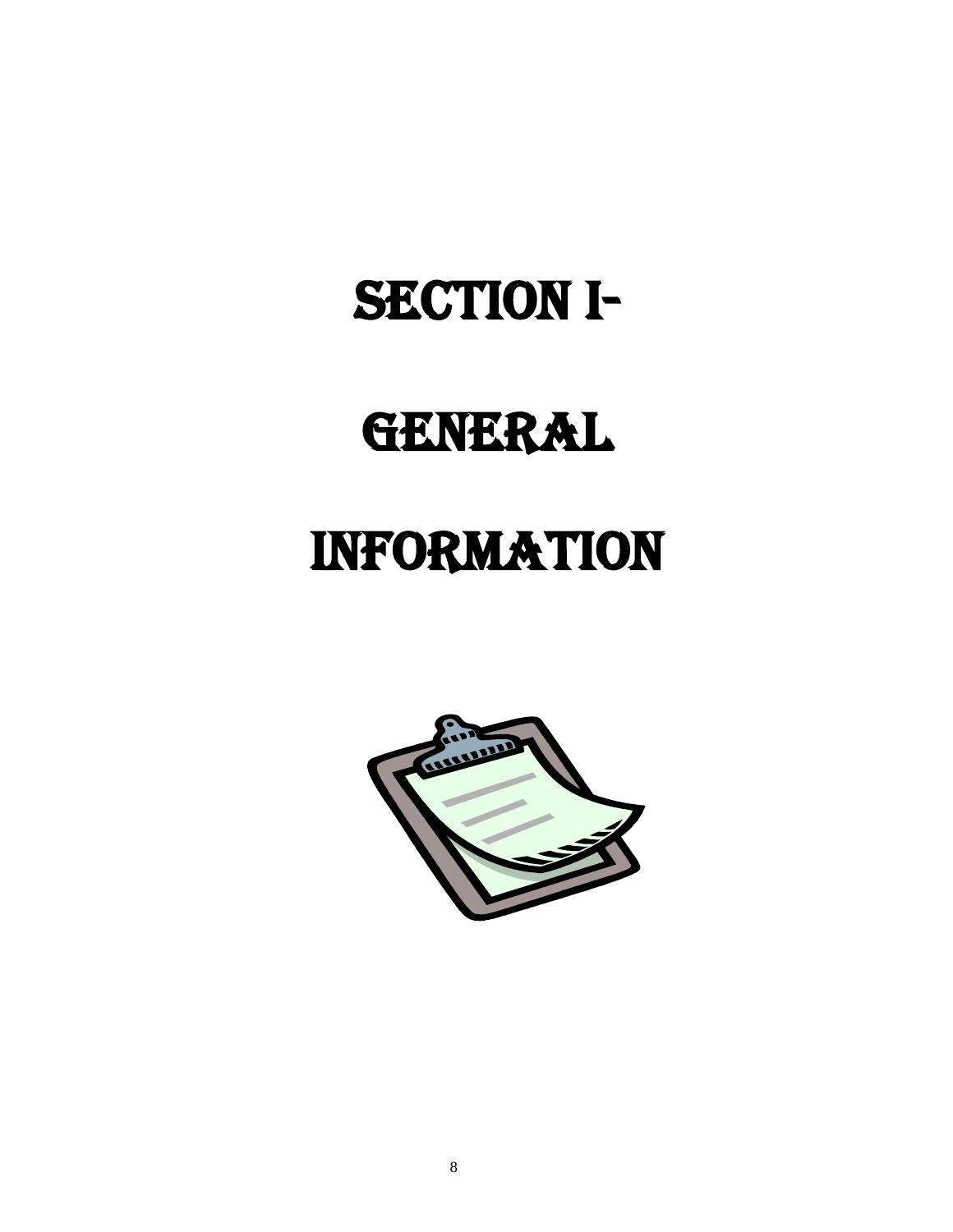# SECTION I- GENERAL INFORMATION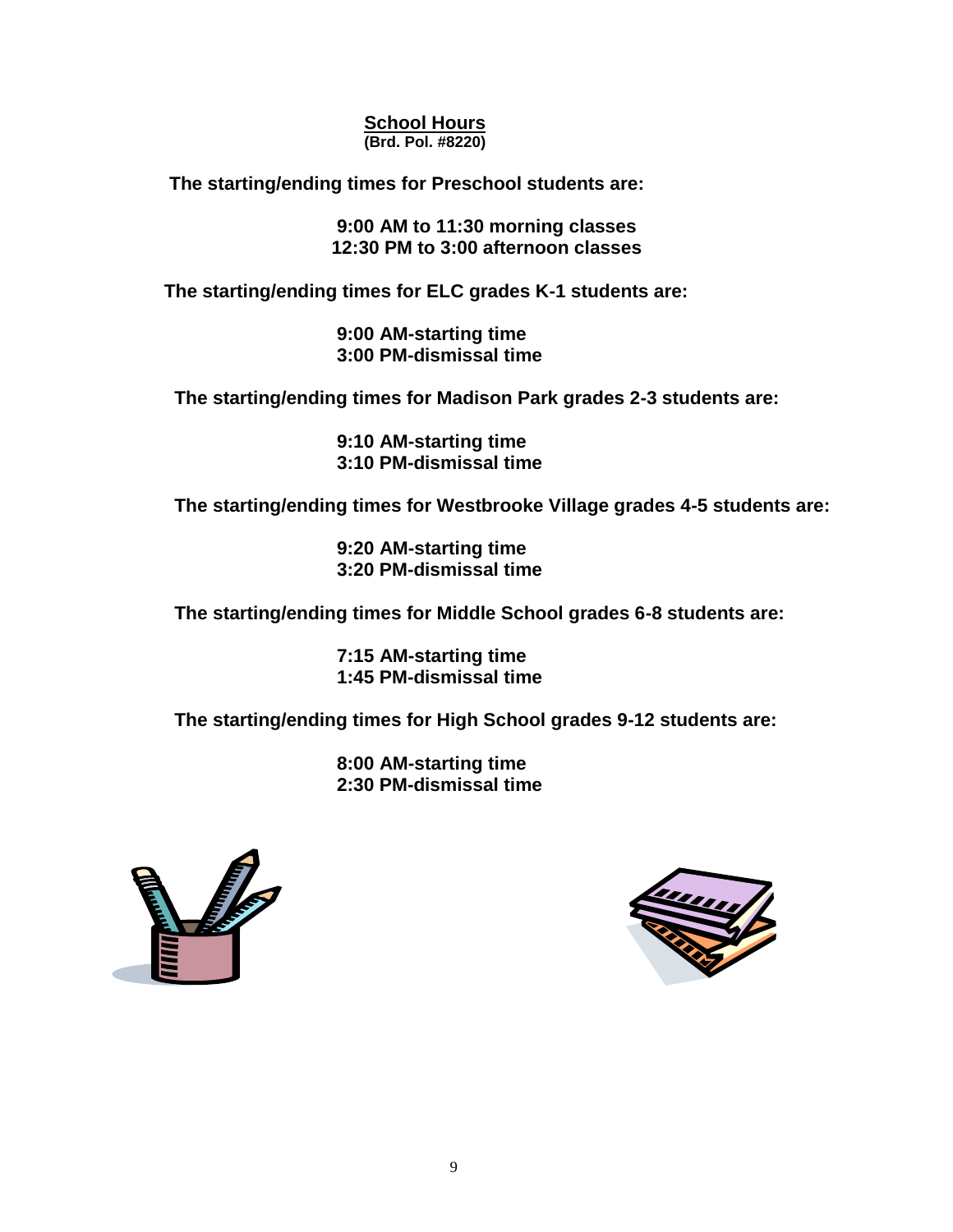## School Hours

**(Brd. Pol. #8220)**

**The starting/ending times for Preschool students are:**

**9:00 AM to 11:30 morning classes**
**12:30 PM to 3:00 afternoon classes**

**The starting/ending times for ELC grades K-1 students are:**

**9:00 AM-starting time**
**3:00 PM-dismissal time**

**The starting/ending times for Madison Park grades 2-3 students are:**

**9:10 AM-starting time**
**3:10 PM-dismissal time**

**The starting/ending times for Westbrooke Village grades 4-5 students are:**

**9:20 AM-starting time**
**3:20 PM-dismissal time**

**The starting/ending times for Middle School grades 6-8 students are:**

**7:15 AM-starting time**
**1:45 PM-dismissal time**

**The starting/ending times for High School grades 9-12 students are:**

**8:00 AM-starting time**
**2:30 PM-dismissal time**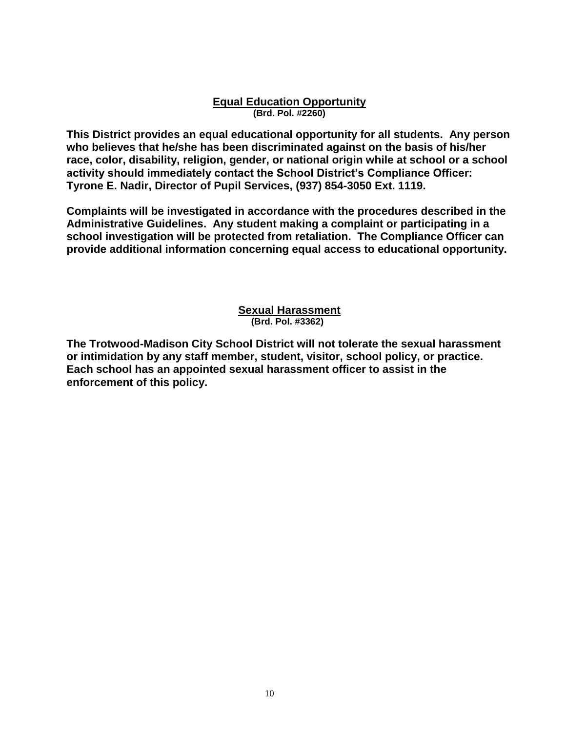## Equal Education Opportunity

**(Brd. Pol. #2260)**

**This District provides an equal educational opportunity for all students. Any person who believes that he/she has been discriminated against on the basis of his/her race, color, disability, religion, gender, or national origin while at school or a school activity should immediately contact the School District's Compliance Officer: Tyrone E. Nadir, Director of Pupil Services, (937) 854-3050 Ext. 1119.**

**Complaints will be investigated in accordance with the procedures described in the Administrative Guidelines. Any student making a complaint or participating in a school investigation will be protected from retaliation. The Compliance Officer can provide additional information concerning equal access to educational opportunity.**

## Sexual Harassment

**(Brd. Pol. #3362)**

**The Trotwood-Madison City School District will not tolerate the sexual harassment or intimidation by any staff member, student, visitor, school policy, or practice. Each school has an appointed sexual harassment officer to assist in the enforcement of this policy.**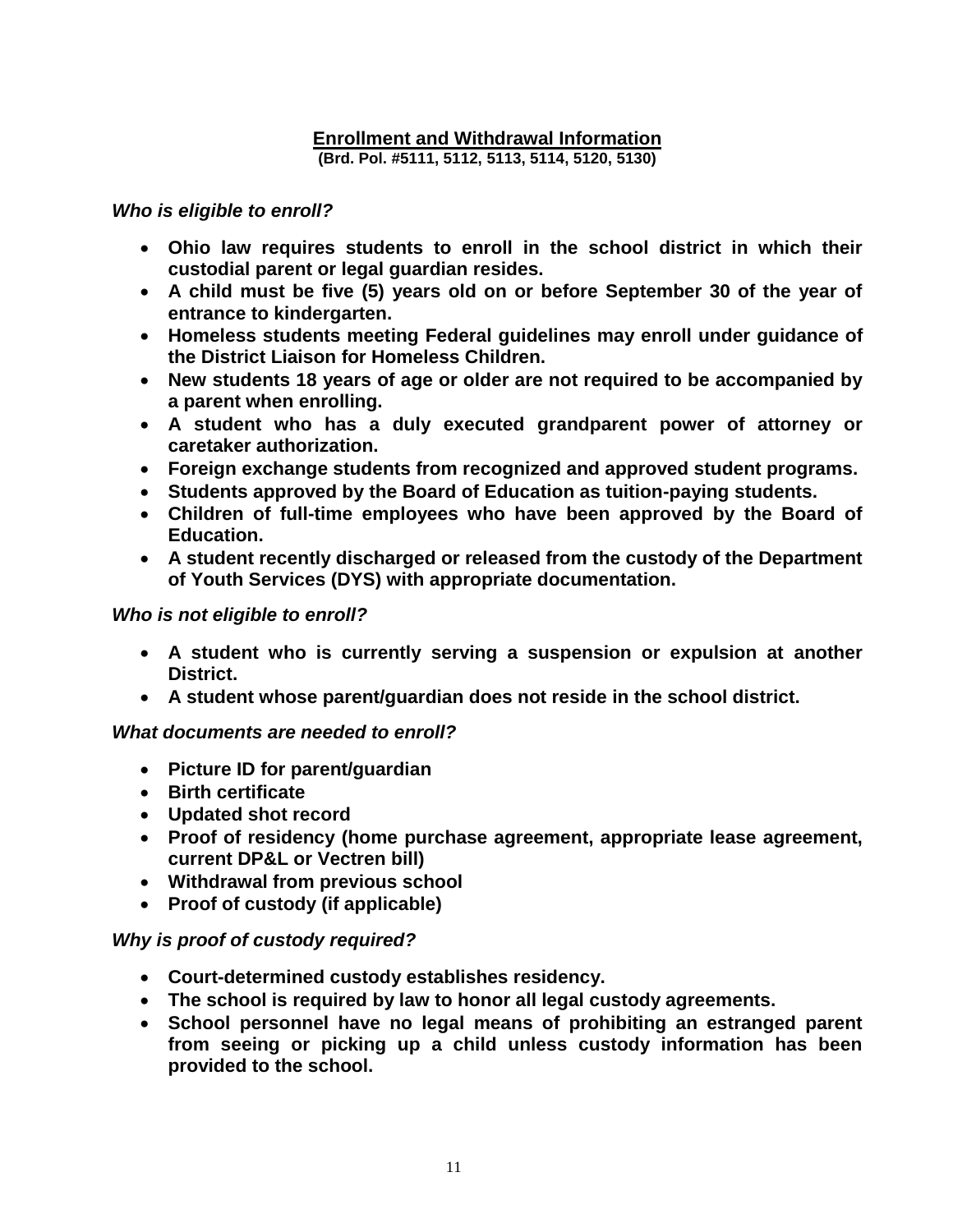## Enrollment and Withdrawal Information

**(Brd. Pol. #5111, 5112, 5113, 5114, 5120, 5130)**

***Who is eligible to enroll?***

- **Ohio law requires students to enroll in the school district in which their custodial parent or legal guardian resides.**
- **A child must be five (5) years old on or before September 30 of the year of entrance to kindergarten.**
- **Homeless students meeting Federal guidelines may enroll under guidance of the District Liaison for Homeless Children.**
- **New students 18 years of age or older are not required to be accompanied by a parent when enrolling.**
- **A student who has a duly executed grandparent power of attorney or caretaker authorization.**
- **Foreign exchange students from recognized and approved student programs.**
- **Students approved by the Board of Education as tuition-paying students.**
- **Children of full-time employees who have been approved by the Board of Education.**
- **A student recently discharged or released from the custody of the Department of Youth Services (DYS) with appropriate documentation.**

***Who is not eligible to enroll?***

- **A student who is currently serving a suspension or expulsion at another District.**
- **A student whose parent/guardian does not reside in the school district.**

***What documents are needed to enroll?***

- **Picture ID for parent/guardian**
- **Birth certificate**
- **Updated shot record**
- **Proof of residency (home purchase agreement, appropriate lease agreement, current DP&L or Vectren bill)**
- **Withdrawal from previous school**
- **Proof of custody (if applicable)**

***Why is proof of custody required?***

- **Court-determined custody establishes residency.**
- **The school is required by law to honor all legal custody agreements.**
- **School personnel have no legal means of prohibiting an estranged parent from seeing or picking up a child unless custody information has been provided to the school.**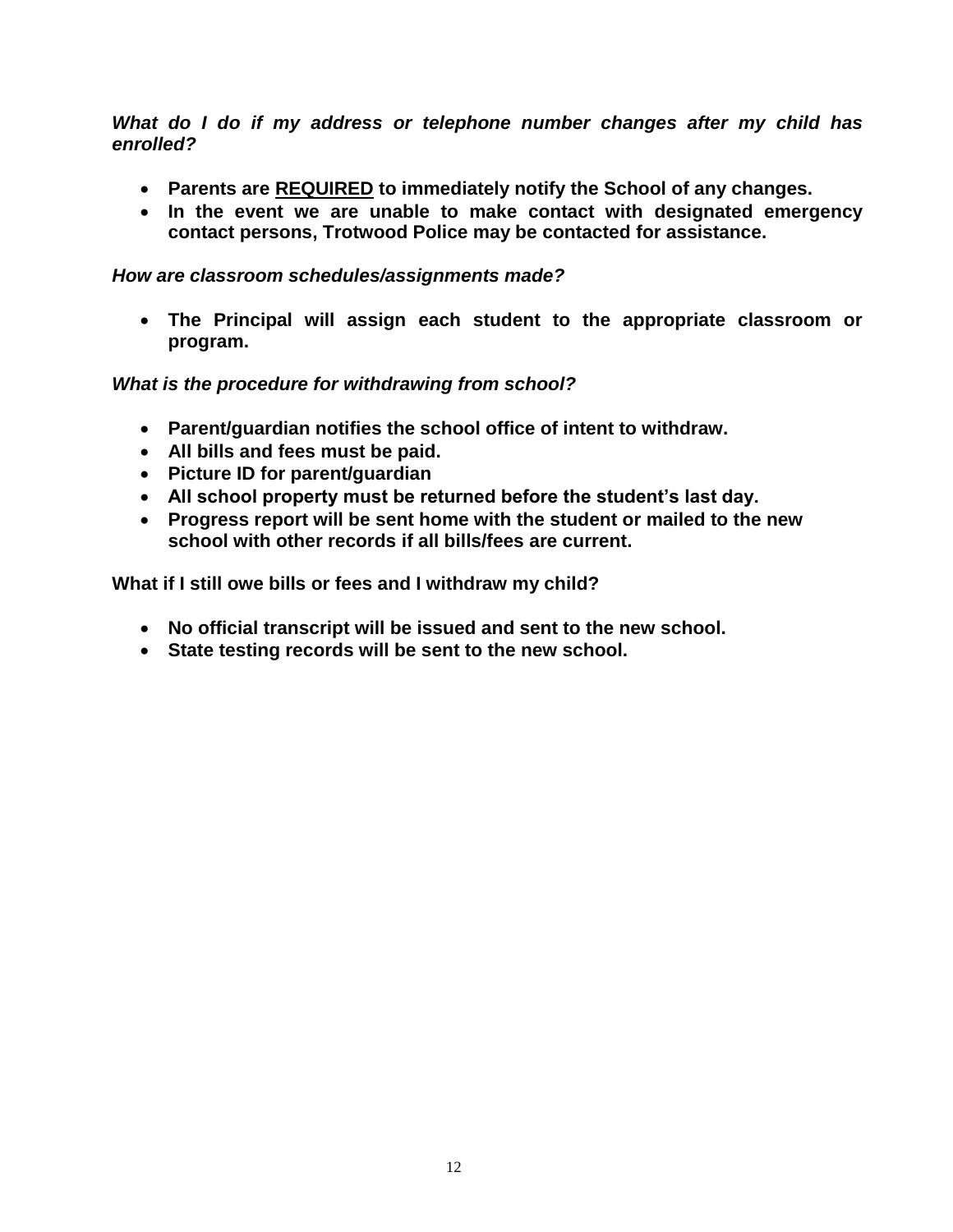***What do I do if my address or telephone number changes after my child has enrolled?***

- **Parents are <u>REQUIRED</u> to immediately notify the School of any changes.**
- **In the event we are unable to make contact with designated emergency contact persons, Trotwood Police may be contacted for assistance.**

***How are classroom schedules/assignments made?***

- **The Principal will assign each student to the appropriate classroom or program.**

***What is the procedure for withdrawing from school?***

- **Parent/guardian notifies the school office of intent to withdraw.**
- **All bills and fees must be paid.**
- **Picture ID for parent/guardian**
- **All school property must be returned before the student's last day.**
- **Progress report will be sent home with the student or mailed to the new school with other records if all bills/fees are current.**

**What if I still owe bills or fees and I withdraw my child?**

- **No official transcript will be issued and sent to the new school.**
- **State testing records will be sent to the new school.**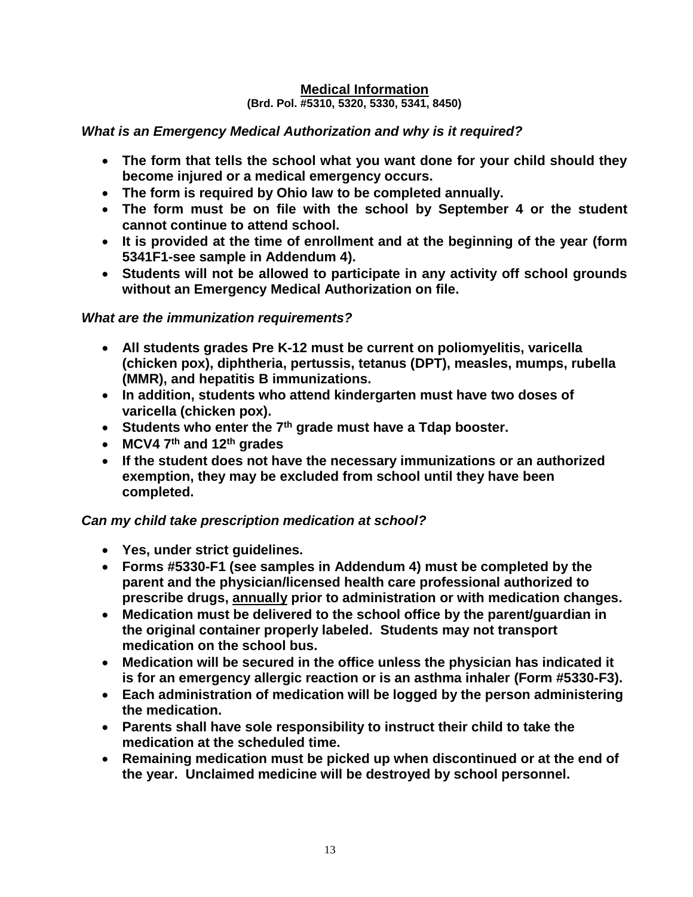## Medical Information

**(Brd. Pol. #5310, 5320, 5330, 5341, 8450)**

***What is an Emergency Medical Authorization and why is it required?***

- **The form that tells the school what you want done for your child should they become injured or a medical emergency occurs.**
- **The form is required by Ohio law to be completed annually.**
- **The form must be on file with the school by September 4 or the student cannot continue to attend school.**
- **It is provided at the time of enrollment and at the beginning of the year (form 5341F1-see sample in Addendum 4).**
- **Students will not be allowed to participate in any activity off school grounds without an Emergency Medical Authorization on file.**

***What are the immunization requirements?***

- **All students grades Pre K-12 must be current on poliomyelitis, varicella (chicken pox), diphtheria, pertussis, tetanus (DPT), measles, mumps, rubella (MMR), and hepatitis B immunizations.**
- **In addition, students who attend kindergarten must have two doses of varicella (chicken pox).**
- **Students who enter the 7th grade must have a Tdap booster.**
- **MCV4 7th and 12th grades**
- **If the student does not have the necessary immunizations or an authorized exemption, they may be excluded from school until they have been completed.**

***Can my child take prescription medication at school?***

- **Yes, under strict guidelines.**
- **Forms #5330-F1 (see samples in Addendum 4) must be completed by the parent and the physician/licensed health care professional authorized to prescribe drugs, <u>annually</u> prior to administration or with medication changes.**
- **Medication must be delivered to the school office by the parent/guardian in the original container properly labeled. Students may not transport medication on the school bus.**
- **Medication will be secured in the office unless the physician has indicated it is for an emergency allergic reaction or is an asthma inhaler (Form #5330-F3).**
- **Each administration of medication will be logged by the person administering the medication.**
- **Parents shall have sole responsibility to instruct their child to take the medication at the scheduled time.**
- **Remaining medication must be picked up when discontinued or at the end of the year. Unclaimed medicine will be destroyed by school personnel.**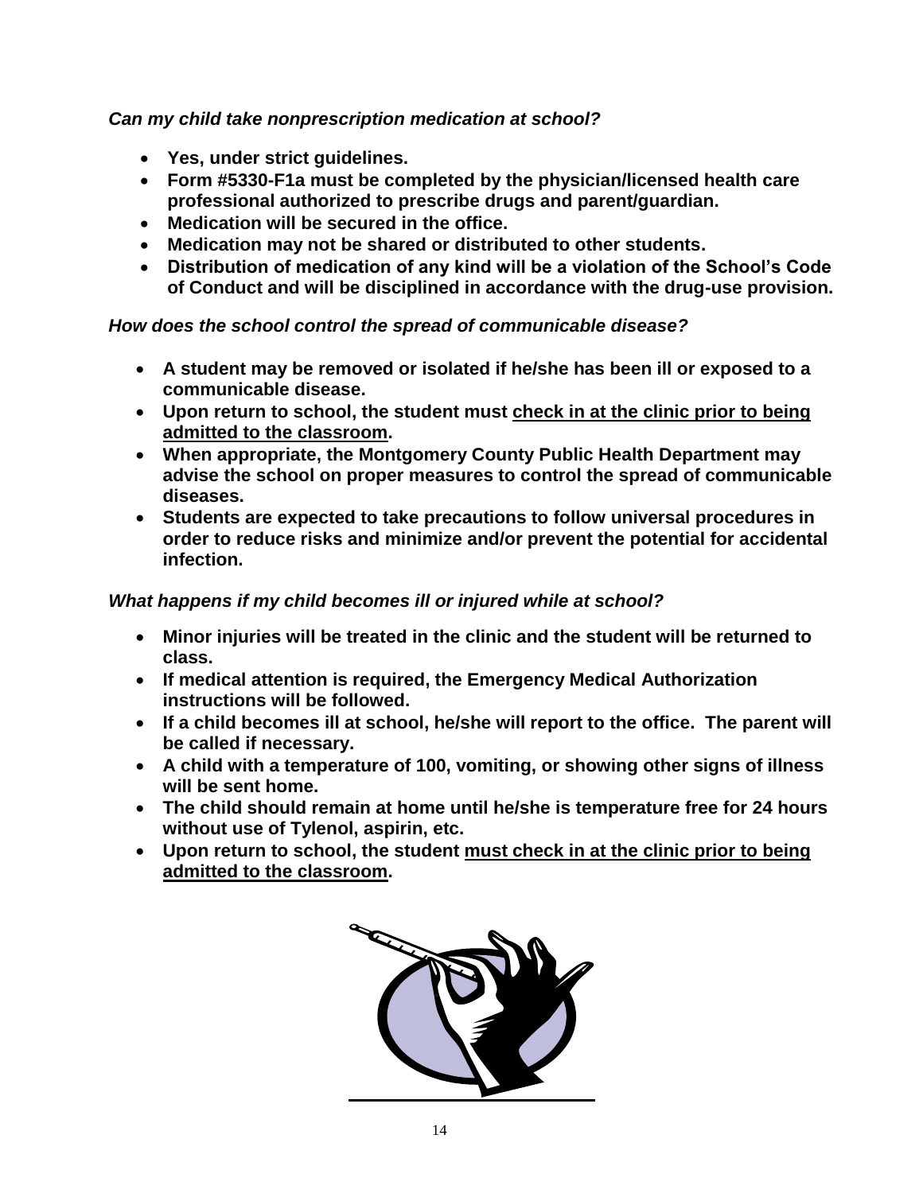***Can my child take nonprescription medication at school?***

- **Yes, under strict guidelines.**
- **Form #5330-F1a must be completed by the physician/licensed health care professional authorized to prescribe drugs and parent/guardian.**
- **Medication will be secured in the office.**
- **Medication may not be shared or distributed to other students.**
- **Distribution of medication of any kind will be a violation of the School's Code of Conduct and will be disciplined in accordance with the drug-use provision.**

***How does the school control the spread of communicable disease?***

- **A student may be removed or isolated if he/she has been ill or exposed to a communicable disease.**
- **Upon return to school, the student must <u>check in at the clinic prior to being admitted to the classroom</u>.**
- **When appropriate, the Montgomery County Public Health Department may advise the school on proper measures to control the spread of communicable diseases.**
- **Students are expected to take precautions to follow universal procedures in order to reduce risks and minimize and/or prevent the potential for accidental infection.**

***What happens if my child becomes ill or injured while at school?***

- **Minor injuries will be treated in the clinic and the student will be returned to class.**
- **If medical attention is required, the Emergency Medical Authorization instructions will be followed.**
- **If a child becomes ill at school, he/she will report to the office. The parent will be called if necessary.**
- **A child with a temperature of 100, vomiting, or showing other signs of illness will be sent home.**
- **The child should remain at home until he/she is temperature free for 24 hours without use of Tylenol, aspirin, etc.**
- **Upon return to school, the student <u>must check in at the clinic prior to being admitted to the classroom</u>.**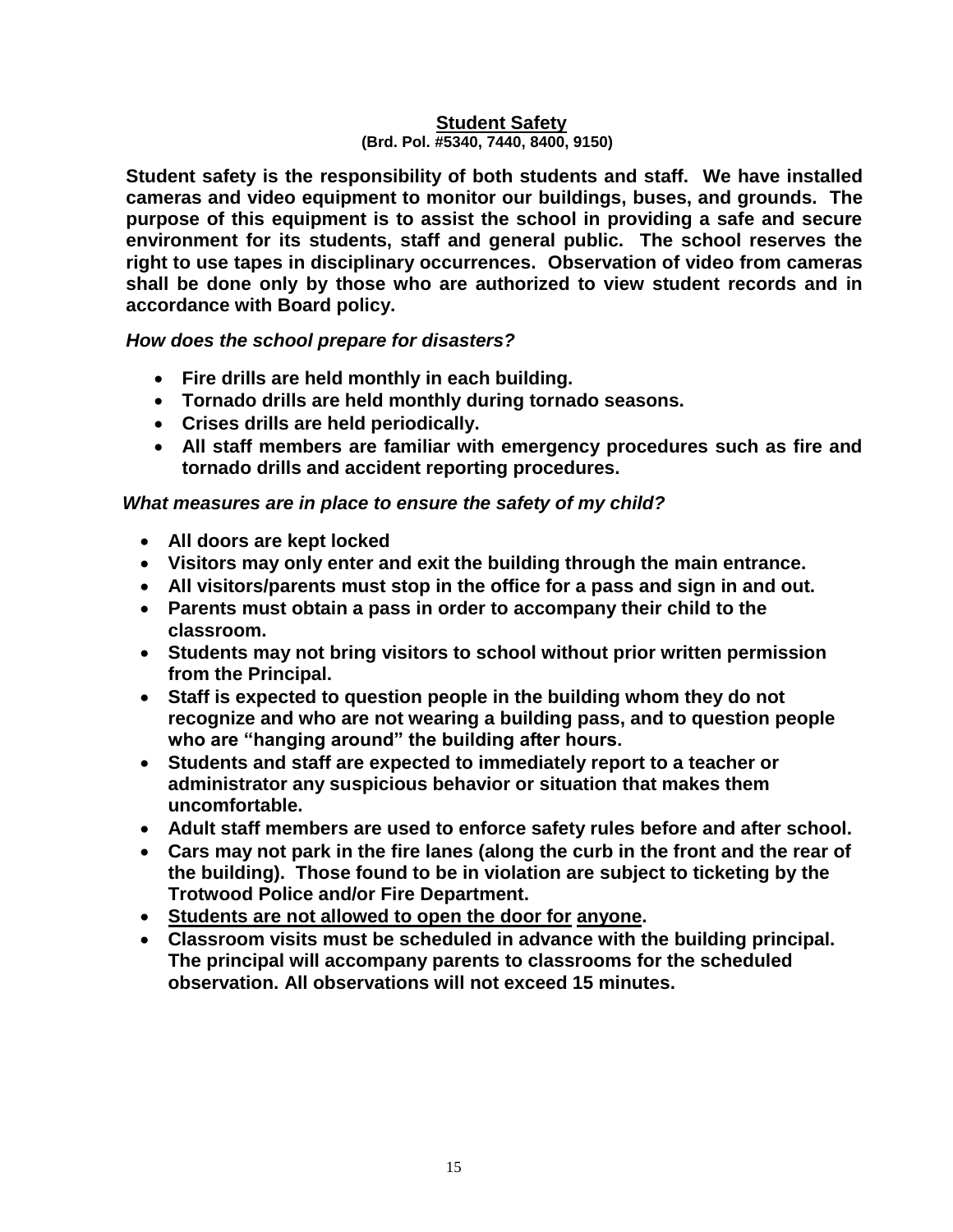## Student Safety

**(Brd. Pol. #5340, 7440, 8400, 9150)**

**Student safety is the responsibility of both students and staff. We have installed cameras and video equipment to monitor our buildings, buses, and grounds. The purpose of this equipment is to assist the school in providing a safe and secure environment for its students, staff and general public. The school reserves the right to use tapes in disciplinary occurrences. Observation of video from cameras shall be done only by those who are authorized to view student records and in accordance with Board policy.**

***How does the school prepare for disasters?***

- **Fire drills are held monthly in each building.**
- **Tornado drills are held monthly during tornado seasons.**
- **Crises drills are held periodically.**
- **All staff members are familiar with emergency procedures such as fire and tornado drills and accident reporting procedures.**

***What measures are in place to ensure the safety of my child?***

- **All doors are kept locked**
- **Visitors may only enter and exit the building through the main entrance.**
- **All visitors/parents must stop in the office for a pass and sign in and out.**
- **Parents must obtain a pass in order to accompany their child to the classroom.**
- **Students may not bring visitors to school without prior written permission from the Principal.**
- **Staff is expected to question people in the building whom they do not recognize and who are not wearing a building pass, and to question people who are "hanging around" the building after hours.**
- **Students and staff are expected to immediately report to a teacher or administrator any suspicious behavior or situation that makes them uncomfortable.**
- **Adult staff members are used to enforce safety rules before and after school.**
- **Cars may not park in the fire lanes (along the curb in the front and the rear of the building). Those found to be in violation are subject to ticketing by the Trotwood Police and/or Fire Department.**
- <u>**Students are not allowed to open the door for**</u> <u>**anyone**</u>**.**
- **Classroom visits must be scheduled in advance with the building principal. The principal will accompany parents to classrooms for the scheduled observation. All observations will not exceed 15 minutes.**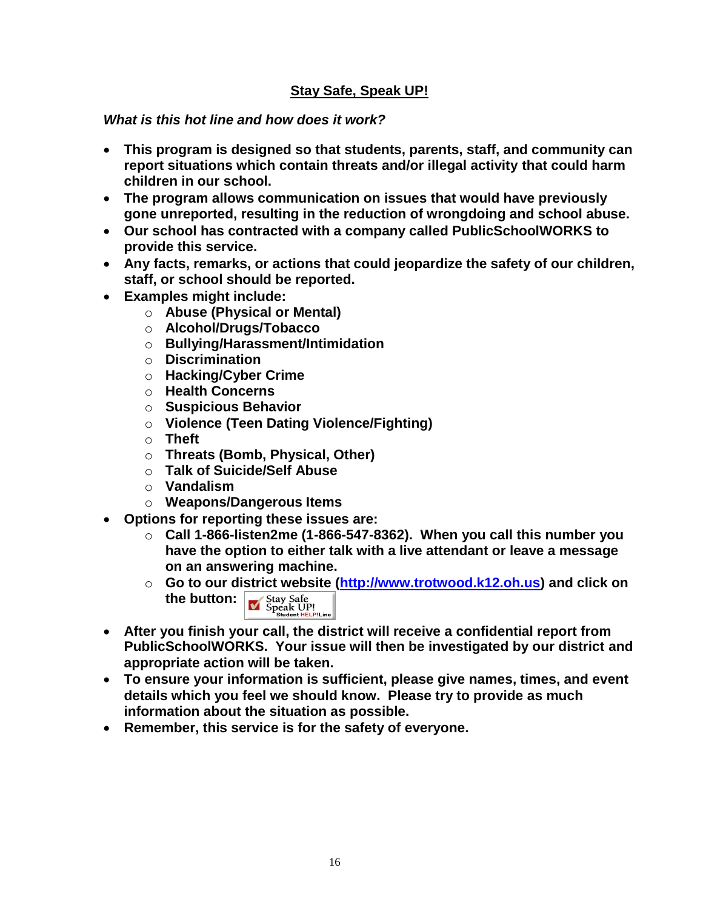## Stay Safe, Speak UP!

*What is this hot line and how does it work?*

- **This program is designed so that students, parents, staff, and community can report situations which contain threats and/or illegal activity that could harm children in our school.**
- **The program allows communication on issues that would have previously gone unreported, resulting in the reduction of wrongdoing and school abuse.**
- **Our school has contracted with a company called PublicSchoolWORKS to provide this service.**
- **Any facts, remarks, or actions that could jeopardize the safety of our children, staff, or school should be reported.**
- **Examples might include:**
  - **Abuse (Physical or Mental)**
  - **Alcohol/Drugs/Tobacco**
  - **Bullying/Harassment/Intimidation**
  - **Discrimination**
  - **Hacking/Cyber Crime**
  - **Health Concerns**
  - **Suspicious Behavior**
  - **Violence (Teen Dating Violence/Fighting)**
  - **Theft**
  - **Threats (Bomb, Physical, Other)**
  - **Talk of Suicide/Self Abuse**
  - **Vandalism**
  - **Weapons/Dangerous Items**
- **Options for reporting these issues are:**
  - **Call 1-866-listen2me (1-866-547-8362). When you call this number you have the option to either talk with a live attendant or leave a message on an answering machine.**
  - **Go to our district website (http://www.trotwood.k12.oh.us) and click on the button:** Stay Safe Speak UP! Student HELP!Line
- **After you finish your call, the district will receive a confidential report from PublicSchoolWORKS. Your issue will then be investigated by our district and appropriate action will be taken.**
- **To ensure your information is sufficient, please give names, times, and event details which you feel we should know. Please try to provide as much information about the situation as possible.**
- **Remember, this service is for the safety of everyone.**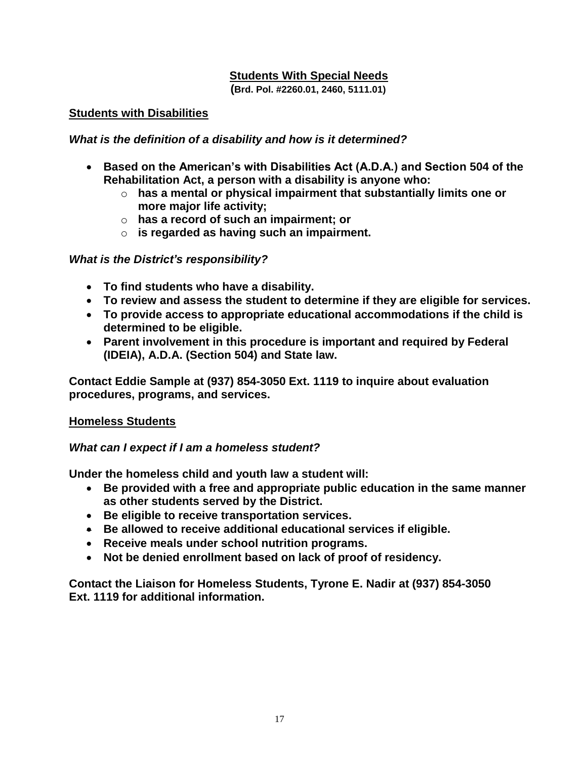## Students With Special Needs

**(Brd. Pol. #2260.01, 2460, 5111.01)**

### Students with Disabilities

***What is the definition of a disability and how is it determined?***

- **Based on the American's with Disabilities Act (A.D.A.) and Section 504 of the Rehabilitation Act, a person with a disability is anyone who:**
  - **has a mental or physical impairment that substantially limits one or more major life activity;**
  - **has a record of such an impairment; or**
  - **is regarded as having such an impairment.**

***What is the District's responsibility?***

- **To find students who have a disability.**
- **To review and assess the student to determine if they are eligible for services.**
- **To provide access to appropriate educational accommodations if the child is determined to be eligible.**
- **Parent involvement in this procedure is important and required by Federal (IDEIA), A.D.A. (Section 504) and State law.**

**Contact Eddie Sample at (937) 854-3050 Ext. 1119 to inquire about evaluation procedures, programs, and services.**

### Homeless Students

***What can I expect if I am a homeless student?***

**Under the homeless child and youth law a student will:**

- **Be provided with a free and appropriate public education in the same manner as other students served by the District.**
- **Be eligible to receive transportation services.**
- **Be allowed to receive additional educational services if eligible.**
- **Receive meals under school nutrition programs.**
- **Not be denied enrollment based on lack of proof of residency.**

**Contact the Liaison for Homeless Students, Tyrone E. Nadir at (937) 854-3050 Ext. 1119 for additional information.**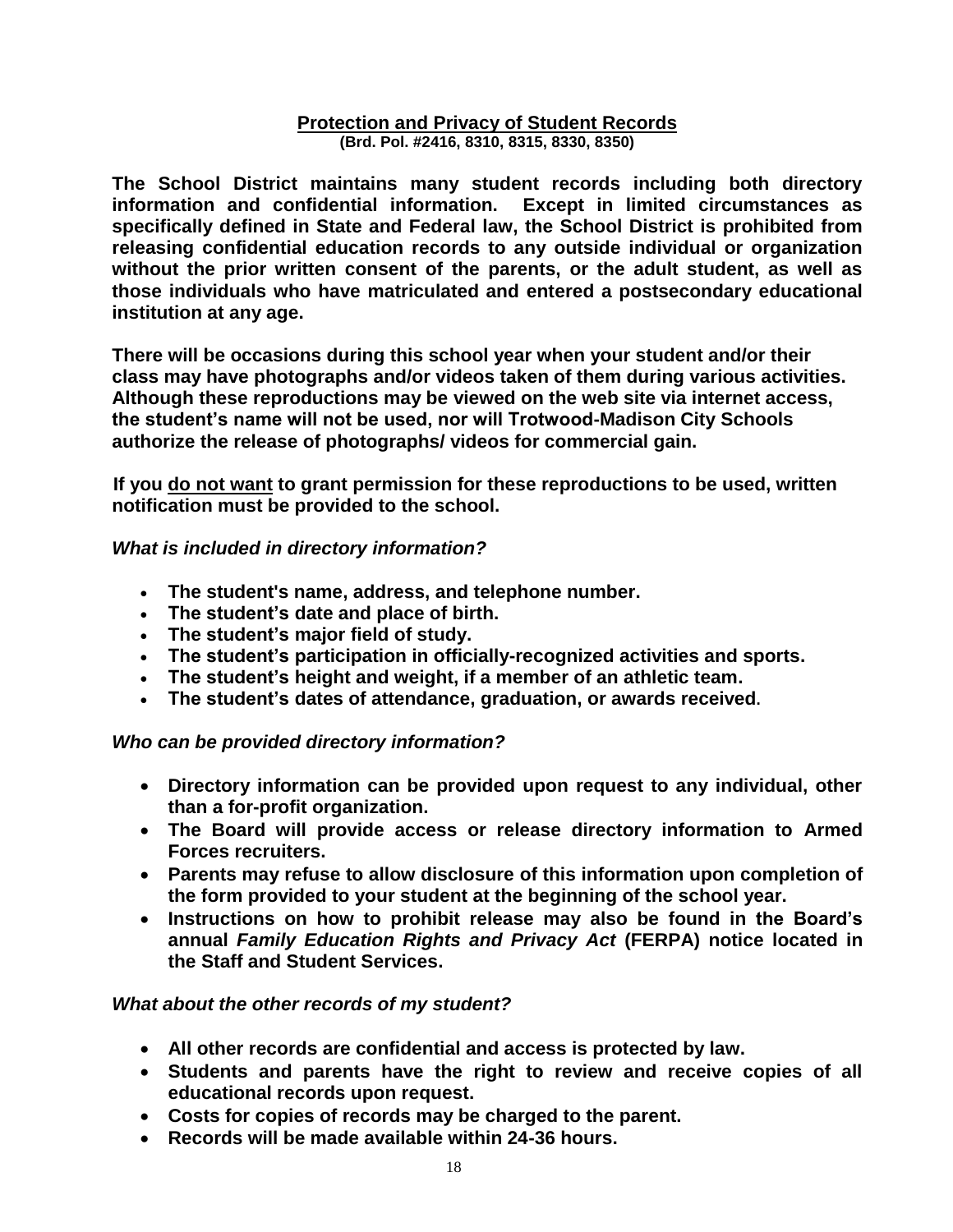## Protection and Privacy of Student Records

**(Brd. Pol. #2416, 8310, 8315, 8330, 8350)**

**The School District maintains many student records including both directory information and confidential information. Except in limited circumstances as specifically defined in State and Federal law, the School District is prohibited from releasing confidential education records to any outside individual or organization without the prior written consent of the parents, or the adult student, as well as those individuals who have matriculated and entered a postsecondary educational institution at any age.**

**There will be occasions during this school year when your student and/or their class may have photographs and/or videos taken of them during various activities. Although these reproductions may be viewed on the web site via internet access, the student's name will not be used, nor will Trotwood-Madison City Schools authorize the release of photographs/ videos for commercial gain.**

**If you <u>do not want</u> to grant permission for these reproductions to be used, written notification must be provided to the school.**

***What is included in directory information?***

- **The student's name, address, and telephone number.**
- **The student's date and place of birth.**
- **The student's major field of study.**
- **The student's participation in officially-recognized activities and sports.**
- **The student's height and weight, if a member of an athletic team.**
- **The student's dates of attendance, graduation, or awards received.**

***Who can be provided directory information?***

- **Directory information can be provided upon request to any individual, other than a for-profit organization.**
- **The Board will provide access or release directory information to Armed Forces recruiters.**
- **Parents may refuse to allow disclosure of this information upon completion of the form provided to your student at the beginning of the school year.**
- **Instructions on how to prohibit release may also be found in the Board's annual *Family Education Rights and Privacy Act* (FERPA) notice located in the Staff and Student Services.**

***What about the other records of my student?***

- **All other records are confidential and access is protected by law.**
- **Students and parents have the right to review and receive copies of all educational records upon request.**
- **Costs for copies of records may be charged to the parent.**
- **Records will be made available within 24-36 hours.**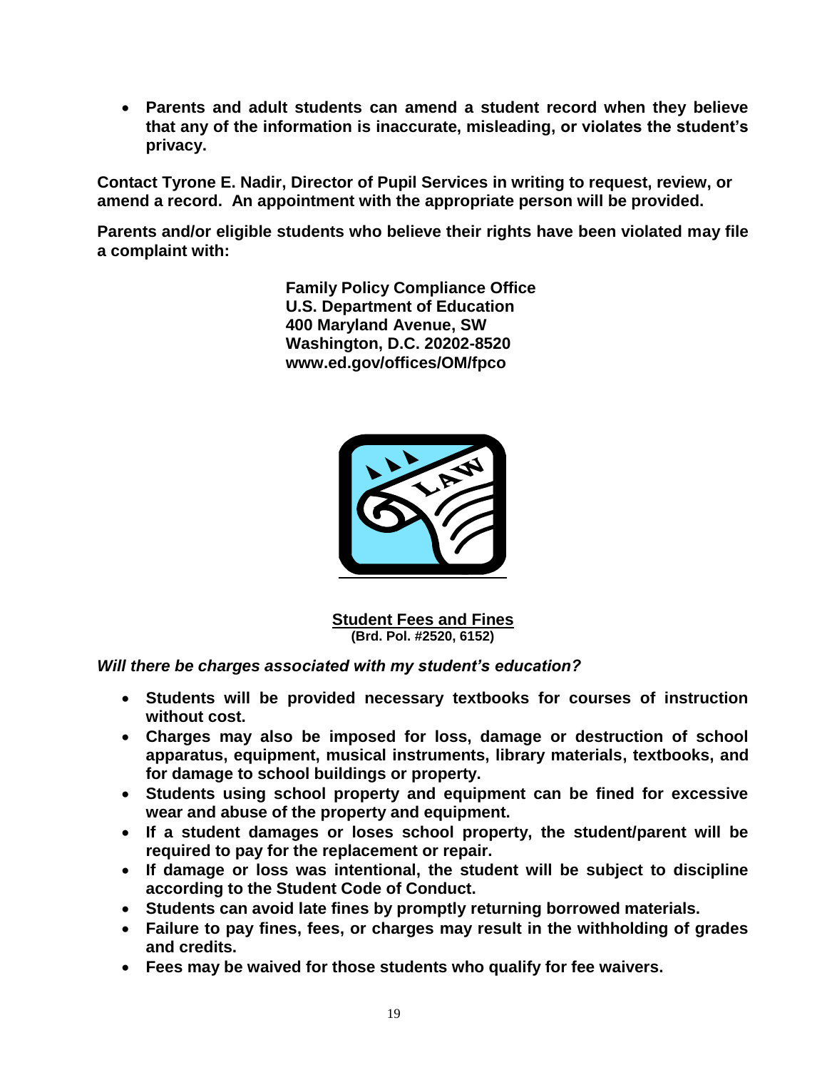- **Parents and adult students can amend a student record when they believe that any of the information is inaccurate, misleading, or violates the student's privacy.**

**Contact Tyrone E. Nadir, Director of Pupil Services in writing to request, review, or amend a record. An appointment with the appropriate person will be provided.**

**Parents and/or eligible students who believe their rights have been violated may file a complaint with:**

**Family Policy Compliance Office**
**U.S. Department of Education**
**400 Maryland Avenue, SW**
**Washington, D.C. 20202-8520**
**www.ed.gov/offices/OM/fpco**

## Student Fees and Fines

**(Brd. Pol. #2520, 6152)**

***Will there be charges associated with my student's education?***

- **Students will be provided necessary textbooks for courses of instruction without cost.**
- **Charges may also be imposed for loss, damage or destruction of school apparatus, equipment, musical instruments, library materials, textbooks, and for damage to school buildings or property.**
- **Students using school property and equipment can be fined for excessive wear and abuse of the property and equipment.**
- **If a student damages or loses school property, the student/parent will be required to pay for the replacement or repair.**
- **If damage or loss was intentional, the student will be subject to discipline according to the Student Code of Conduct.**
- **Students can avoid late fines by promptly returning borrowed materials.**
- **Failure to pay fines, fees, or charges may result in the withholding of grades and credits.**
- **Fees may be waived for those students who qualify for fee waivers.**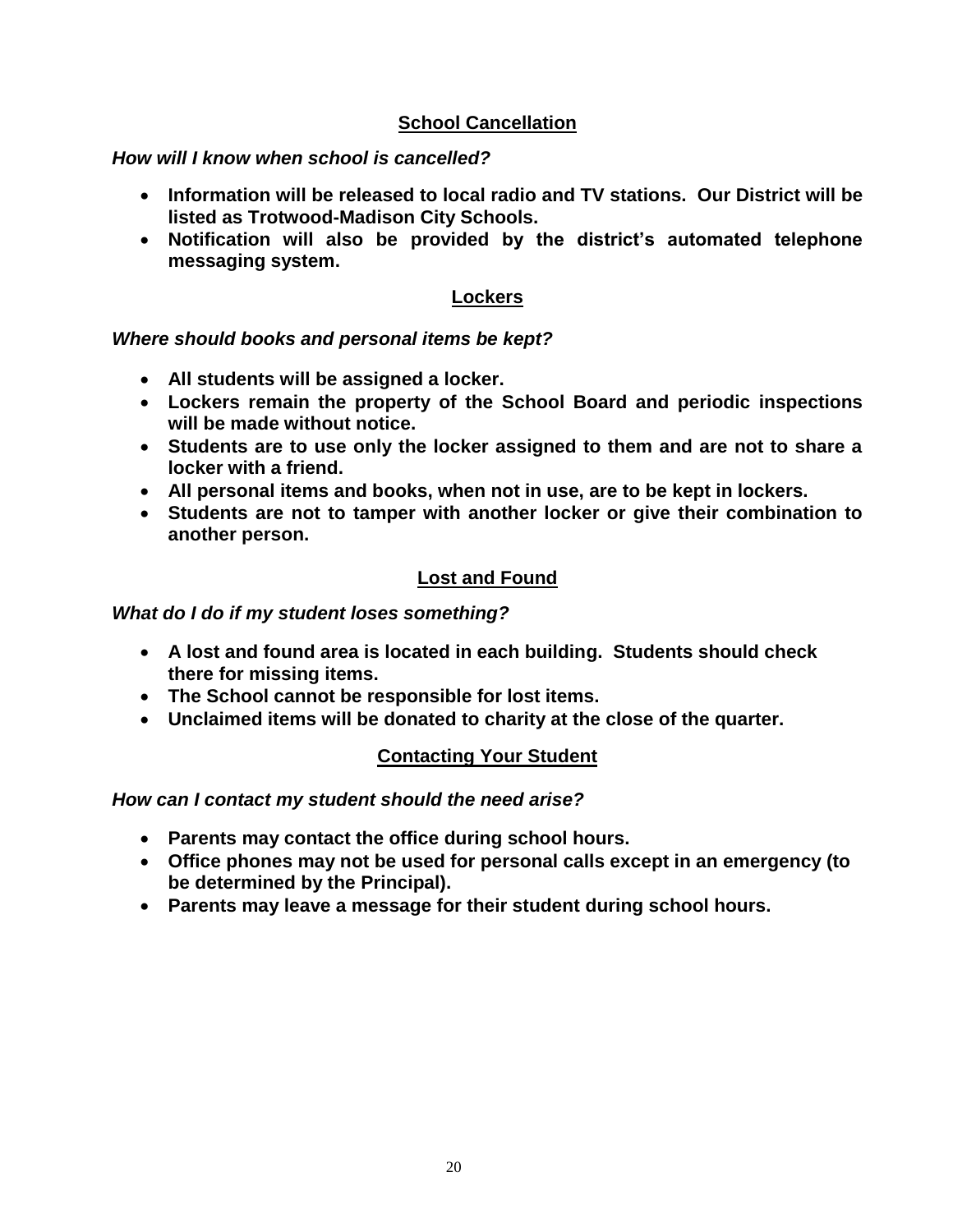## School Cancellation

***How will I know when school is cancelled?***

- **Information will be released to local radio and TV stations. Our District will be listed as Trotwood-Madison City Schools.**
- **Notification will also be provided by the district's automated telephone messaging system.**

## Lockers

***Where should books and personal items be kept?***

- **All students will be assigned a locker.**
- **Lockers remain the property of the School Board and periodic inspections will be made without notice.**
- **Students are to use only the locker assigned to them and are not to share a locker with a friend.**
- **All personal items and books, when not in use, are to be kept in lockers.**
- **Students are not to tamper with another locker or give their combination to another person.**

## Lost and Found

***What do I do if my student loses something?***

- **A lost and found area is located in each building. Students should check there for missing items.**
- **The School cannot be responsible for lost items.**
- **Unclaimed items will be donated to charity at the close of the quarter.**

## Contacting Your Student

***How can I contact my student should the need arise?***

- **Parents may contact the office during school hours.**
- **Office phones may not be used for personal calls except in an emergency (to be determined by the Principal).**
- **Parents may leave a message for their student during school hours.**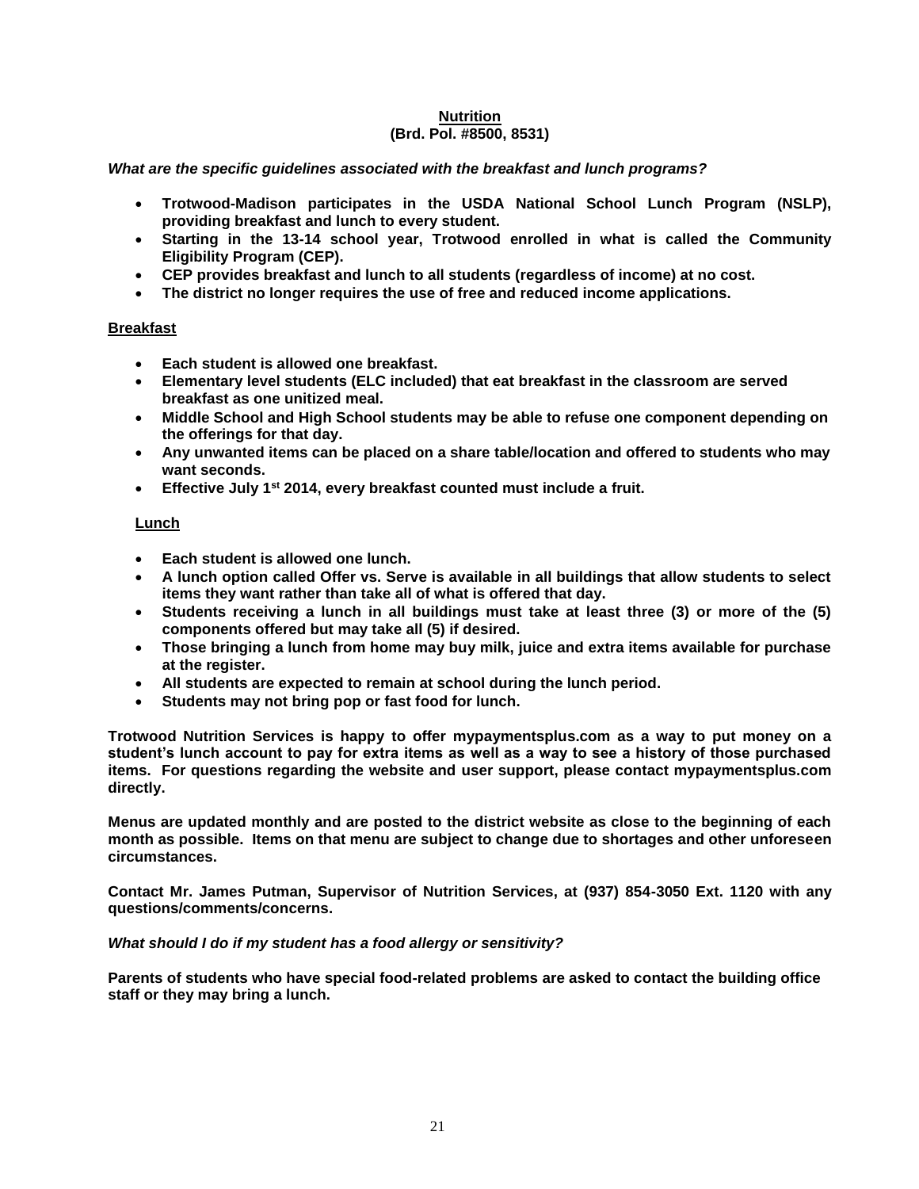## Nutrition
**(Brd. Pol. #8500, 8531)**

***What are the specific guidelines associated with the breakfast and lunch programs?***

- **Trotwood-Madison participates in the USDA National School Lunch Program (NSLP), providing breakfast and lunch to every student.**
- **Starting in the 13-14 school year, Trotwood enrolled in what is called the Community Eligibility Program (CEP).**
- **CEP provides breakfast and lunch to all students (regardless of income) at no cost.**
- **The district no longer requires the use of free and reduced income applications.**

### Breakfast

- **Each student is allowed one breakfast.**
- **Elementary level students (ELC included) that eat breakfast in the classroom are served breakfast as one unitized meal.**
- **Middle School and High School students may be able to refuse one component depending on the offerings for that day.**
- **Any unwanted items can be placed on a share table/location and offered to students who may want seconds.**
- **Effective July 1st 2014, every breakfast counted must include a fruit.**

### Lunch

- **Each student is allowed one lunch.**
- **A lunch option called Offer vs. Serve is available in all buildings that allow students to select items they want rather than take all of what is offered that day.**
- **Students receiving a lunch in all buildings must take at least three (3) or more of the (5) components offered but may take all (5) if desired.**
- **Those bringing a lunch from home may buy milk, juice and extra items available for purchase at the register.**
- **All students are expected to remain at school during the lunch period.**
- **Students may not bring pop or fast food for lunch.**

**Trotwood Nutrition Services is happy to offer mypaymentsplus.com as a way to put money on a student's lunch account to pay for extra items as well as a way to see a history of those purchased items. For questions regarding the website and user support, please contact mypaymentsplus.com directly.**

**Menus are updated monthly and are posted to the district website as close to the beginning of each month as possible. Items on that menu are subject to change due to shortages and other unforeseen circumstances.**

**Contact Mr. James Putman, Supervisor of Nutrition Services, at (937) 854-3050 Ext. 1120 with any questions/comments/concerns.**

***What should I do if my student has a food allergy or sensitivity?***

**Parents of students who have special food-related problems are asked to contact the building office staff or they may bring a lunch.**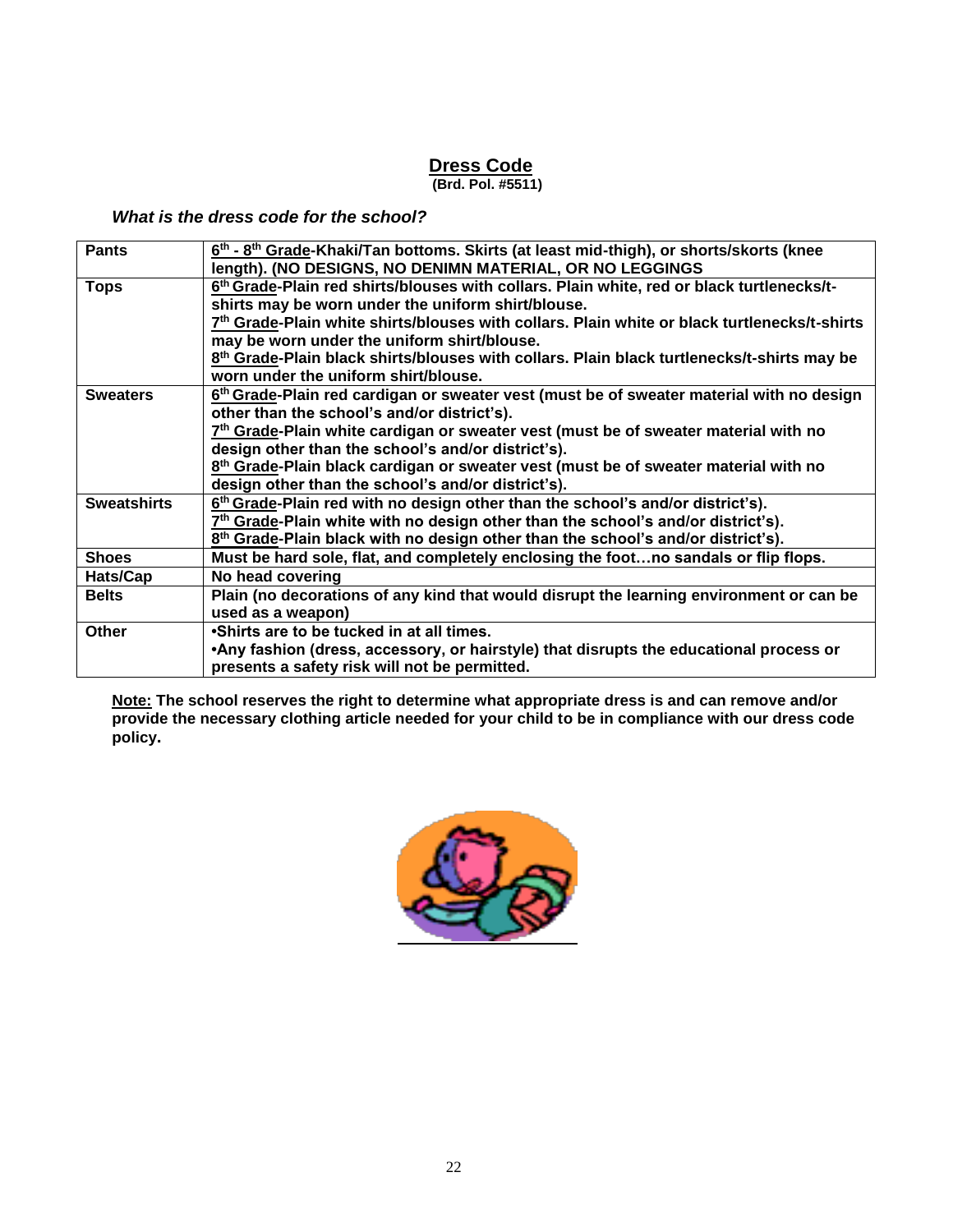# Dress Code

**(Brd. Pol. #5511)**

***What is the dress code for the school?***

| | |
|---|---|
| **Pants** | **6th - 8th Grade-Khaki/Tan bottoms. Skirts (at least mid-thigh), or shorts/skorts (knee length). (NO DESIGNS, NO DENIMN MATERIAL, OR NO LEGGINGS** |
| **Tops** | **6th Grade-Plain red shirts/blouses with collars. Plain white, red or black turtlenecks/t-shirts may be worn under the uniform shirt/blouse.**<br>**7th Grade-Plain white shirts/blouses with collars. Plain white or black turtlenecks/t-shirts may be worn under the uniform shirt/blouse.**<br>**8th Grade-Plain black shirts/blouses with collars. Plain black turtlenecks/t-shirts may be worn under the uniform shirt/blouse.** |
| **Sweaters** | **6th Grade-Plain red cardigan or sweater vest (must be of sweater material with no design other than the school's and/or district's).**<br>**7th Grade-Plain white cardigan or sweater vest (must be of sweater material with no design other than the school's and/or district's).**<br>**8th Grade-Plain black cardigan or sweater vest (must be of sweater material with no design other than the school's and/or district's).** |
| **Sweatshirts** | **6th Grade-Plain red with no design other than the school's and/or district's).**<br>**7th Grade-Plain white with no design other than the school's and/or district's).**<br>**8th Grade-Plain black with no design other than the school's and/or district's).** |
| **Shoes** | **Must be hard sole, flat, and completely enclosing the foot…no sandals or flip flops.** |
| **Hats/Cap** | **No head covering** |
| **Belts** | **Plain (no decorations of any kind that would disrupt the learning environment or can be used as a weapon)** |
| **Other** | **•Shirts are to be tucked in at all times.**<br>**•Any fashion (dress, accessory, or hairstyle) that disrupts the educational process or presents a safety risk will not be permitted.** |

**Note: The school reserves the right to determine what appropriate dress is and can remove and/or provide the necessary clothing article needed for your child to be in compliance with our dress code policy.**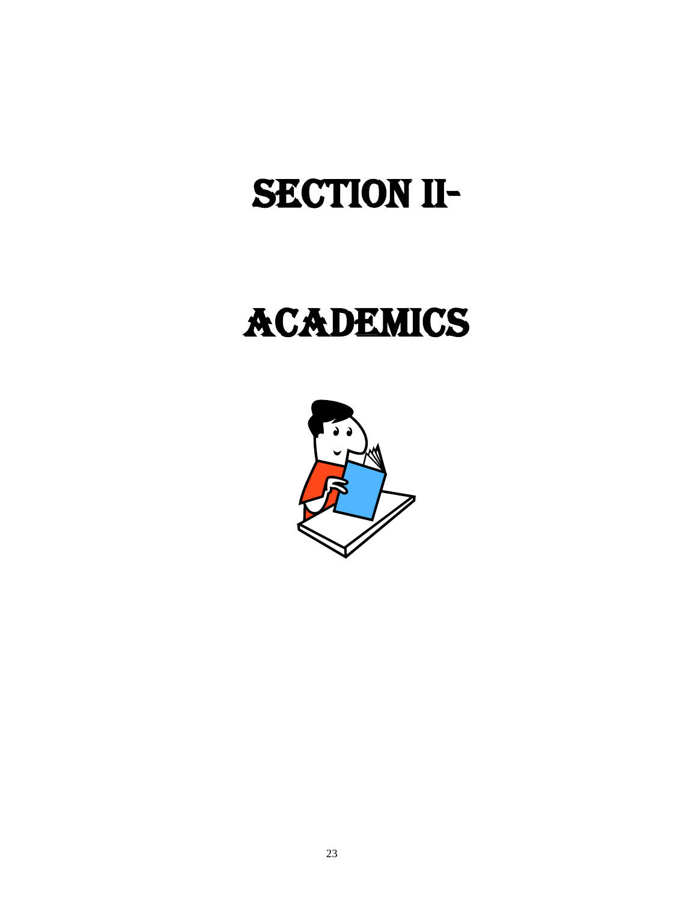# SECTION II-

# ACADEMICS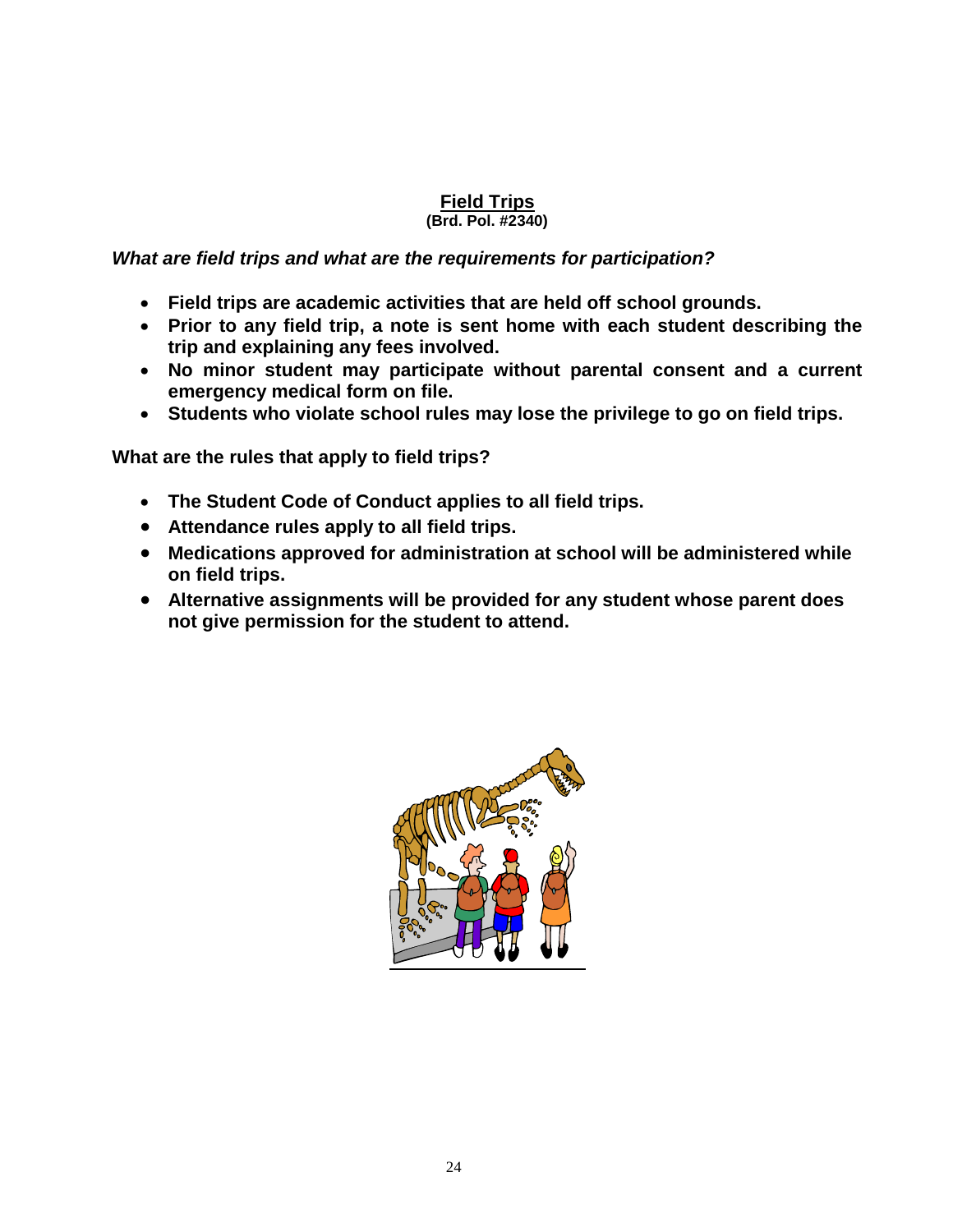## Field Trips

**(Brd. Pol. #2340)**

***What are field trips and what are the requirements for participation?***

- **Field trips are academic activities that are held off school grounds.**
- **Prior to any field trip, a note is sent home with each student describing the trip and explaining any fees involved.**
- **No minor student may participate without parental consent and a current emergency medical form on file.**
- **Students who violate school rules may lose the privilege to go on field trips.**

**What are the rules that apply to field trips?**

- **The Student Code of Conduct applies to all field trips.**
- **Attendance rules apply to all field trips.**
- **Medications approved for administration at school will be administered while on field trips.**
- **Alternative assignments will be provided for any student whose parent does not give permission for the student to attend.**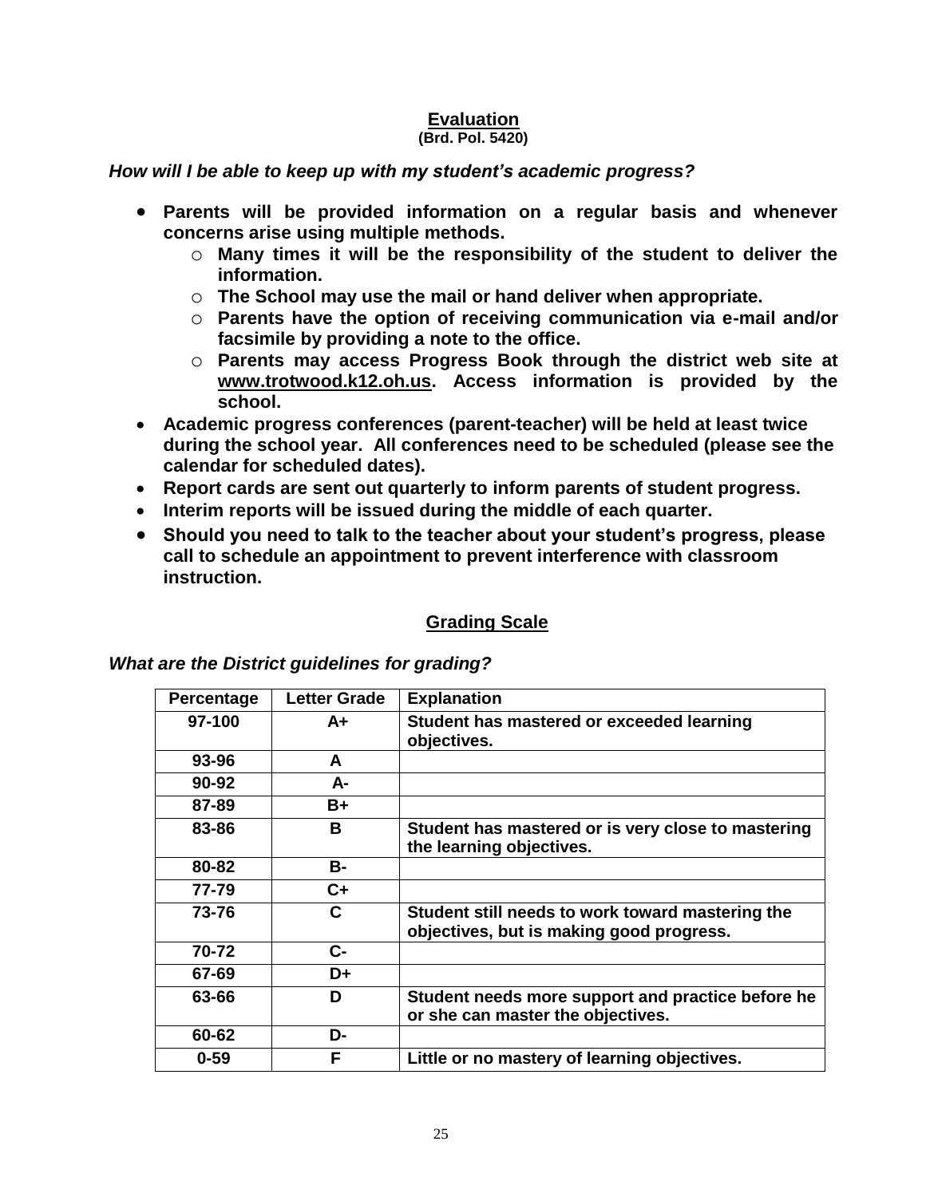## Evaluation

**(Brd. Pol. 5420)**

***How will I be able to keep up with my student's academic progress?***

- **Parents will be provided information on a regular basis and whenever concerns arise using multiple methods.**
  - **Many times it will be the responsibility of the student to deliver the information.**
  - **The School may use the mail or hand deliver when appropriate.**
  - **Parents have the option of receiving communication via e-mail and/or facsimile by providing a note to the office.**
  - **Parents may access Progress Book through the district web site at www.trotwood.k12.oh.us. Access information is provided by the school.**
- **Academic progress conferences (parent-teacher) will be held at least twice during the school year. All conferences need to be scheduled (please see the calendar for scheduled dates).**
- **Report cards are sent out quarterly to inform parents of student progress.**
- **Interim reports will be issued during the middle of each quarter.**
- **Should you need to talk to the teacher about your student's progress, please call to schedule an appointment to prevent interference with classroom instruction.**

## Grading Scale

***What are the District guidelines for grading?***

| Percentage | Letter Grade | Explanation |
|---|---|---|
| 97-100 | A+ | Student has mastered or exceeded learning objectives. |
| 93-96 | A | |
| 90-92 | A- | |
| 87-89 | B+ | |
| 83-86 | B | Student has mastered or is very close to mastering the learning objectives. |
| 80-82 | B- | |
| 77-79 | C+ | |
| 73-76 | C | Student still needs to work toward mastering the objectives, but is making good progress. |
| 70-72 | C- | |
| 67-69 | D+ | |
| 63-66 | D | Student needs more support and practice before he or she can master the objectives. |
| 60-62 | D- | |
| 0-59 | F | Little or no mastery of learning objectives. |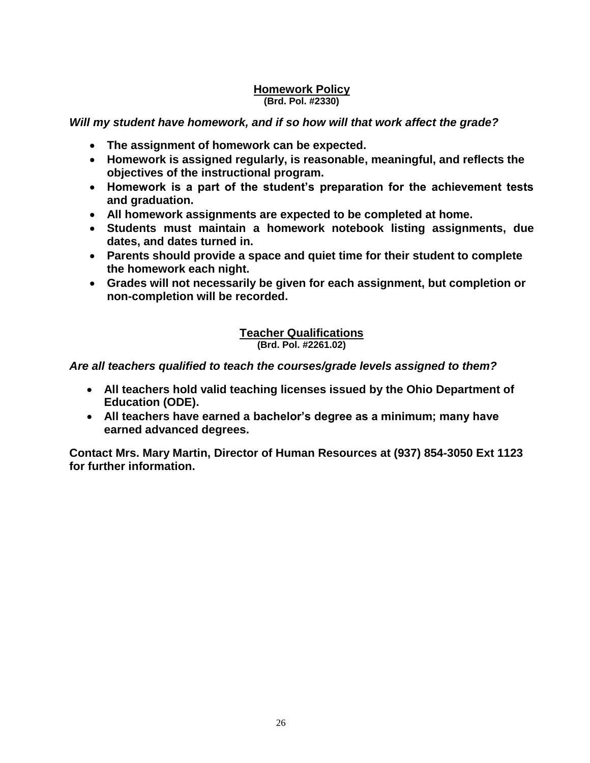## Homework Policy

**(Brd. Pol. #2330)**

***Will my student have homework, and if so how will that work affect the grade?***

- **The assignment of homework can be expected.**
- **Homework is assigned regularly, is reasonable, meaningful, and reflects the objectives of the instructional program.**
- **Homework is a part of the student's preparation for the achievement tests and graduation.**
- **All homework assignments are expected to be completed at home.**
- **Students must maintain a homework notebook listing assignments, due dates, and dates turned in.**
- **Parents should provide a space and quiet time for their student to complete the homework each night.**
- **Grades will not necessarily be given for each assignment, but completion or non-completion will be recorded.**

## Teacher Qualifications

**(Brd. Pol. #2261.02)**

***Are all teachers qualified to teach the courses/grade levels assigned to them?***

- **All teachers hold valid teaching licenses issued by the Ohio Department of Education (ODE).**
- **All teachers have earned a bachelor's degree as a minimum; many have earned advanced degrees.**

**Contact Mrs. Mary Martin, Director of Human Resources at (937) 854-3050 Ext 1123 for further information.**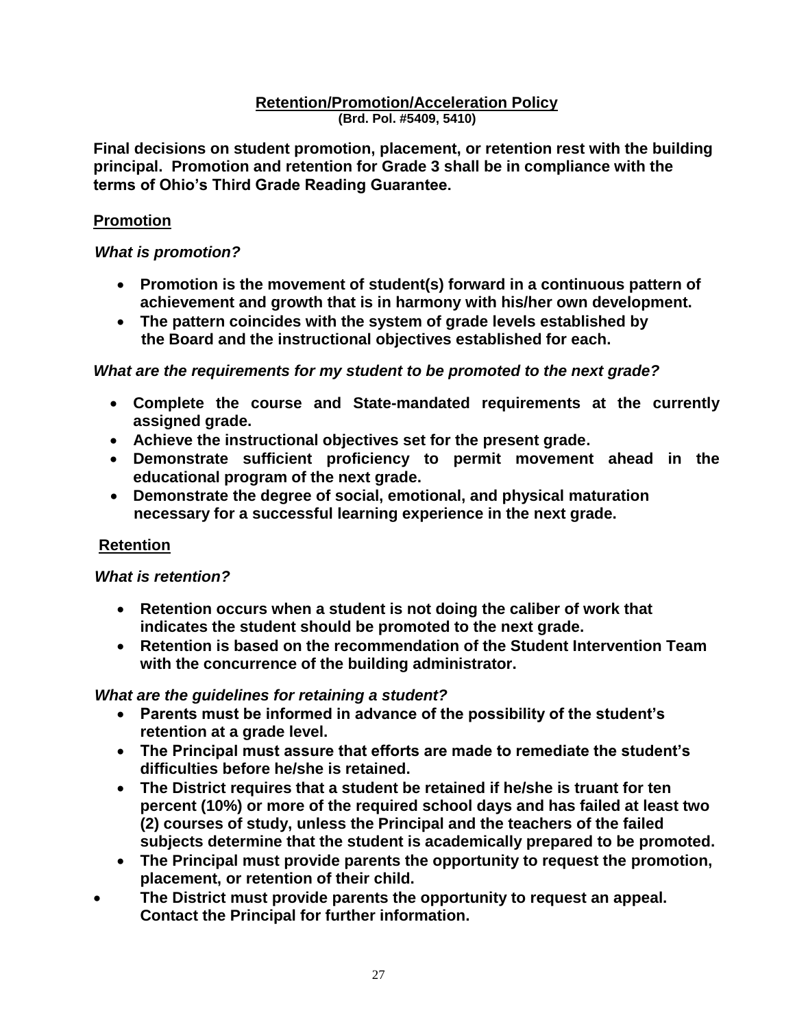## Retention/Promotion/Acceleration Policy

**(Brd. Pol. #5409, 5410)**

**Final decisions on student promotion, placement, or retention rest with the building principal. Promotion and retention for Grade 3 shall be in compliance with the terms of Ohio's Third Grade Reading Guarantee.**

### Promotion

***What is promotion?***

- **Promotion is the movement of student(s) forward in a continuous pattern of achievement and growth that is in harmony with his/her own development.**
- **The pattern coincides with the system of grade levels established by the Board and the instructional objectives established for each.**

***What are the requirements for my student to be promoted to the next grade?***

- **Complete the course and State-mandated requirements at the currently assigned grade.**
- **Achieve the instructional objectives set for the present grade.**
- **Demonstrate sufficient proficiency to permit movement ahead in the educational program of the next grade.**
- **Demonstrate the degree of social, emotional, and physical maturation necessary for a successful learning experience in the next grade.**

### Retention

***What is retention?***

- **Retention occurs when a student is not doing the caliber of work that indicates the student should be promoted to the next grade.**
- **Retention is based on the recommendation of the Student Intervention Team with the concurrence of the building administrator.**

***What are the guidelines for retaining a student?***

- **Parents must be informed in advance of the possibility of the student's retention at a grade level.**
- **The Principal must assure that efforts are made to remediate the student's difficulties before he/she is retained.**
- **The District requires that a student be retained if he/she is truant for ten percent (10%) or more of the required school days and has failed at least two (2) courses of study, unless the Principal and the teachers of the failed subjects determine that the student is academically prepared to be promoted.**
- **The Principal must provide parents the opportunity to request the promotion, placement, or retention of their child.**
- **The District must provide parents the opportunity to request an appeal. Contact the Principal for further information.**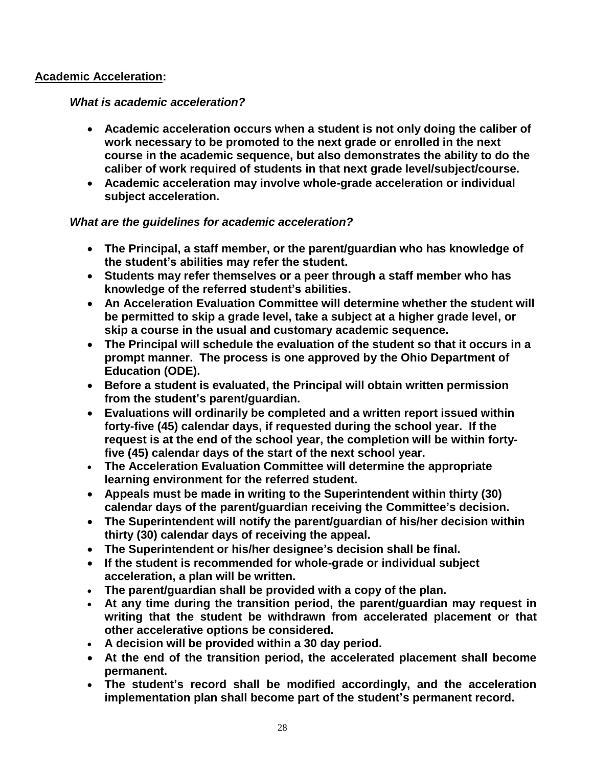## Academic Acceleration:

### *What is academic acceleration?*

- **Academic acceleration occurs when a student is not only doing the caliber of work necessary to be promoted to the next grade or enrolled in the next course in the academic sequence, but also demonstrates the ability to do the caliber of work required of students in that next grade level/subject/course.**
- **Academic acceleration may involve whole-grade acceleration or individual subject acceleration.**

### *What are the guidelines for academic acceleration?*

- **The Principal, a staff member, or the parent/guardian who has knowledge of the student's abilities may refer the student.**
- **Students may refer themselves or a peer through a staff member who has knowledge of the referred student's abilities.**
- **An Acceleration Evaluation Committee will determine whether the student will be permitted to skip a grade level, take a subject at a higher grade level, or skip a course in the usual and customary academic sequence.**
- **The Principal will schedule the evaluation of the student so that it occurs in a prompt manner. The process is one approved by the Ohio Department of Education (ODE).**
- **Before a student is evaluated, the Principal will obtain written permission from the student's parent/guardian.**
- **Evaluations will ordinarily be completed and a written report issued within forty-five (45) calendar days, if requested during the school year. If the request is at the end of the school year, the completion will be within forty-five (45) calendar days of the start of the next school year.**
- **The Acceleration Evaluation Committee will determine the appropriate learning environment for the referred student.**
- **Appeals must be made in writing to the Superintendent within thirty (30) calendar days of the parent/guardian receiving the Committee's decision.**
- **The Superintendent will notify the parent/guardian of his/her decision within thirty (30) calendar days of receiving the appeal.**
- **The Superintendent or his/her designee's decision shall be final.**
- **If the student is recommended for whole-grade or individual subject acceleration, a plan will be written.**
- **The parent/guardian shall be provided with a copy of the plan.**
- **At any time during the transition period, the parent/guardian may request in writing that the student be withdrawn from accelerated placement or that other accelerative options be considered.**
- **A decision will be provided within a 30 day period.**
- **At the end of the transition period, the accelerated placement shall become permanent.**
- **The student's record shall be modified accordingly, and the acceleration implementation plan shall become part of the student's permanent record.**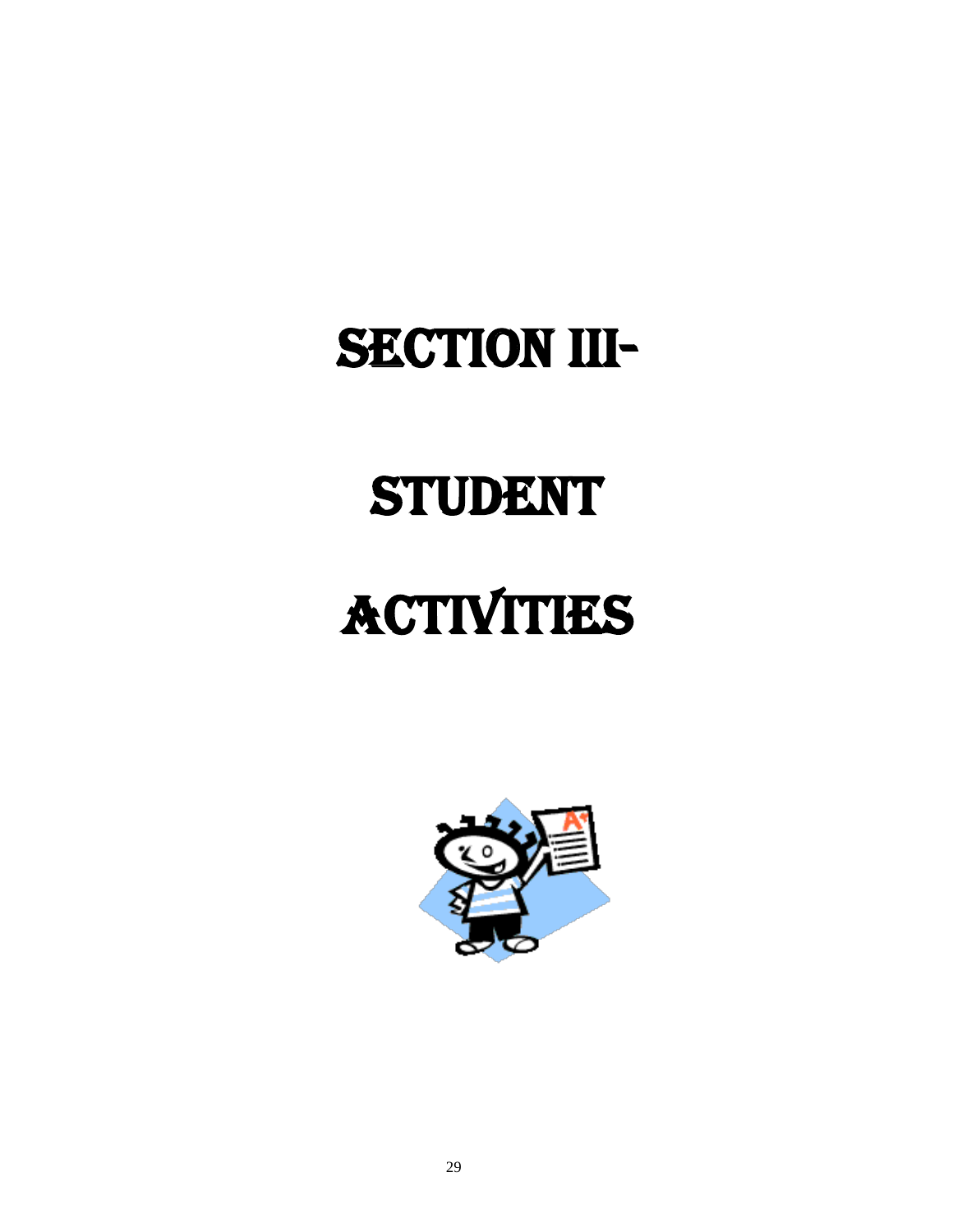# SECTION III-

# STUDENT

# ACTIVITIES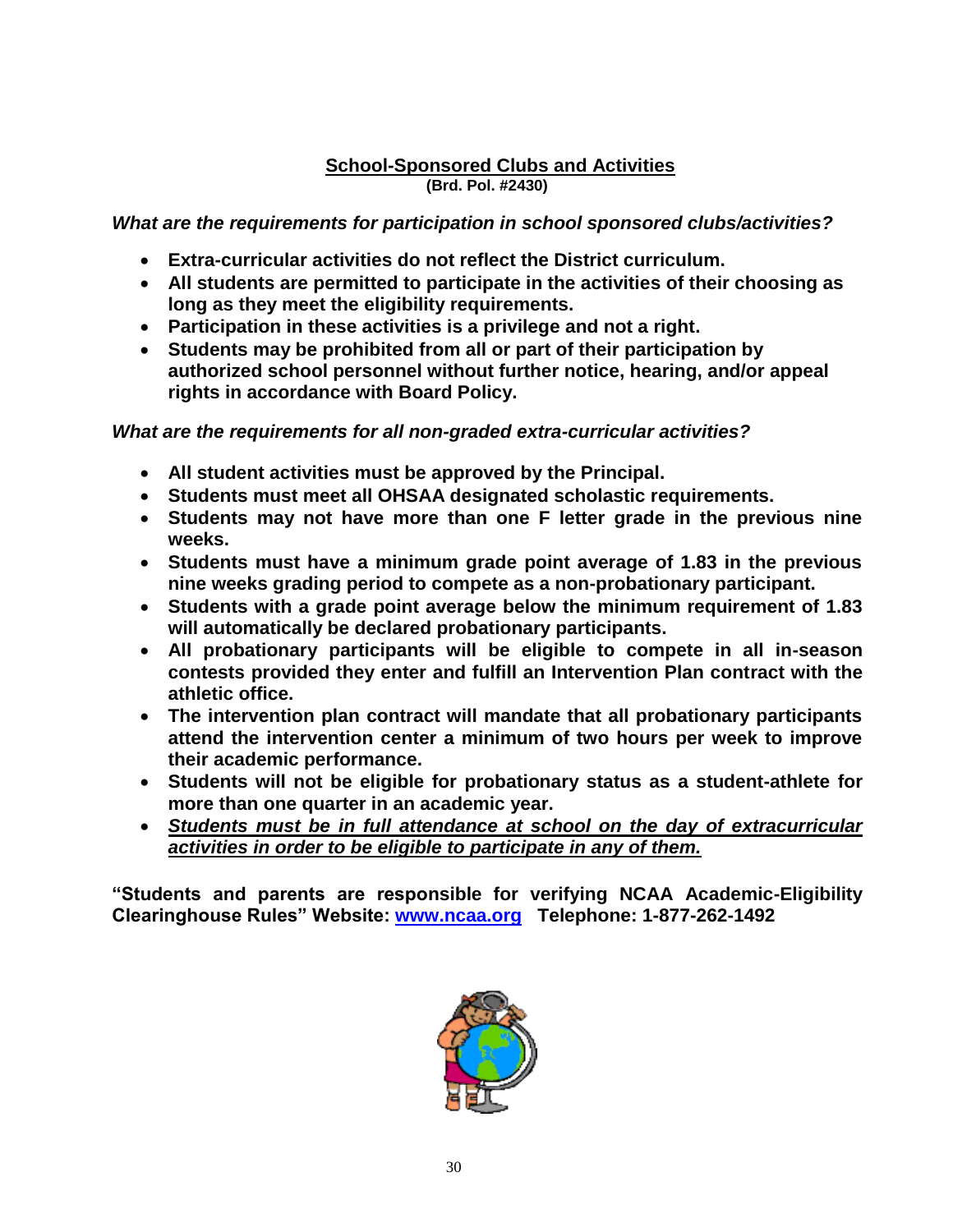## School-Sponsored Clubs and Activities

**(Brd. Pol. #2430)**

***What are the requirements for participation in school sponsored clubs/activities?***

- **Extra-curricular activities do not reflect the District curriculum.**
- **All students are permitted to participate in the activities of their choosing as long as they meet the eligibility requirements.**
- **Participation in these activities is a privilege and not a right.**
- **Students may be prohibited from all or part of their participation by authorized school personnel without further notice, hearing, and/or appeal rights in accordance with Board Policy.**

***What are the requirements for all non-graded extra-curricular activities?***

- **All student activities must be approved by the Principal.**
- **Students must meet all OHSAA designated scholastic requirements.**
- **Students may not have more than one F letter grade in the previous nine weeks.**
- **Students must have a minimum grade point average of 1.83 in the previous nine weeks grading period to compete as a non-probationary participant.**
- **Students with a grade point average below the minimum requirement of 1.83 will automatically be declared probationary participants.**
- **All probationary participants will be eligible to compete in all in-season contests provided they enter and fulfill an Intervention Plan contract with the athletic office.**
- **The intervention plan contract will mandate that all probationary participants attend the intervention center a minimum of two hours per week to improve their academic performance.**
- **Students will not be eligible for probationary status as a student-athlete for more than one quarter in an academic year.**
- ***<u>Students must be in full attendance at school on the day of extracurricular activities in order to be eligible to participate in any of them.</u>***

**"Students and parents are responsible for verifying NCAA Academic-Eligibility Clearinghouse Rules" Website: [www.ncaa.org](http://www.ncaa.org) Telephone: 1-877-262-1492**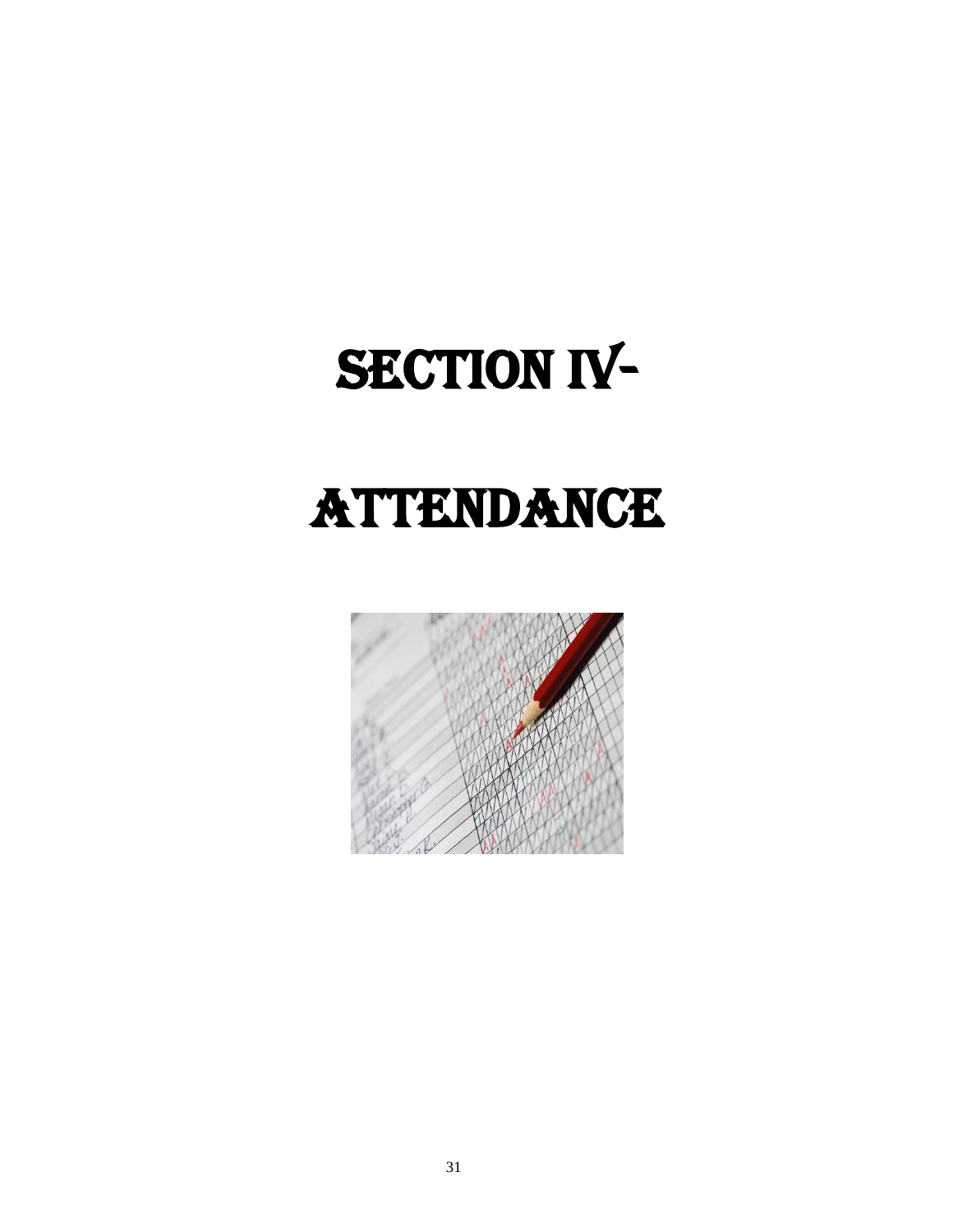# SECTION IV-

# ATTENDANCE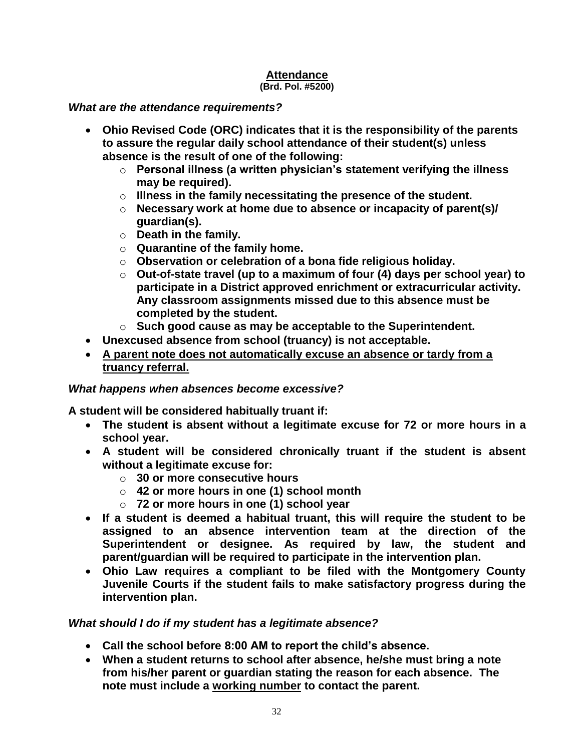## Attendance

**(Brd. Pol. #5200)**

***What are the attendance requirements?***

- **Ohio Revised Code (ORC) indicates that it is the responsibility of the parents to assure the regular daily school attendance of their student(s) unless absence is the result of one of the following:**
  - **Personal illness (a written physician's statement verifying the illness may be required).**
  - **Illness in the family necessitating the presence of the student.**
  - **Necessary work at home due to absence or incapacity of parent(s)/ guardian(s).**
  - **Death in the family.**
  - **Quarantine of the family home.**
  - **Observation or celebration of a bona fide religious holiday.**
  - **Out-of-state travel (up to a maximum of four (4) days per school year) to participate in a District approved enrichment or extracurricular activity. Any classroom assignments missed due to this absence must be completed by the student.**
  - **Such good cause as may be acceptable to the Superintendent.**
- **Unexcused absence from school (truancy) is not acceptable.**
- <u>**A parent note does not automatically excuse an absence or tardy from a truancy referral.**</u>

***What happens when absences become excessive?***

**A student will be considered habitually truant if:**

- **The student is absent without a legitimate excuse for 72 or more hours in a school year.**
- **A student will be considered chronically truant if the student is absent without a legitimate excuse for:**
  - **30 or more consecutive hours**
  - **42 or more hours in one (1) school month**
  - **72 or more hours in one (1) school year**
- **If a student is deemed a habitual truant, this will require the student to be assigned to an absence intervention team at the direction of the Superintendent or designee. As required by law, the student and parent/guardian will be required to participate in the intervention plan.**
- **Ohio Law requires a compliant to be filed with the Montgomery County Juvenile Courts if the student fails to make satisfactory progress during the intervention plan.**

***What should I do if my student has a legitimate absence?***

- **Call the school before 8:00 AM to report the child's absence.**
- **When a student returns to school after absence, he/she must bring a note from his/her parent or guardian stating the reason for each absence. The note must include a <u>working number</u> to contact the parent.**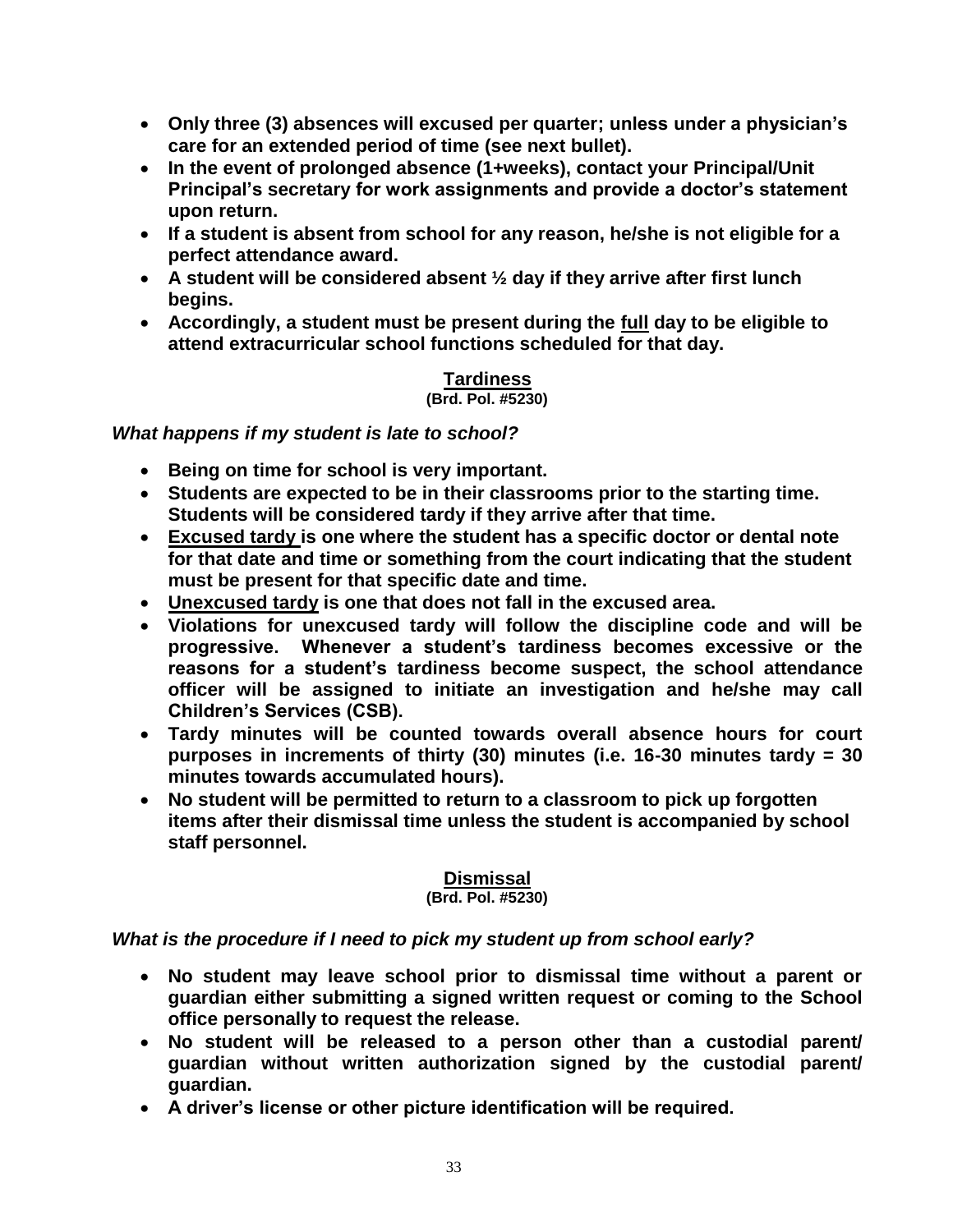- **Only three (3) absences will excused per quarter; unless under a physician's care for an extended period of time (see next bullet).**
- **In the event of prolonged absence (1+weeks), contact your Principal/Unit Principal's secretary for work assignments and provide a doctor's statement upon return.**
- **If a student is absent from school for any reason, he/she is not eligible for a perfect attendance award.**
- **A student will be considered absent ½ day if they arrive after first lunch begins.**
- **Accordingly, a student must be present during the <u>full</u> day to be eligible to attend extracurricular school functions scheduled for that day.**

## <u>Tardiness</u>

**(Brd. Pol. #5230)**

***What happens if my student is late to school?***

- **Being on time for school is very important.**
- **Students are expected to be in their classrooms prior to the starting time. Students will be considered tardy if they arrive after that time.**
- **<u>Excused tardy</u> is one where the student has a specific doctor or dental note for that date and time or something from the court indicating that the student must be present for that specific date and time.**
- **<u>Unexcused tardy</u> is one that does not fall in the excused area.**
- **Violations for unexcused tardy will follow the discipline code and will be progressive. Whenever a student's tardiness becomes excessive or the reasons for a student's tardiness become suspect, the school attendance officer will be assigned to initiate an investigation and he/she may call Children's Services (CSB).**
- **Tardy minutes will be counted towards overall absence hours for court purposes in increments of thirty (30) minutes (i.e. 16-30 minutes tardy = 30 minutes towards accumulated hours).**
- **No student will be permitted to return to a classroom to pick up forgotten items after their dismissal time unless the student is accompanied by school staff personnel.**

## <u>Dismissal</u>

**(Brd. Pol. #5230)**

***What is the procedure if I need to pick my student up from school early?***

- **No student may leave school prior to dismissal time without a parent or guardian either submitting a signed written request or coming to the School office personally to request the release.**
- **No student will be released to a person other than a custodial parent/ guardian without written authorization signed by the custodial parent/ guardian.**
- **A driver's license or other picture identification will be required.**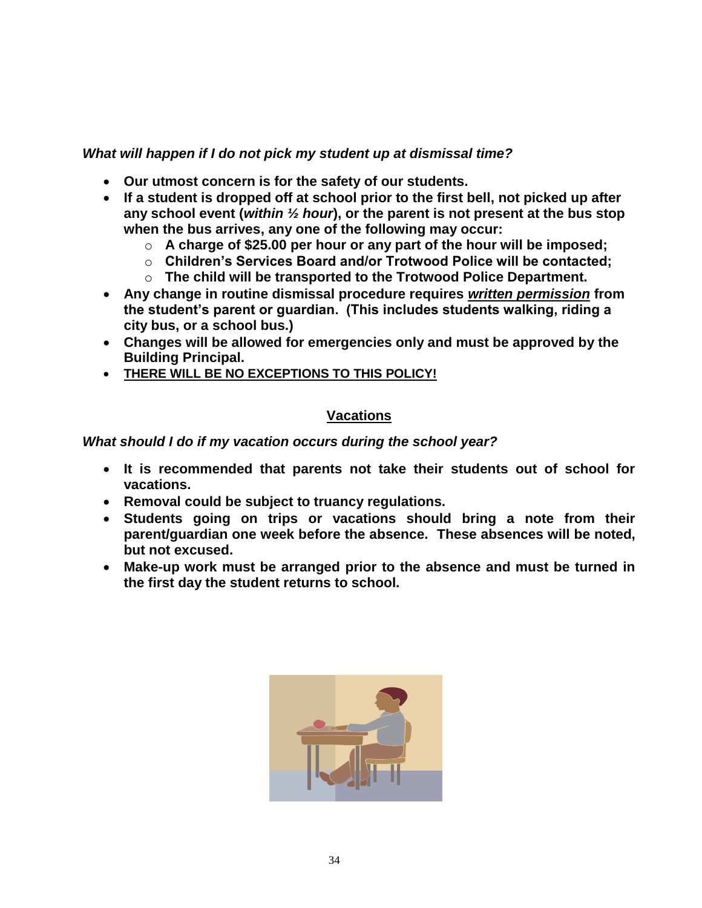***What will happen if I do not pick my student up at dismissal time?***

- **Our utmost concern is for the safety of our students.**
- **If a student is dropped off at school prior to the first bell, not picked up after any school event (*within ½ hour*), or the parent is not present at the bus stop when the bus arrives, any one of the following may occur:**
  - **A charge of $25.00 per hour or any part of the hour will be imposed;**
  - **Children's Services Board and/or Trotwood Police will be contacted;**
  - **The child will be transported to the Trotwood Police Department.**
- **Any change in routine dismissal procedure requires <u>*written permission*</u> from the student's parent or guardian. (This includes students walking, riding a city bus, or a school bus.)**
- **Changes will be allowed for emergencies only and must be approved by the Building Principal.**
- **<u>THERE WILL BE NO EXCEPTIONS TO THIS POLICY!</u>**

## <u>Vacations</u>

***What should I do if my vacation occurs during the school year?***

- **It is recommended that parents not take their students out of school for vacations.**
- **Removal could be subject to truancy regulations.**
- **Students going on trips or vacations should bring a note from their parent/guardian one week before the absence. These absences will be noted, but not excused.**
- **Make-up work must be arranged prior to the absence and must be turned in the first day the student returns to school.**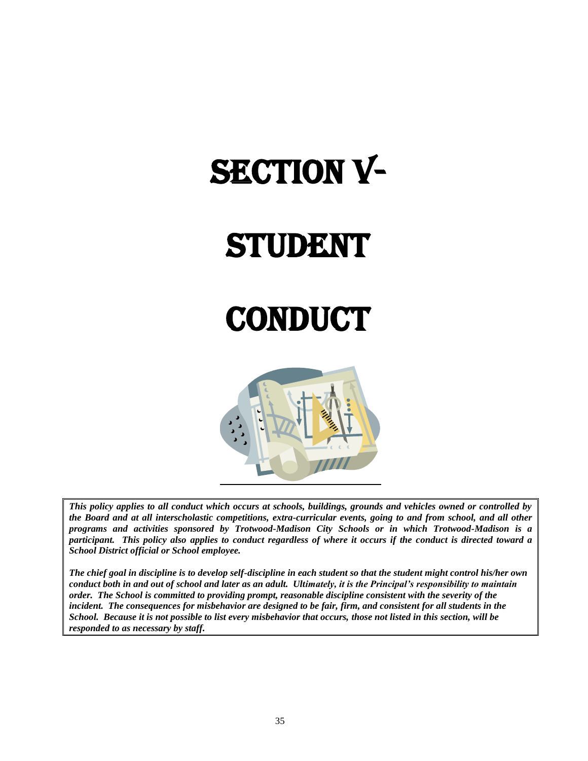# SECTION V- STUDENT CONDUCT

***This policy applies to all conduct which occurs at schools, buildings, grounds and vehicles owned or controlled by the Board and at all interscholastic competitions, extra-curricular events, going to and from school, and all other programs and activities sponsored by Trotwood-Madison City Schools or in which Trotwood-Madison is a participant. This policy also applies to conduct regardless of where it occurs if the conduct is directed toward a School District official or School employee.***

***The chief goal in discipline is to develop self-discipline in each student so that the student might control his/her own conduct both in and out of school and later as an adult. Ultimately, it is the Principal's responsibility to maintain order. The School is committed to providing prompt, reasonable discipline consistent with the severity of the incident. The consequences for misbehavior are designed to be fair, firm, and consistent for all students in the School. Because it is not possible to list every misbehavior that occurs, those not listed in this section, will be responded to as necessary by staff.***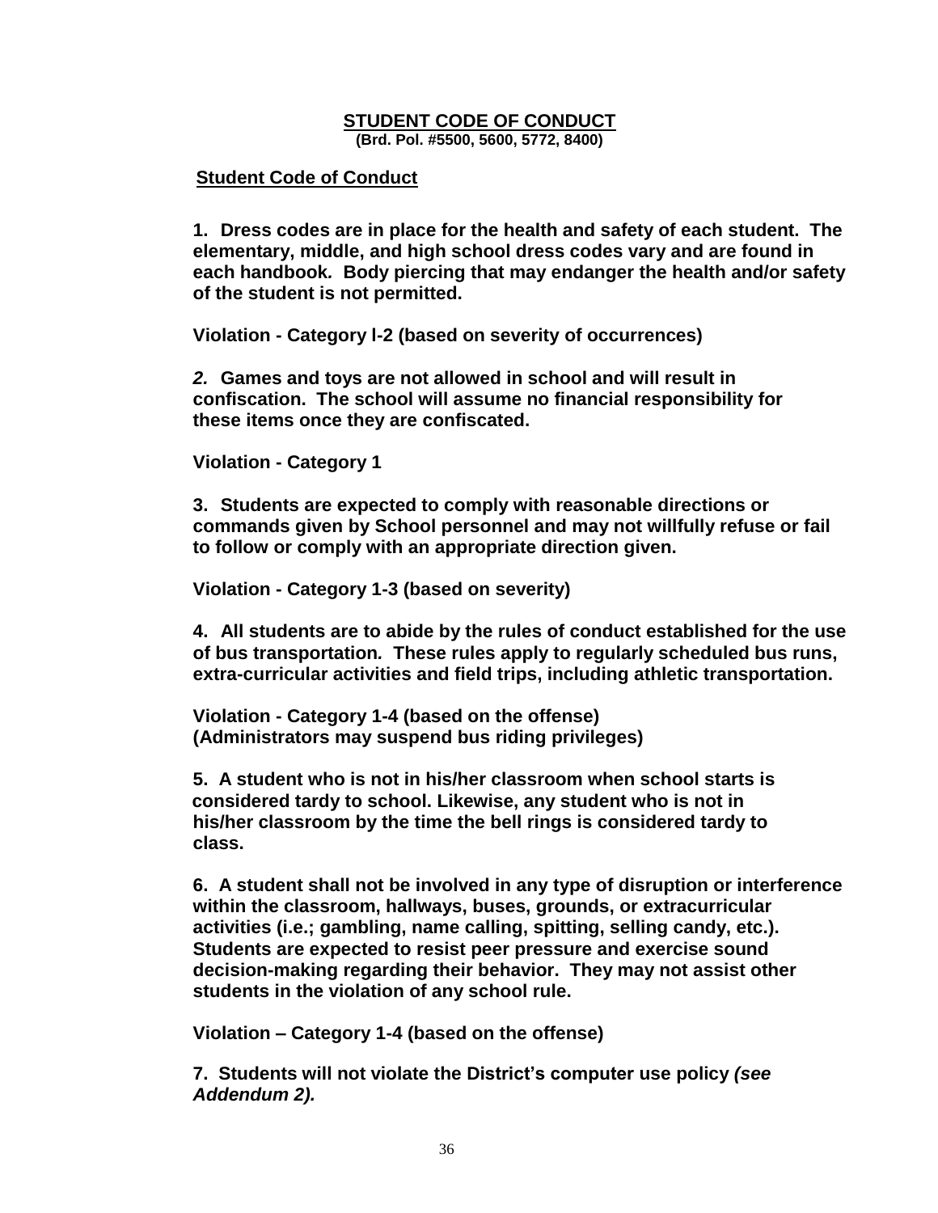# STUDENT CODE OF CONDUCT

**(Brd. Pol. #5500, 5600, 5772, 8400)**

## Student Code of Conduct

**1. Dress codes are in place for the health and safety of each student. The elementary, middle, and high school dress codes vary and are found in each handbook. Body piercing that may endanger the health and/or safety of the student is not permitted.**

**Violation - Category l-2 (based on severity of occurrences)**

***2.*** **Games and toys are not allowed in school and will result in confiscation. The school will assume no financial responsibility for these items once they are confiscated.**

**Violation - Category 1**

**3. Students are expected to comply with reasonable directions or commands given by School personnel and may not willfully refuse or fail to follow or comply with an appropriate direction given.**

**Violation - Category 1-3 (based on severity)**

**4. All students are to abide by the rules of conduct established for the use of bus transportation. These rules apply to regularly scheduled bus runs, extra-curricular activities and field trips, including athletic transportation.**

**Violation - Category 1-4 (based on the offense)**
**(Administrators may suspend bus riding privileges)**

**5. A student who is not in his/her classroom when school starts is considered tardy to school. Likewise, any student who is not in his/her classroom by the time the bell rings is considered tardy to class.**

**6. A student shall not be involved in any type of disruption or interference within the classroom, hallways, buses, grounds, or extracurricular activities (i.e.; gambling, name calling, spitting, selling candy, etc.). Students are expected to resist peer pressure and exercise sound decision-making regarding their behavior. They may not assist other students in the violation of any school rule.**

**Violation – Category 1-4 (based on the offense)**

**7. Students will not violate the District's computer use policy *(see Addendum 2).***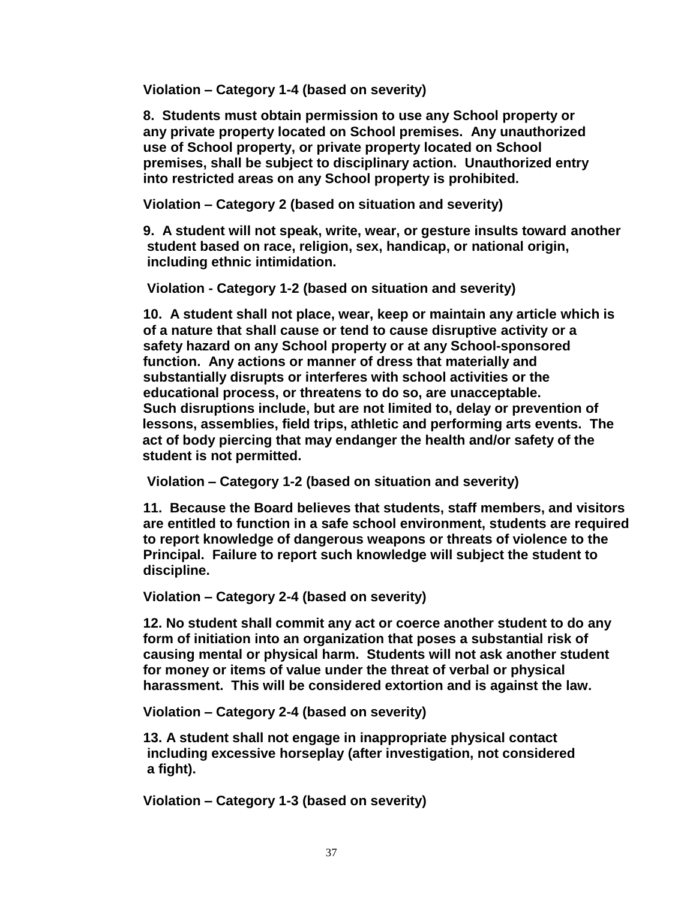**Violation – Category 1-4 (based on severity)**

**8. Students must obtain permission to use any School property or any private property located on School premises. Any unauthorized use of School property, or private property located on School premises, shall be subject to disciplinary action. Unauthorized entry into restricted areas on any School property is prohibited.**

**Violation – Category 2 (based on situation and severity)**

**9. A student will not speak, write, wear, or gesture insults toward another student based on race, religion, sex, handicap, or national origin, including ethnic intimidation.**

**Violation - Category 1-2 (based on situation and severity)**

**10. A student shall not place, wear, keep or maintain any article which is of a nature that shall cause or tend to cause disruptive activity or a safety hazard on any School property or at any School-sponsored function. Any actions or manner of dress that materially and substantially disrupts or interferes with school activities or the educational process, or threatens to do so, are unacceptable. Such disruptions include, but are not limited to, delay or prevention of lessons, assemblies, field trips, athletic and performing arts events. The act of body piercing that may endanger the health and/or safety of the student is not permitted.**

**Violation – Category 1-2 (based on situation and severity)**

**11. Because the Board believes that students, staff members, and visitors are entitled to function in a safe school environment, students are required to report knowledge of dangerous weapons or threats of violence to the Principal. Failure to report such knowledge will subject the student to discipline.**

**Violation – Category 2-4 (based on severity)**

**12. No student shall commit any act or coerce another student to do any form of initiation into an organization that poses a substantial risk of causing mental or physical harm. Students will not ask another student for money or items of value under the threat of verbal or physical harassment. This will be considered extortion and is against the law.**

**Violation – Category 2-4 (based on severity)**

**13. A student shall not engage in inappropriate physical contact including excessive horseplay (after investigation, not considered a fight).**

**Violation – Category 1-3 (based on severity)**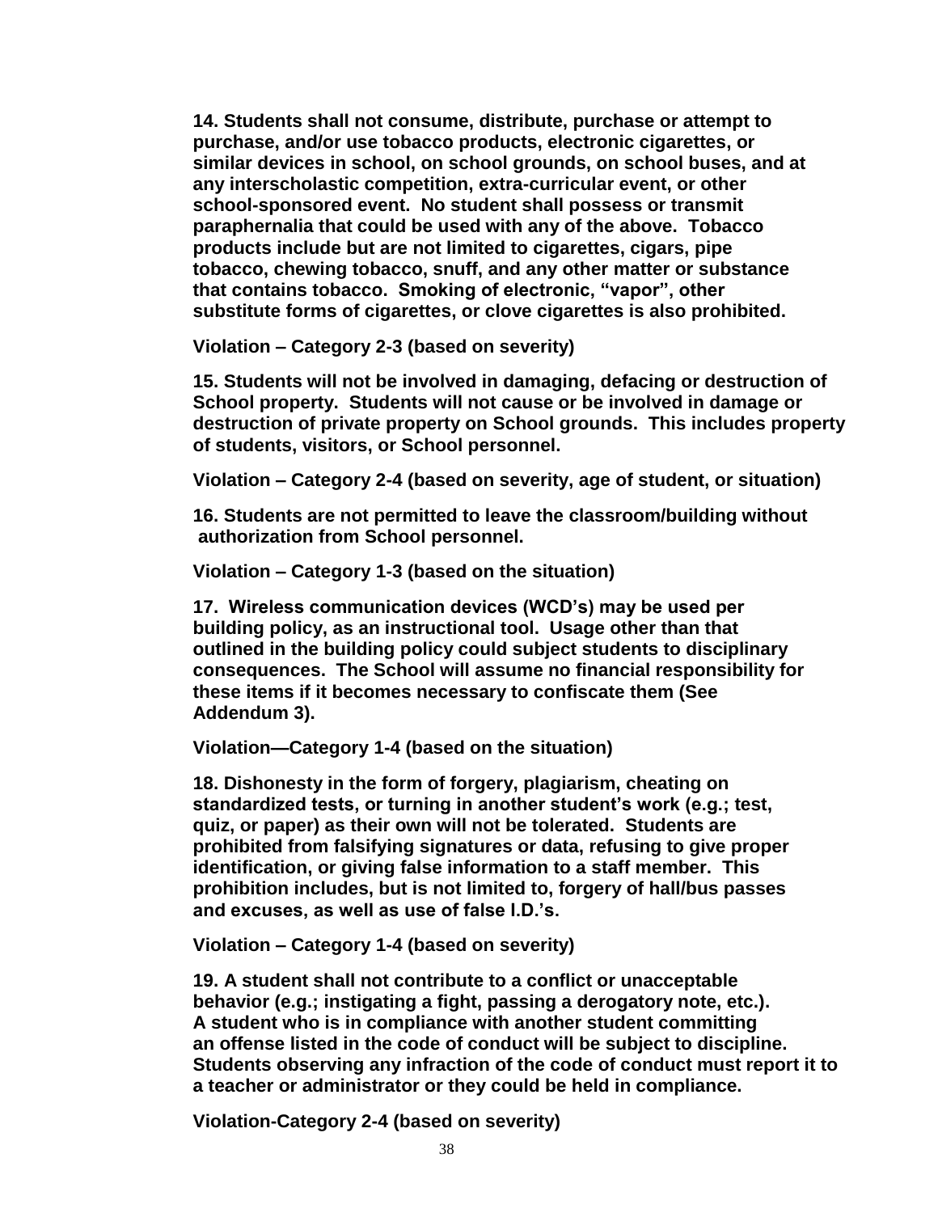**14. Students shall not consume, distribute, purchase or attempt to purchase, and/or use tobacco products, electronic cigarettes, or similar devices in school, on school grounds, on school buses, and at any interscholastic competition, extra-curricular event, or other school-sponsored event. No student shall possess or transmit paraphernalia that could be used with any of the above. Tobacco products include but are not limited to cigarettes, cigars, pipe tobacco, chewing tobacco, snuff, and any other matter or substance that contains tobacco. Smoking of electronic, "vapor", other substitute forms of cigarettes, or clove cigarettes is also prohibited.**

**Violation – Category 2-3 (based on severity)**

**15. Students will not be involved in damaging, defacing or destruction of School property. Students will not cause or be involved in damage or destruction of private property on School grounds. This includes property of students, visitors, or School personnel.**

**Violation – Category 2-4 (based on severity, age of student, or situation)**

**16. Students are not permitted to leave the classroom/building without authorization from School personnel.**

**Violation – Category 1-3 (based on the situation)**

**17. Wireless communication devices (WCD's) may be used per building policy, as an instructional tool. Usage other than that outlined in the building policy could subject students to disciplinary consequences. The School will assume no financial responsibility for these items if it becomes necessary to confiscate them (See Addendum 3).**

**Violation—Category 1-4 (based on the situation)**

**18. Dishonesty in the form of forgery, plagiarism, cheating on standardized tests, or turning in another student's work (e.g.; test, quiz, or paper) as their own will not be tolerated. Students are prohibited from falsifying signatures or data, refusing to give proper identification, or giving false information to a staff member. This prohibition includes, but is not limited to, forgery of hall/bus passes and excuses, as well as use of false I.D.'s.**

**Violation – Category 1-4 (based on severity)**

**19. A student shall not contribute to a conflict or unacceptable behavior (e.g.; instigating a fight, passing a derogatory note, etc.). A student who is in compliance with another student committing an offense listed in the code of conduct will be subject to discipline. Students observing any infraction of the code of conduct must report it to a teacher or administrator or they could be held in compliance.**

**Violation-Category 2-4 (based on severity)**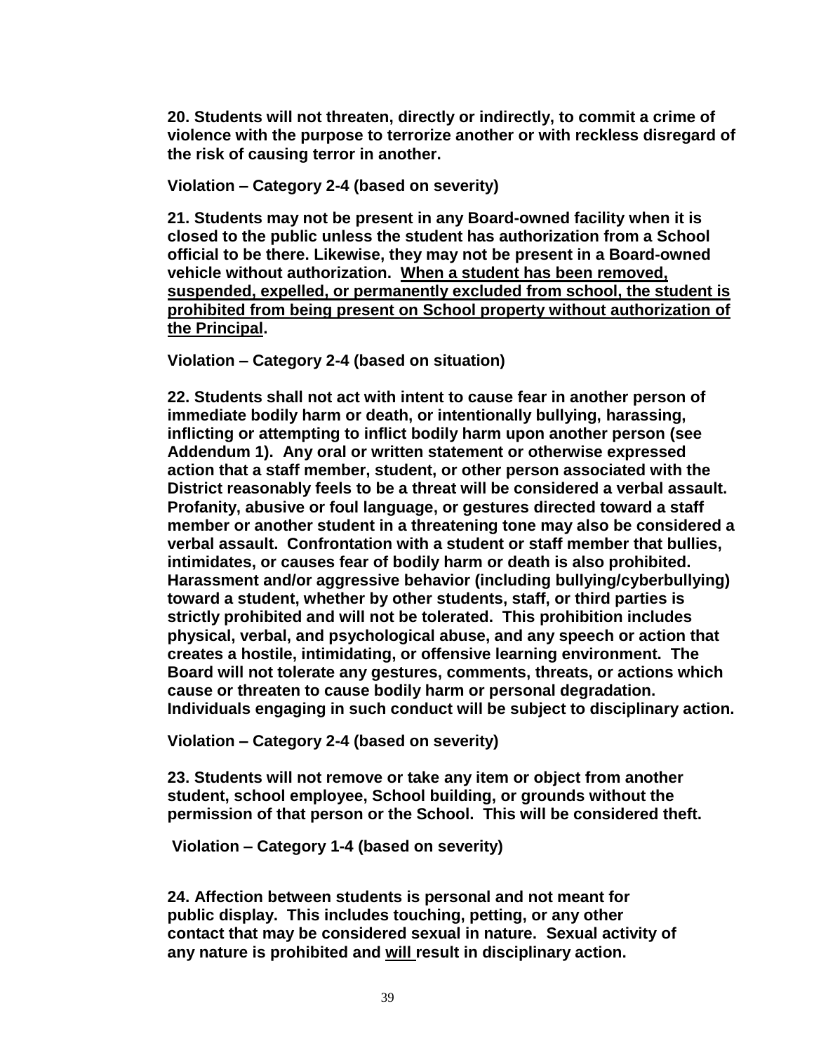**20. Students will not threaten, directly or indirectly, to commit a crime of violence with the purpose to terrorize another or with reckless disregard of the risk of causing terror in another.**

**Violation – Category 2-4 (based on severity)**

**21. Students may not be present in any Board-owned facility when it is closed to the public unless the student has authorization from a School official to be there. Likewise, they may not be present in a Board-owned vehicle without authorization. <u>When a student has been removed, suspended, expelled, or permanently excluded from school, the student is prohibited from being present on School property without authorization of the Principal</u>.**

**Violation – Category 2-4 (based on situation)**

**22. Students shall not act with intent to cause fear in another person of immediate bodily harm or death, or intentionally bullying, harassing, inflicting or attempting to inflict bodily harm upon another person (see Addendum 1). Any oral or written statement or otherwise expressed action that a staff member, student, or other person associated with the District reasonably feels to be a threat will be considered a verbal assault. Profanity, abusive or foul language, or gestures directed toward a staff member or another student in a threatening tone may also be considered a verbal assault. Confrontation with a student or staff member that bullies, intimidates, or causes fear of bodily harm or death is also prohibited. Harassment and/or aggressive behavior (including bullying/cyberbullying) toward a student, whether by other students, staff, or third parties is strictly prohibited and will not be tolerated. This prohibition includes physical, verbal, and psychological abuse, and any speech or action that creates a hostile, intimidating, or offensive learning environment. The Board will not tolerate any gestures, comments, threats, or actions which cause or threaten to cause bodily harm or personal degradation. Individuals engaging in such conduct will be subject to disciplinary action.**

**Violation – Category 2-4 (based on severity)**

**23. Students will not remove or take any item or object from another student, school employee, School building, or grounds without the permission of that person or the School. This will be considered theft.**

**Violation – Category 1-4 (based on severity)**

**24. Affection between students is personal and not meant for public display. This includes touching, petting, or any other contact that may be considered sexual in nature. Sexual activity of any nature is prohibited and <u>will</u> result in disciplinary action.**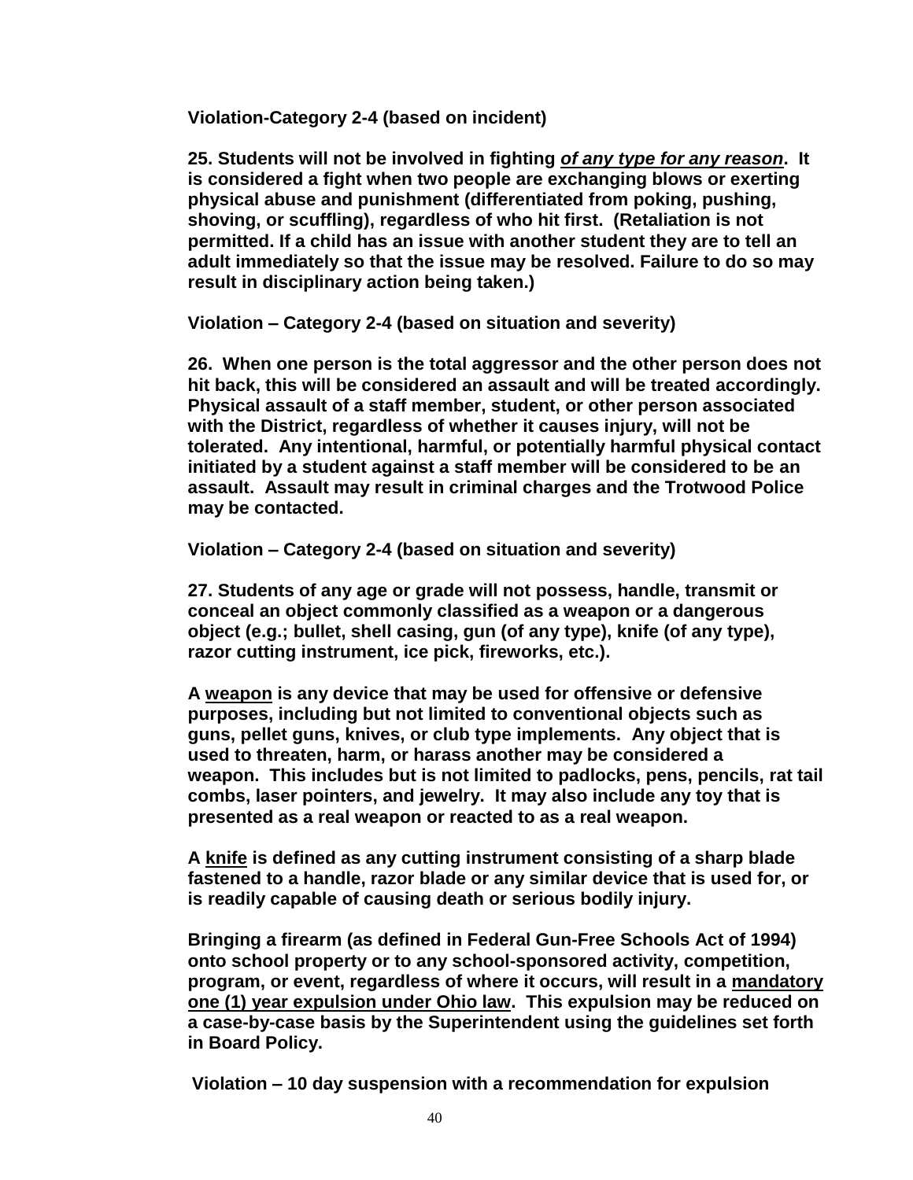**Violation-Category 2-4 (based on incident)**

**25. Students will not be involved in fighting *<u>of any type for any reason</u>*. It is considered a fight when two people are exchanging blows or exerting physical abuse and punishment (differentiated from poking, pushing, shoving, or scuffling), regardless of who hit first. (Retaliation is not permitted. If a child has an issue with another student they are to tell an adult immediately so that the issue may be resolved. Failure to do so may result in disciplinary action being taken.)**

**Violation – Category 2-4 (based on situation and severity)**

**26. When one person is the total aggressor and the other person does not hit back, this will be considered an assault and will be treated accordingly. Physical assault of a staff member, student, or other person associated with the District, regardless of whether it causes injury, will not be tolerated. Any intentional, harmful, or potentially harmful physical contact initiated by a student against a staff member will be considered to be an assault. Assault may result in criminal charges and the Trotwood Police may be contacted.**

**Violation – Category 2-4 (based on situation and severity)**

**27. Students of any age or grade will not possess, handle, transmit or conceal an object commonly classified as a weapon or a dangerous object (e.g.; bullet, shell casing, gun (of any type), knife (of any type), razor cutting instrument, ice pick, fireworks, etc.).**

**A <u>weapon</u> is any device that may be used for offensive or defensive purposes, including but not limited to conventional objects such as guns, pellet guns, knives, or club type implements. Any object that is used to threaten, harm, or harass another may be considered a weapon. This includes but is not limited to padlocks, pens, pencils, rat tail combs, laser pointers, and jewelry. It may also include any toy that is presented as a real weapon or reacted to as a real weapon.**

**A <u>knife</u> is defined as any cutting instrument consisting of a sharp blade fastened to a handle, razor blade or any similar device that is used for, or is readily capable of causing death or serious bodily injury.**

**Bringing a firearm (as defined in Federal Gun-Free Schools Act of 1994) onto school property or to any school-sponsored activity, competition, program, or event, regardless of where it occurs, will result in a <u>mandatory one (1) year expulsion under Ohio law</u>. This expulsion may be reduced on a case-by-case basis by the Superintendent using the guidelines set forth in Board Policy.**

**Violation – 10 day suspension with a recommendation for expulsion**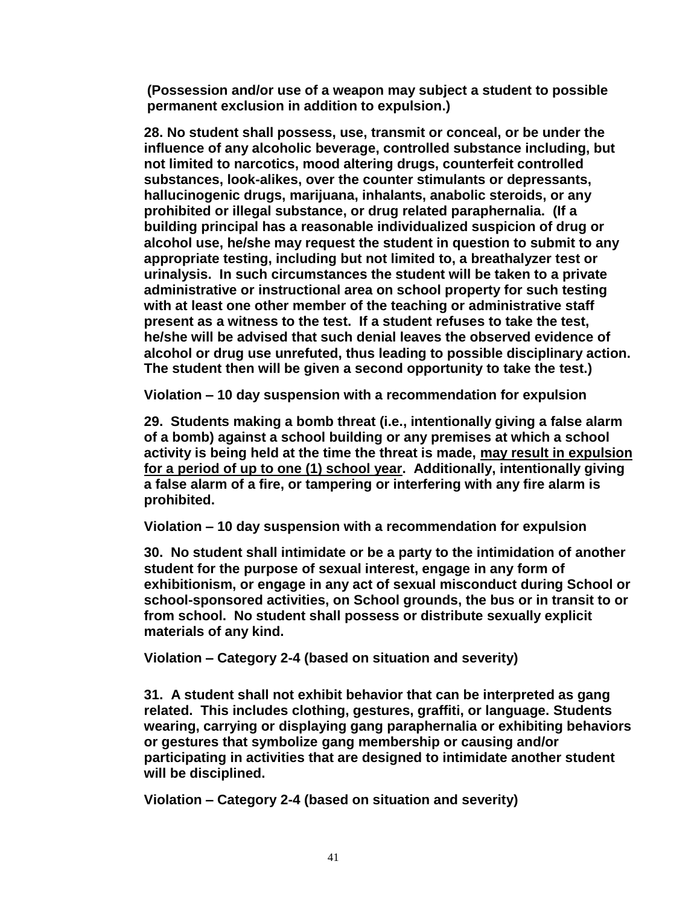**(Possession and/or use of a weapon may subject a student to possible permanent exclusion in addition to expulsion.)**

**28. No student shall possess, use, transmit or conceal, or be under the influence of any alcoholic beverage, controlled substance including, but not limited to narcotics, mood altering drugs, counterfeit controlled substances, look-alikes, over the counter stimulants or depressants, hallucinogenic drugs, marijuana, inhalants, anabolic steroids, or any prohibited or illegal substance, or drug related paraphernalia. (If a building principal has a reasonable individualized suspicion of drug or alcohol use, he/she may request the student in question to submit to any appropriate testing, including but not limited to, a breathalyzer test or urinalysis. In such circumstances the student will be taken to a private administrative or instructional area on school property for such testing with at least one other member of the teaching or administrative staff present as a witness to the test. If a student refuses to take the test, he/she will be advised that such denial leaves the observed evidence of alcohol or drug use unrefuted, thus leading to possible disciplinary action. The student then will be given a second opportunity to take the test.)**

**Violation – 10 day suspension with a recommendation for expulsion**

**29. Students making a bomb threat (i.e., intentionally giving a false alarm of a bomb) against a school building or any premises at which a school activity is being held at the time the threat is made, <u>may result in expulsion for a period of up to one (1) school year</u>. Additionally, intentionally giving a false alarm of a fire, or tampering or interfering with any fire alarm is prohibited.**

**Violation – 10 day suspension with a recommendation for expulsion**

**30. No student shall intimidate or be a party to the intimidation of another student for the purpose of sexual interest, engage in any form of exhibitionism, or engage in any act of sexual misconduct during School or school-sponsored activities, on School grounds, the bus or in transit to or from school. No student shall possess or distribute sexually explicit materials of any kind.**

**Violation – Category 2-4 (based on situation and severity)**

**31. A student shall not exhibit behavior that can be interpreted as gang related. This includes clothing, gestures, graffiti, or language. Students wearing, carrying or displaying gang paraphernalia or exhibiting behaviors or gestures that symbolize gang membership or causing and/or participating in activities that are designed to intimidate another student will be disciplined.**

**Violation – Category 2-4 (based on situation and severity)**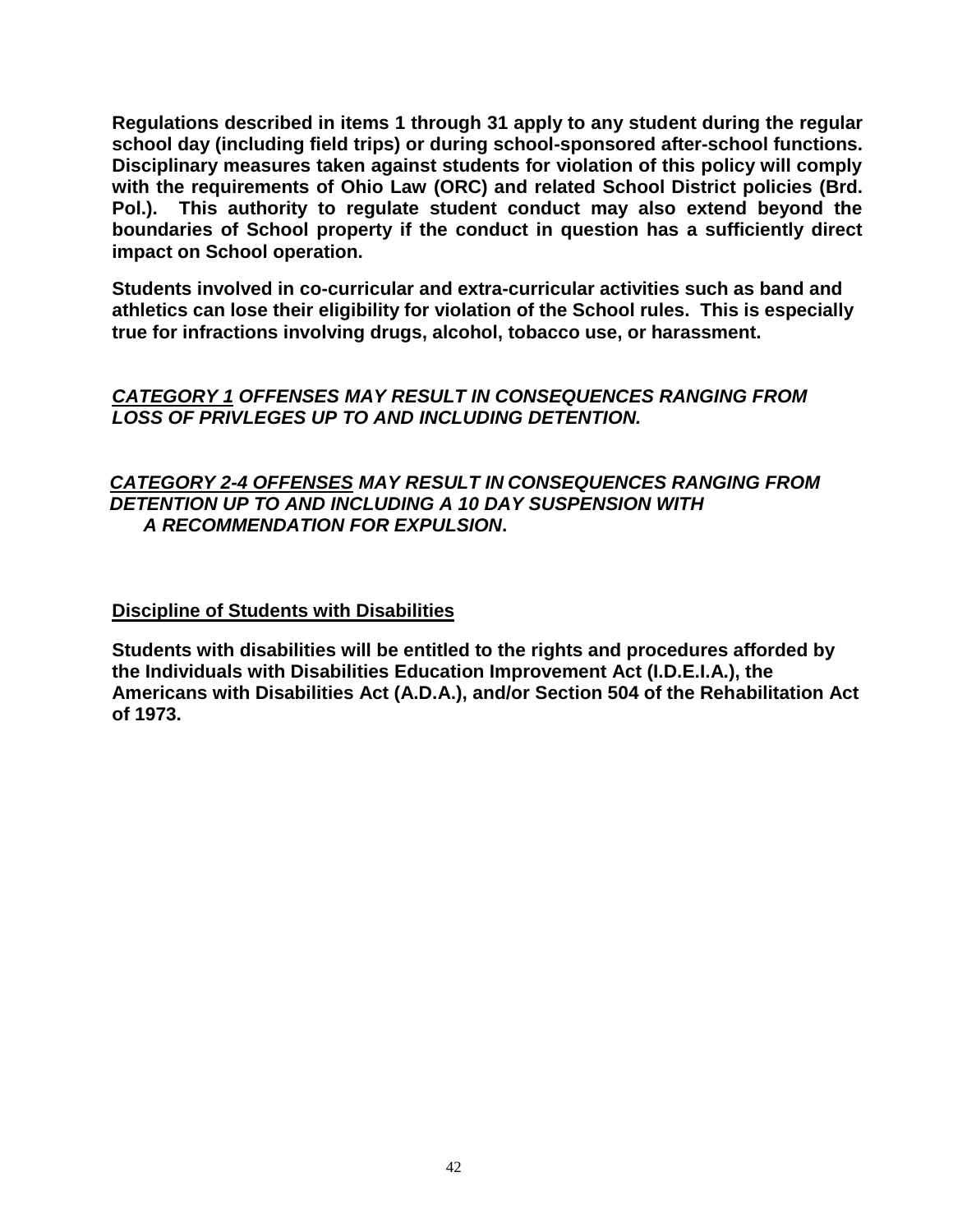**Regulations described in items 1 through 31 apply to any student during the regular school day (including field trips) or during school-sponsored after-school functions. Disciplinary measures taken against students for violation of this policy will comply with the requirements of Ohio Law (ORC) and related School District policies (Brd. Pol.). This authority to regulate student conduct may also extend beyond the boundaries of School property if the conduct in question has a sufficiently direct impact on School operation.**

**Students involved in co-curricular and extra-curricular activities such as band and athletics can lose their eligibility for violation of the School rules. This is especially true for infractions involving drugs, alcohol, tobacco use, or harassment.**

***<u>CATEGORY 1</u> OFFENSES MAY RESULT IN CONSEQUENCES RANGING FROM LOSS OF PRIVLEGES UP TO AND INCLUDING DETENTION.***

***<u>CATEGORY 2-4 OFFENSES</u> MAY RESULT IN CONSEQUENCES RANGING FROM DETENTION UP TO AND INCLUDING A 10 DAY SUSPENSION WITH A RECOMMENDATION FOR EXPULSION*.**

**<u>Discipline of Students with Disabilities</u>**

**Students with disabilities will be entitled to the rights and procedures afforded by the Individuals with Disabilities Education Improvement Act (I.D.E.I.A.), the Americans with Disabilities Act (A.D.A.), and/or Section 504 of the Rehabilitation Act of 1973.**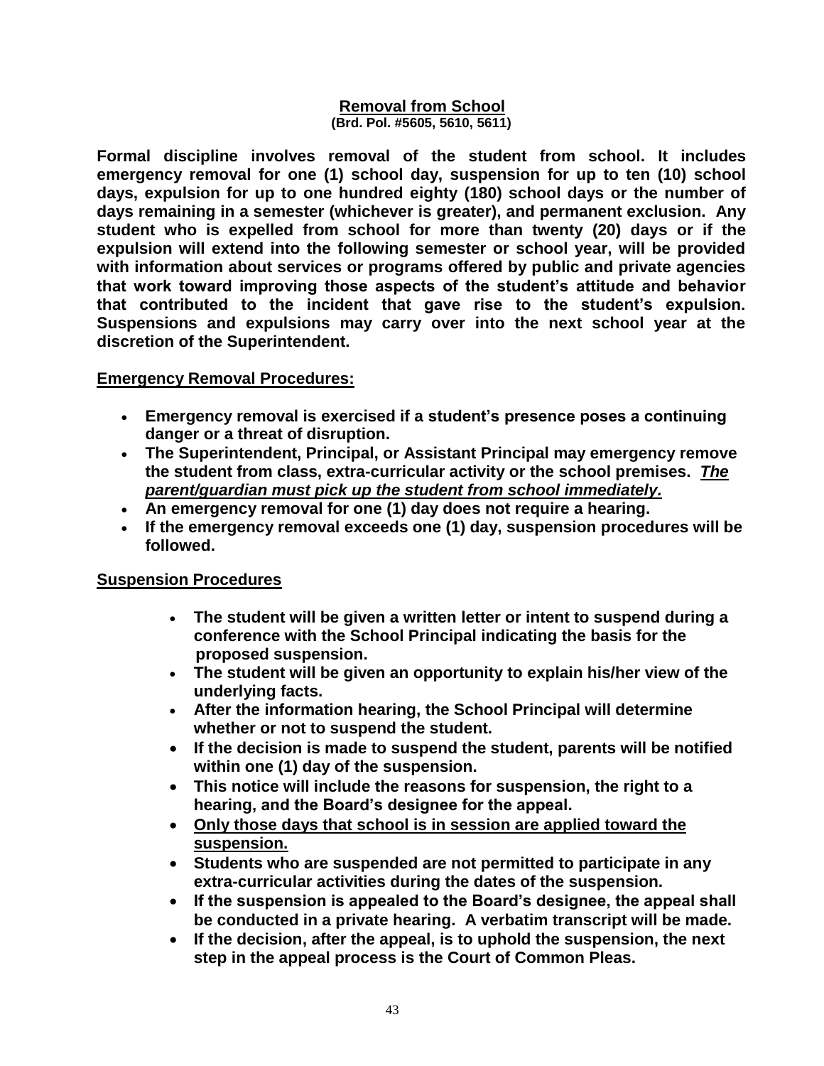## Removal from School

**(Brd. Pol. #5605, 5610, 5611)**

**Formal discipline involves removal of the student from school. It includes emergency removal for one (1) school day, suspension for up to ten (10) school days, expulsion for up to one hundred eighty (180) school days or the number of days remaining in a semester (whichever is greater), and permanent exclusion. Any student who is expelled from school for more than twenty (20) days or if the expulsion will extend into the following semester or school year, will be provided with information about services or programs offered by public and private agencies that work toward improving those aspects of the student's attitude and behavior that contributed to the incident that gave rise to the student's expulsion. Suspensions and expulsions may carry over into the next school year at the discretion of the Superintendent.**

### Emergency Removal Procedures:

- **Emergency removal is exercised if a student's presence poses a continuing danger or a threat of disruption.**
- **The Superintendent, Principal, or Assistant Principal may emergency remove the student from class, extra-curricular activity or the school premises. *The parent/guardian must pick up the student from school immediately.***
- **An emergency removal for one (1) day does not require a hearing.**
- **If the emergency removal exceeds one (1) day, suspension procedures will be followed.**

### Suspension Procedures

- **The student will be given a written letter or intent to suspend during a conference with the School Principal indicating the basis for the proposed suspension.**
- **The student will be given an opportunity to explain his/her view of the underlying facts.**
- **After the information hearing, the School Principal will determine whether or not to suspend the student.**
- **If the decision is made to suspend the student, parents will be notified within one (1) day of the suspension.**
- **This notice will include the reasons for suspension, the right to a hearing, and the Board's designee for the appeal.**
- **Only those days that school is in session are applied toward the suspension.**
- **Students who are suspended are not permitted to participate in any extra-curricular activities during the dates of the suspension.**
- **If the suspension is appealed to the Board's designee, the appeal shall be conducted in a private hearing. A verbatim transcript will be made.**
- **If the decision, after the appeal, is to uphold the suspension, the next step in the appeal process is the Court of Common Pleas.**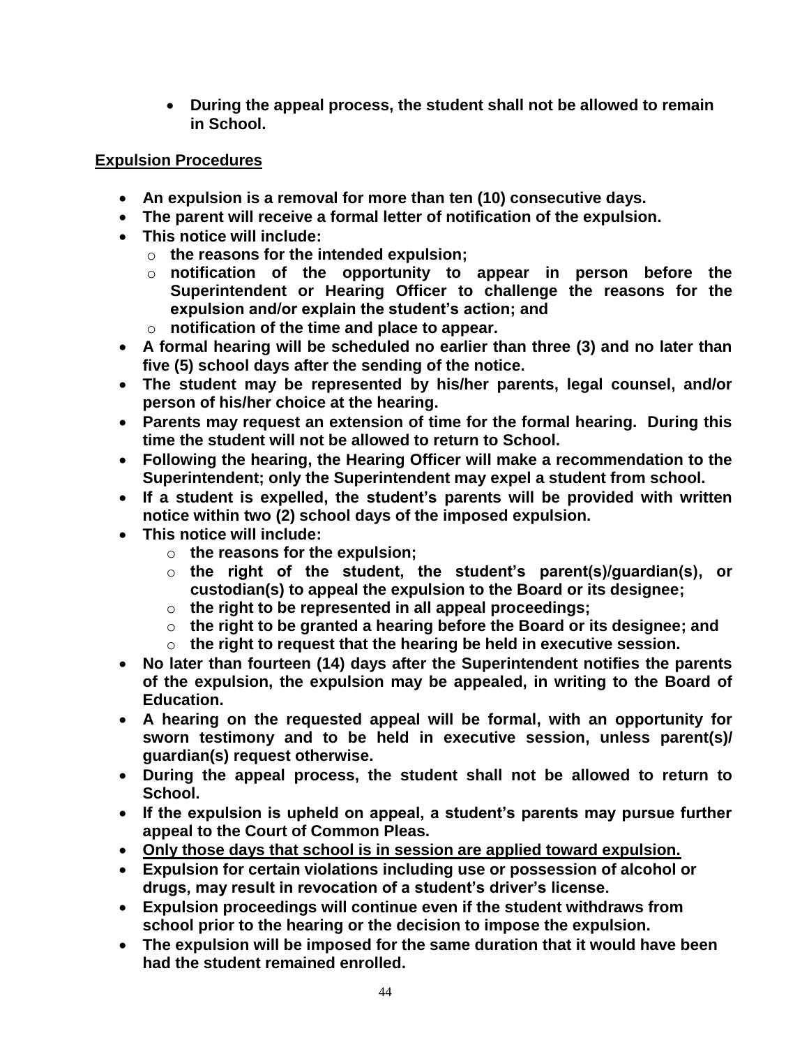- **During the appeal process, the student shall not be allowed to remain in School.**

**Expulsion Procedures**

- **An expulsion is a removal for more than ten (10) consecutive days.**
- **The parent will receive a formal letter of notification of the expulsion.**
- **This notice will include:**
  - **the reasons for the intended expulsion;**
  - **notification of the opportunity to appear in person before the Superintendent or Hearing Officer to challenge the reasons for the expulsion and/or explain the student's action; and**
  - **notification of the time and place to appear.**
- **A formal hearing will be scheduled no earlier than three (3) and no later than five (5) school days after the sending of the notice.**
- **The student may be represented by his/her parents, legal counsel, and/or person of his/her choice at the hearing.**
- **Parents may request an extension of time for the formal hearing. During this time the student will not be allowed to return to School.**
- **Following the hearing, the Hearing Officer will make a recommendation to the Superintendent; only the Superintendent may expel a student from school.**
- **If a student is expelled, the student's parents will be provided with written notice within two (2) school days of the imposed expulsion.**
- **This notice will include:**
  - **the reasons for the expulsion;**
  - **the right of the student, the student's parent(s)/guardian(s), or custodian(s) to appeal the expulsion to the Board or its designee;**
  - **the right to be represented in all appeal proceedings;**
  - **the right to be granted a hearing before the Board or its designee; and**
  - **the right to request that the hearing be held in executive session.**
- **No later than fourteen (14) days after the Superintendent notifies the parents of the expulsion, the expulsion may be appealed, in writing to the Board of Education.**
- **A hearing on the requested appeal will be formal, with an opportunity for sworn testimony and to be held in executive session, unless parent(s)/ guardian(s) request otherwise.**
- **During the appeal process, the student shall not be allowed to return to School.**
- **If the expulsion is upheld on appeal, a student's parents may pursue further appeal to the Court of Common Pleas.**
- **Only those days that school is in session are applied toward expulsion.**
- **Expulsion for certain violations including use or possession of alcohol or drugs, may result in revocation of a student's driver's license.**
- **Expulsion proceedings will continue even if the student withdraws from school prior to the hearing or the decision to impose the expulsion.**
- **The expulsion will be imposed for the same duration that it would have been had the student remained enrolled.**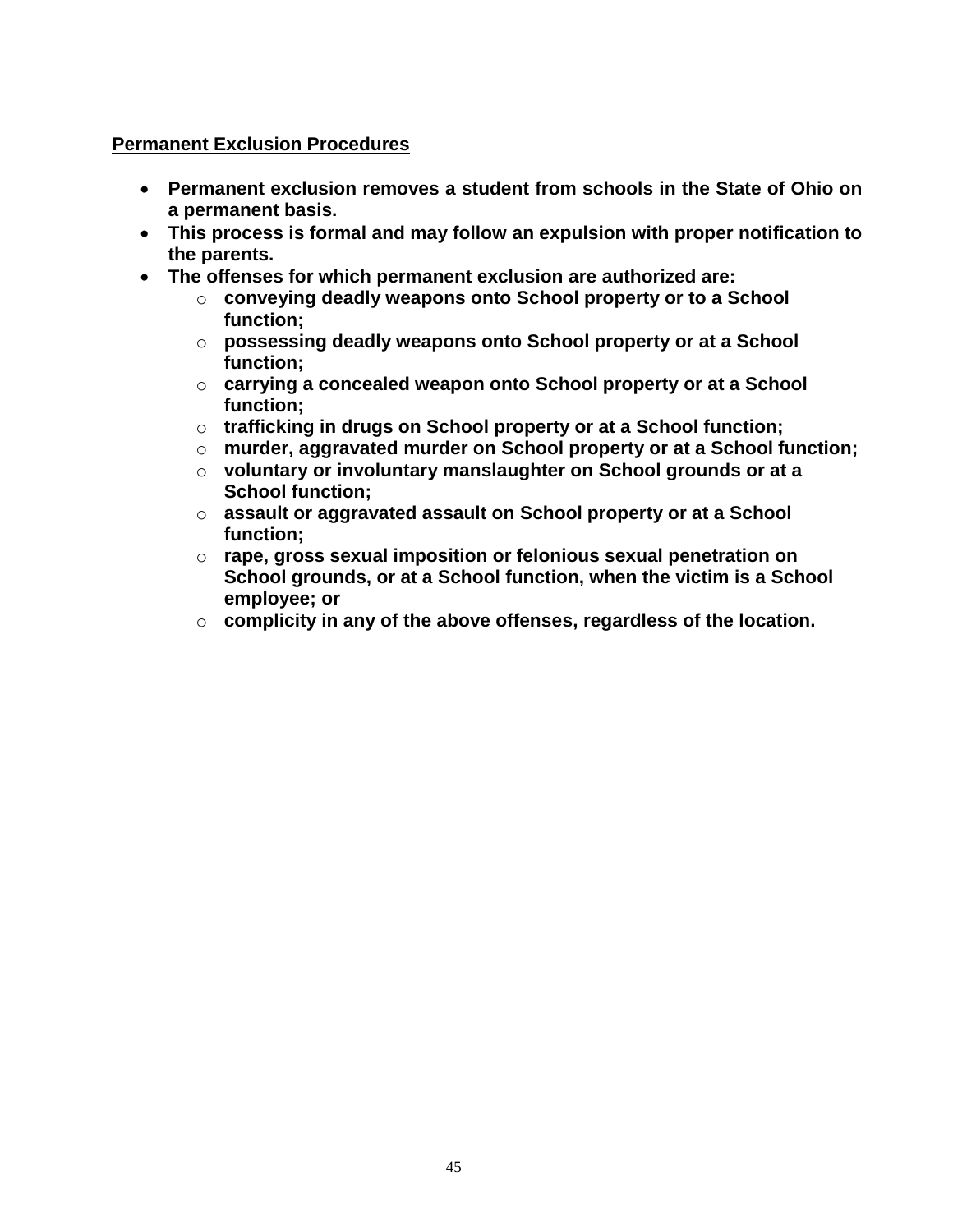**Permanent Exclusion Procedures**

- **Permanent exclusion removes a student from schools in the State of Ohio on a permanent basis.**
- **This process is formal and may follow an expulsion with proper notification to the parents.**
- **The offenses for which permanent exclusion are authorized are:**
  - **conveying deadly weapons onto School property or to a School function;**
  - **possessing deadly weapons onto School property or at a School function;**
  - **carrying a concealed weapon onto School property or at a School function;**
  - **trafficking in drugs on School property or at a School function;**
  - **murder, aggravated murder on School property or at a School function;**
  - **voluntary or involuntary manslaughter on School grounds or at a School function;**
  - **assault or aggravated assault on School property or at a School function;**
  - **rape, gross sexual imposition or felonious sexual penetration on School grounds, or at a School function, when the victim is a School employee; or**
  - **complicity in any of the above offenses, regardless of the location.**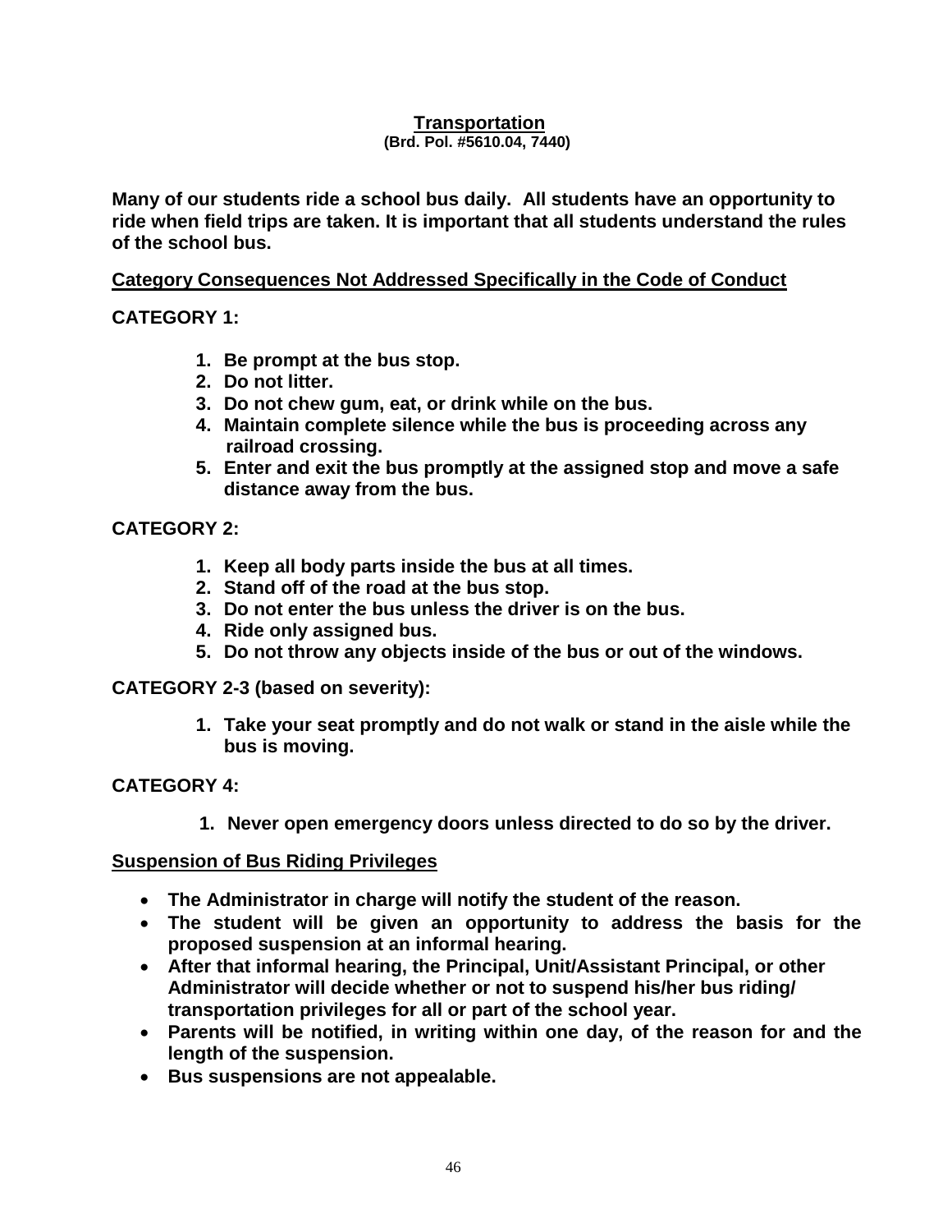## Transportation

**(Brd. Pol. #5610.04, 7440)**

**Many of our students ride a school bus daily. All students have an opportunity to ride when field trips are taken. It is important that all students understand the rules of the school bus.**

**Category Consequences Not Addressed Specifically in the Code of Conduct**

**CATEGORY 1:**

1. **Be prompt at the bus stop.**
2. **Do not litter.**
3. **Do not chew gum, eat, or drink while on the bus.**
4. **Maintain complete silence while the bus is proceeding across any railroad crossing.**
5. **Enter and exit the bus promptly at the assigned stop and move a safe distance away from the bus.**

**CATEGORY 2:**

1. **Keep all body parts inside the bus at all times.**
2. **Stand off of the road at the bus stop.**
3. **Do not enter the bus unless the driver is on the bus.**
4. **Ride only assigned bus.**
5. **Do not throw any objects inside of the bus or out of the windows.**

**CATEGORY 2-3 (based on severity):**

1. **Take your seat promptly and do not walk or stand in the aisle while the bus is moving.**

**CATEGORY 4:**

1. **Never open emergency doors unless directed to do so by the driver.**

**Suspension of Bus Riding Privileges**

- **The Administrator in charge will notify the student of the reason.**
- **The student will be given an opportunity to address the basis for the proposed suspension at an informal hearing.**
- **After that informal hearing, the Principal, Unit/Assistant Principal, or other Administrator will decide whether or not to suspend his/her bus riding/ transportation privileges for all or part of the school year.**
- **Parents will be notified, in writing within one day, of the reason for and the length of the suspension.**
- **Bus suspensions are not appealable.**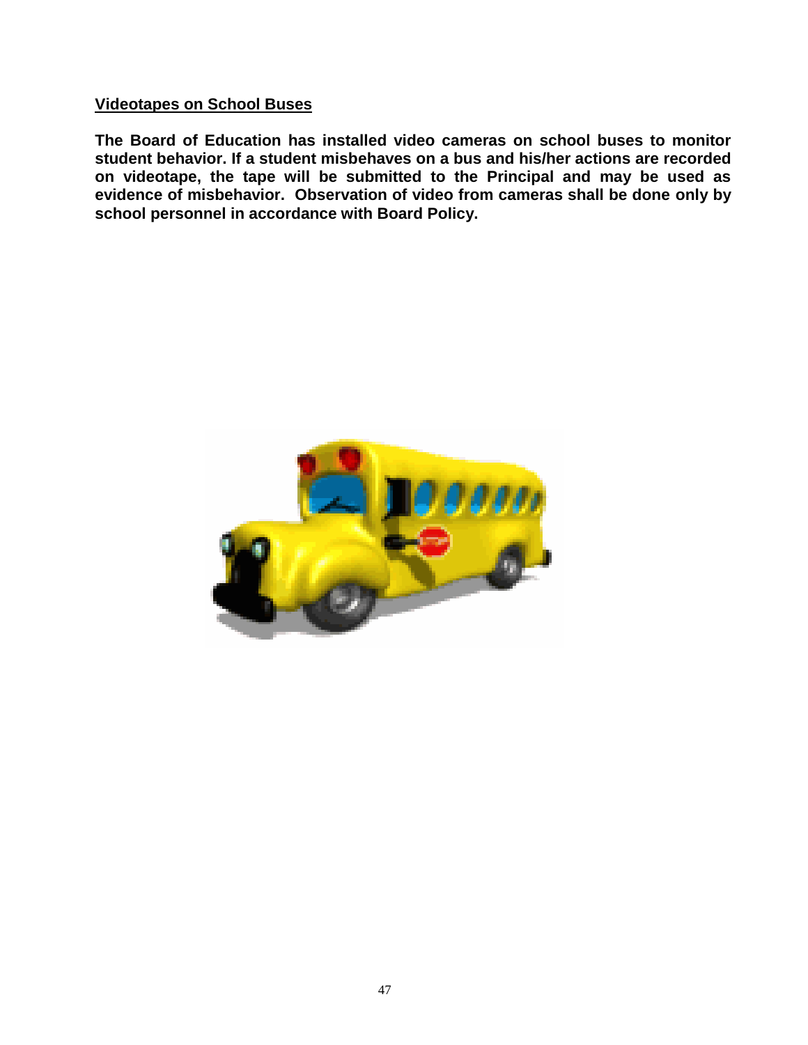## Videotapes on School Buses

**The Board of Education has installed video cameras on school buses to monitor student behavior. If a student misbehaves on a bus and his/her actions are recorded on videotape, the tape will be submitted to the Principal and may be used as evidence of misbehavior. Observation of video from cameras shall be done only by school personnel in accordance with Board Policy.**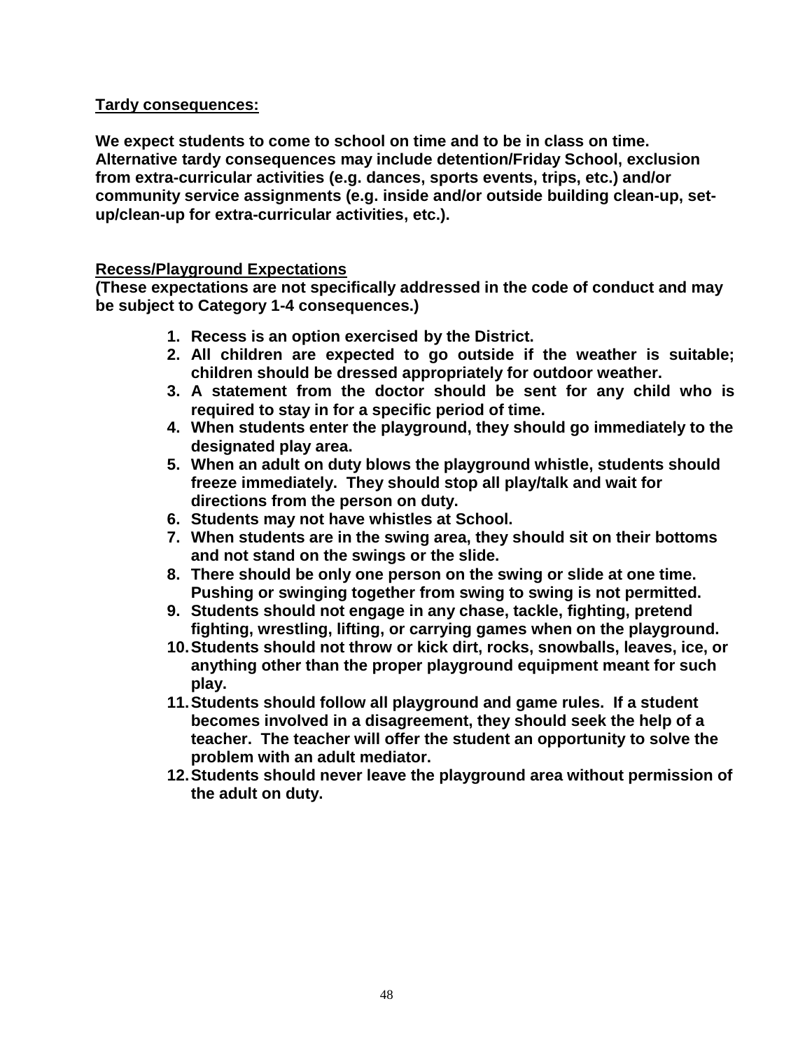**<u>Tardy consequences:</u>**

**We expect students to come to school on time and to be in class on time. Alternative tardy consequences may include detention/Friday School, exclusion from extra-curricular activities (e.g. dances, sports events, trips, etc.) and/or community service assignments (e.g. inside and/or outside building clean-up, set-up/clean-up for extra-curricular activities, etc.).**

**<u>Recess/Playground Expectations</u>**
**(These expectations are not specifically addressed in the code of conduct and may be subject to Category 1-4 consequences.)**

1. **Recess is an option exercised by the District.**
2. **All children are expected to go outside if the weather is suitable; children should be dressed appropriately for outdoor weather.**
3. **A statement from the doctor should be sent for any child who is required to stay in for a specific period of time.**
4. **When students enter the playground, they should go immediately to the designated play area.**
5. **When an adult on duty blows the playground whistle, students should freeze immediately. They should stop all play/talk and wait for directions from the person on duty.**
6. **Students may not have whistles at School.**
7. **When students are in the swing area, they should sit on their bottoms and not stand on the swings or the slide.**
8. **There should be only one person on the swing or slide at one time. Pushing or swinging together from swing to swing is not permitted.**
9. **Students should not engage in any chase, tackle, fighting, pretend fighting, wrestling, lifting, or carrying games when on the playground.**
10. **Students should not throw or kick dirt, rocks, snowballs, leaves, ice, or anything other than the proper playground equipment meant for such play.**
11. **Students should follow all playground and game rules. If a student becomes involved in a disagreement, they should seek the help of a teacher. The teacher will offer the student an opportunity to solve the problem with an adult mediator.**
12. **Students should never leave the playground area without permission of the adult on duty.**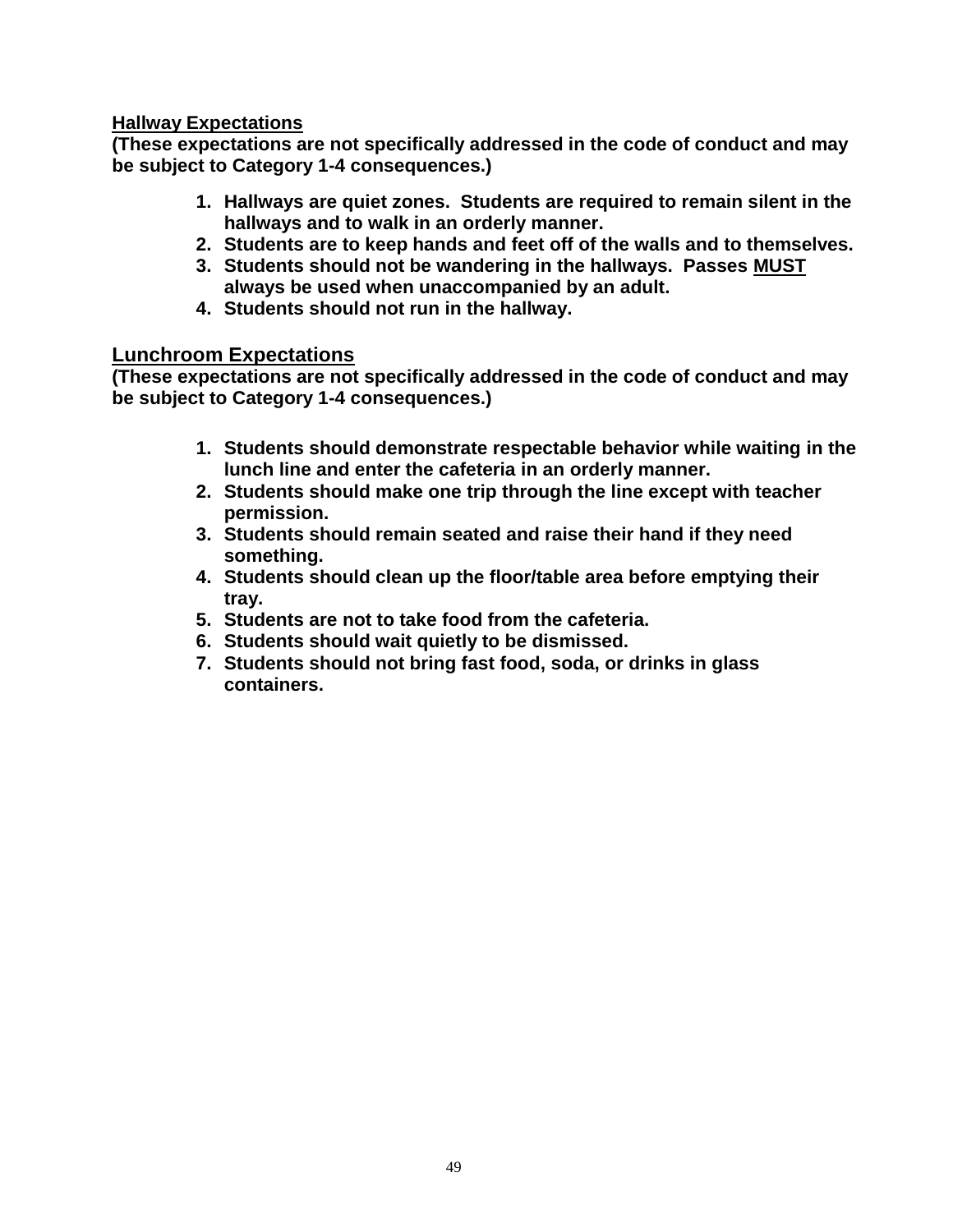## Hallway Expectations

**(These expectations are not specifically addressed in the code of conduct and may be subject to Category 1-4 consequences.)**

1. **Hallways are quiet zones. Students are required to remain silent in the hallways and to walk in an orderly manner.**
2. **Students are to keep hands and feet off of the walls and to themselves.**
3. **Students should not be wandering in the hallways. Passes MUST always be used when unaccompanied by an adult.**
4. **Students should not run in the hallway.**

## Lunchroom Expectations

**(These expectations are not specifically addressed in the code of conduct and may be subject to Category 1-4 consequences.)**

1. **Students should demonstrate respectable behavior while waiting in the lunch line and enter the cafeteria in an orderly manner.**
2. **Students should make one trip through the line except with teacher permission.**
3. **Students should remain seated and raise their hand if they need something.**
4. **Students should clean up the floor/table area before emptying their tray.**
5. **Students are not to take food from the cafeteria.**
6. **Students should wait quietly to be dismissed.**
7. **Students should not bring fast food, soda, or drinks in glass containers.**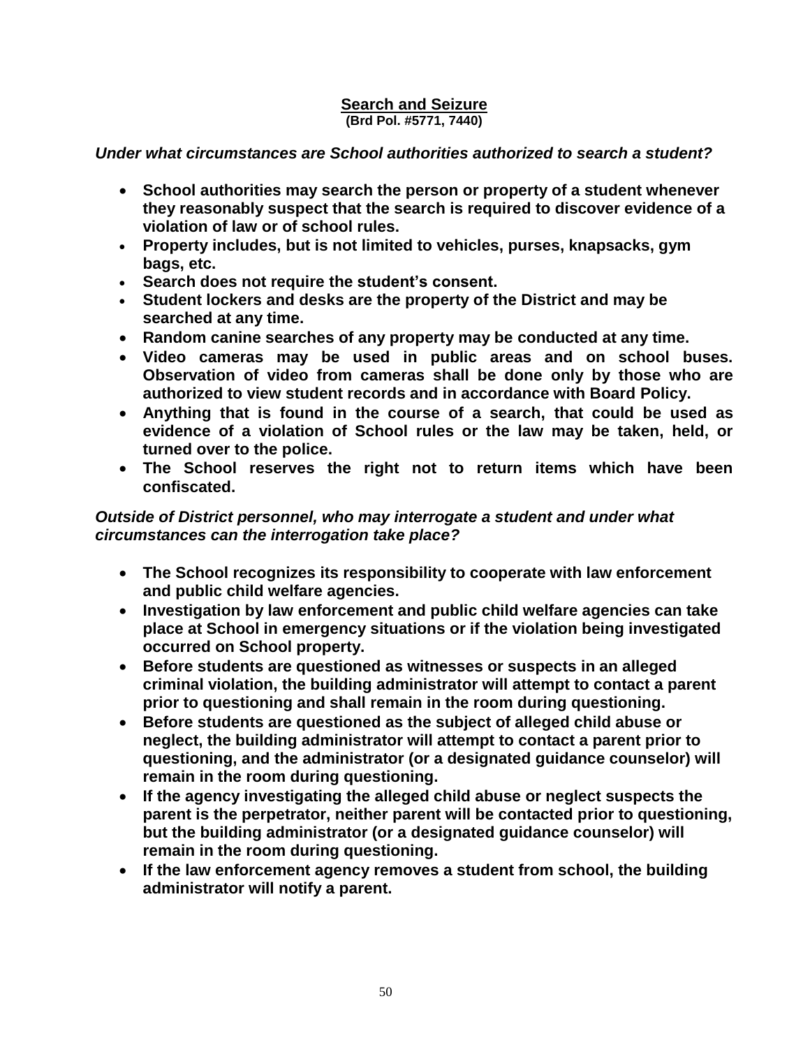## Search and Seizure

**(Brd Pol. #5771, 7440)**

***Under what circumstances are School authorities authorized to search a student?***

- **School authorities may search the person or property of a student whenever they reasonably suspect that the search is required to discover evidence of a violation of law or of school rules.**
- **Property includes, but is not limited to vehicles, purses, knapsacks, gym bags, etc.**
- **Search does not require the student's consent.**
- **Student lockers and desks are the property of the District and may be searched at any time.**
- **Random canine searches of any property may be conducted at any time.**
- **Video cameras may be used in public areas and on school buses. Observation of video from cameras shall be done only by those who are authorized to view student records and in accordance with Board Policy.**
- **Anything that is found in the course of a search, that could be used as evidence of a violation of School rules or the law may be taken, held, or turned over to the police.**
- **The School reserves the right not to return items which have been confiscated.**

***Outside of District personnel, who may interrogate a student and under what circumstances can the interrogation take place?***

- **The School recognizes its responsibility to cooperate with law enforcement and public child welfare agencies.**
- **Investigation by law enforcement and public child welfare agencies can take place at School in emergency situations or if the violation being investigated occurred on School property.**
- **Before students are questioned as witnesses or suspects in an alleged criminal violation, the building administrator will attempt to contact a parent prior to questioning and shall remain in the room during questioning.**
- **Before students are questioned as the subject of alleged child abuse or neglect, the building administrator will attempt to contact a parent prior to questioning, and the administrator (or a designated guidance counselor) will remain in the room during questioning.**
- **If the agency investigating the alleged child abuse or neglect suspects the parent is the perpetrator, neither parent will be contacted prior to questioning, but the building administrator (or a designated guidance counselor) will remain in the room during questioning.**
- **If the law enforcement agency removes a student from school, the building administrator will notify a parent.**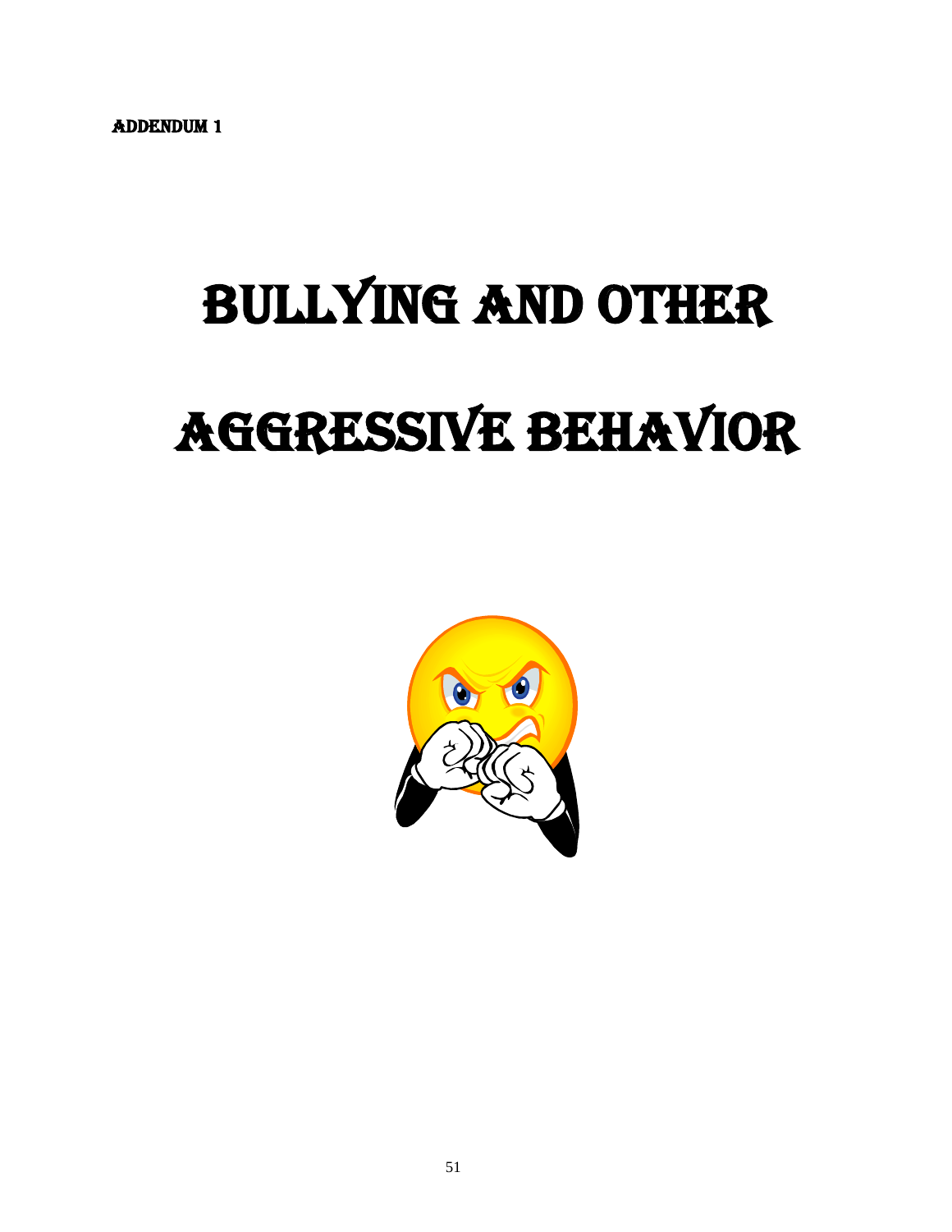ADDENDUM 1

# BULLYING AND OTHER AGGRESSIVE BEHAVIOR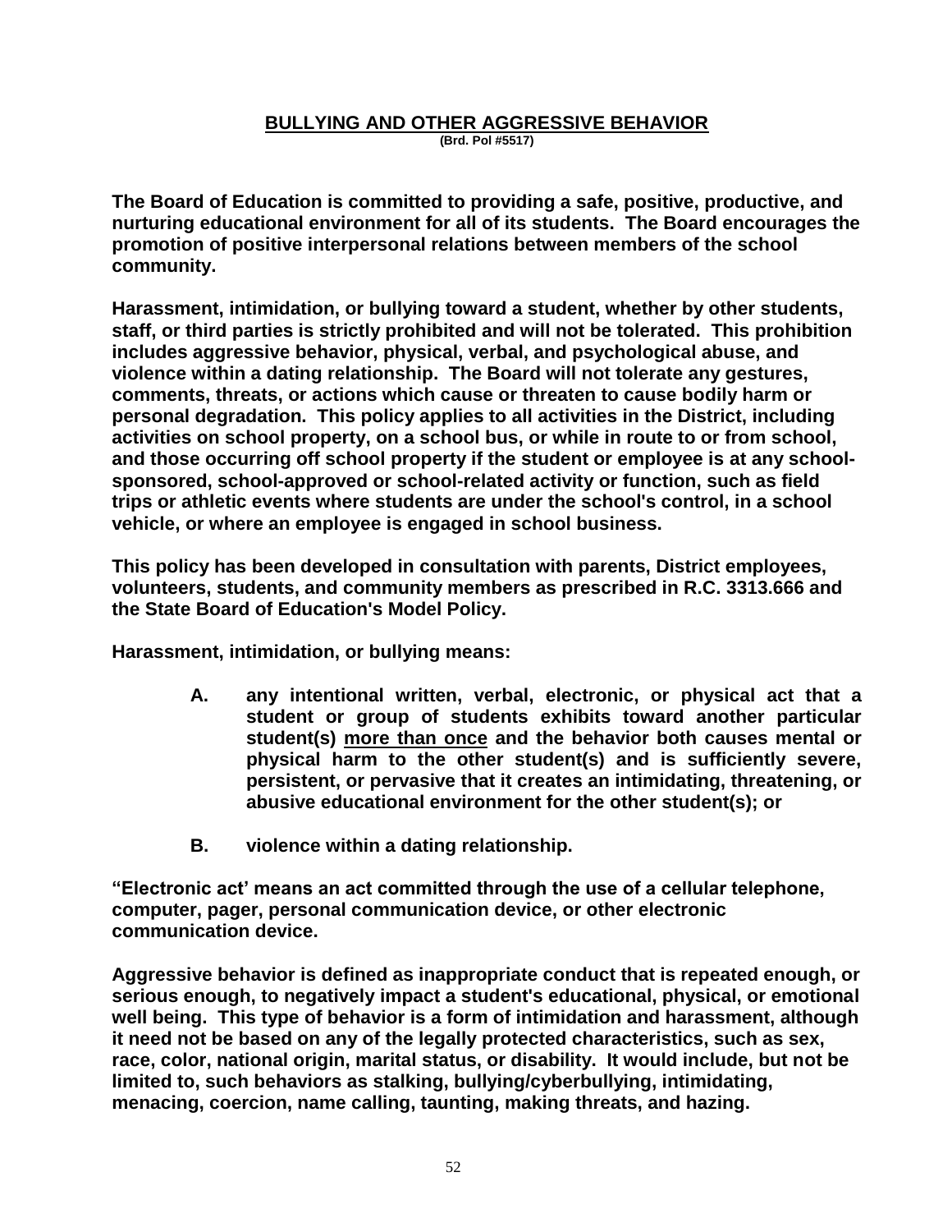# BULLYING AND OTHER AGGRESSIVE BEHAVIOR

**(Brd. Pol #5517)**

**The Board of Education is committed to providing a safe, positive, productive, and nurturing educational environment for all of its students. The Board encourages the promotion of positive interpersonal relations between members of the school community.**

**Harassment, intimidation, or bullying toward a student, whether by other students, staff, or third parties is strictly prohibited and will not be tolerated. This prohibition includes aggressive behavior, physical, verbal, and psychological abuse, and violence within a dating relationship. The Board will not tolerate any gestures, comments, threats, or actions which cause or threaten to cause bodily harm or personal degradation. This policy applies to all activities in the District, including activities on school property, on a school bus, or while in route to or from school, and those occurring off school property if the student or employee is at any school-sponsored, school-approved or school-related activity or function, such as field trips or athletic events where students are under the school's control, in a school vehicle, or where an employee is engaged in school business.**

**This policy has been developed in consultation with parents, District employees, volunteers, students, and community members as prescribed in R.C. 3313.666 and the State Board of Education's Model Policy.**

**Harassment, intimidation, or bullying means:**

- **A. any intentional written, verbal, electronic, or physical act that a student or group of students exhibits toward another particular student(s) <u>more than once</u> and the behavior both causes mental or physical harm to the other student(s) and is sufficiently severe, persistent, or pervasive that it creates an intimidating, threatening, or abusive educational environment for the other student(s); or**

- **B. violence within a dating relationship.**

**"Electronic act' means an act committed through the use of a cellular telephone, computer, pager, personal communication device, or other electronic communication device.**

**Aggressive behavior is defined as inappropriate conduct that is repeated enough, or serious enough, to negatively impact a student's educational, physical, or emotional well being. This type of behavior is a form of intimidation and harassment, although it need not be based on any of the legally protected characteristics, such as sex, race, color, national origin, marital status, or disability. It would include, but not be limited to, such behaviors as stalking, bullying/cyberbullying, intimidating, menacing, coercion, name calling, taunting, making threats, and hazing.**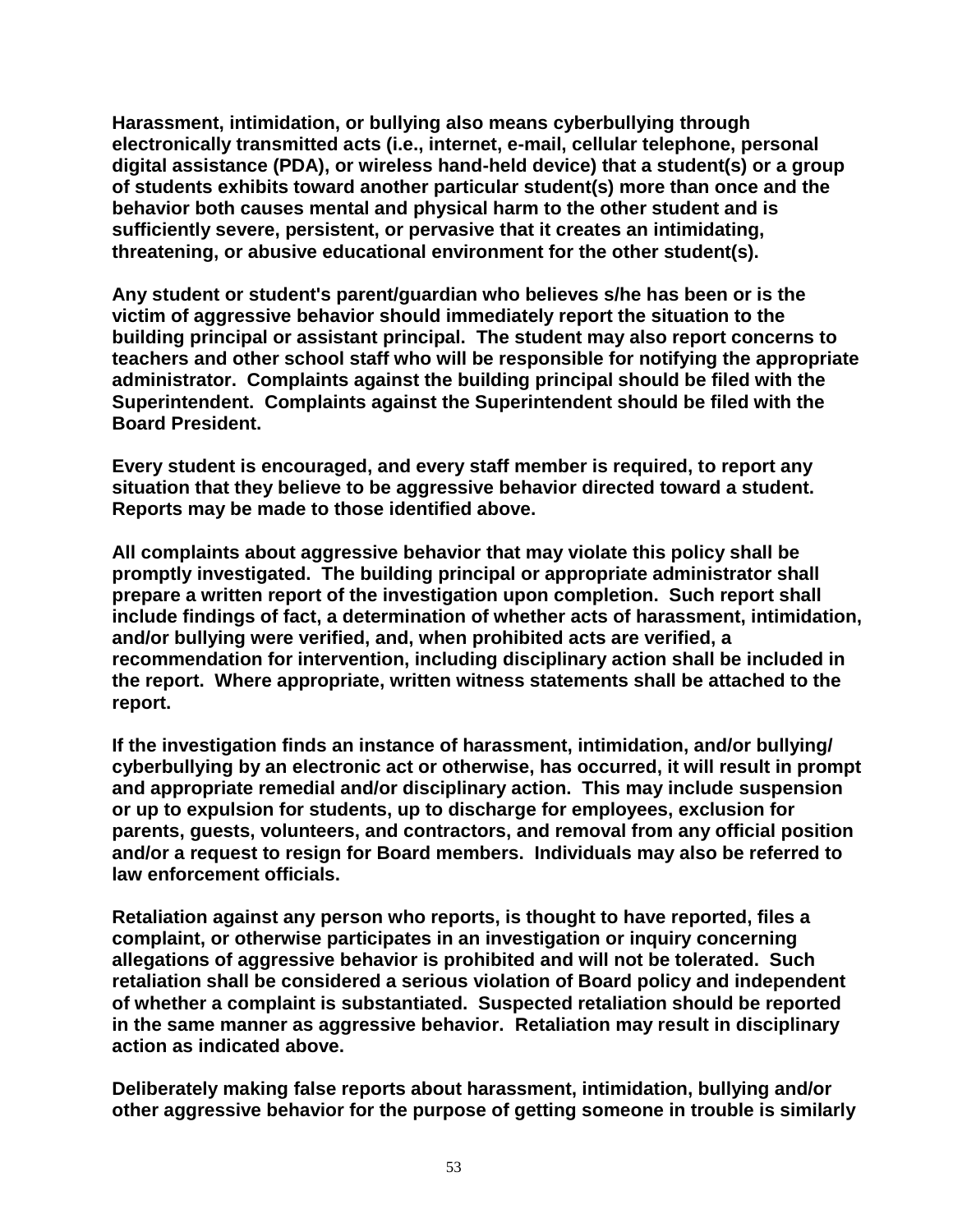**Harassment, intimidation, or bullying also means cyberbullying through electronically transmitted acts (i.e., internet, e-mail, cellular telephone, personal digital assistance (PDA), or wireless hand-held device) that a student(s) or a group of students exhibits toward another particular student(s) more than once and the behavior both causes mental and physical harm to the other student and is sufficiently severe, persistent, or pervasive that it creates an intimidating, threatening, or abusive educational environment for the other student(s).**

**Any student or student's parent/guardian who believes s/he has been or is the victim of aggressive behavior should immediately report the situation to the building principal or assistant principal. The student may also report concerns to teachers and other school staff who will be responsible for notifying the appropriate administrator. Complaints against the building principal should be filed with the Superintendent. Complaints against the Superintendent should be filed with the Board President.**

**Every student is encouraged, and every staff member is required, to report any situation that they believe to be aggressive behavior directed toward a student. Reports may be made to those identified above.**

**All complaints about aggressive behavior that may violate this policy shall be promptly investigated. The building principal or appropriate administrator shall prepare a written report of the investigation upon completion. Such report shall include findings of fact, a determination of whether acts of harassment, intimidation, and/or bullying were verified, and, when prohibited acts are verified, a recommendation for intervention, including disciplinary action shall be included in the report. Where appropriate, written witness statements shall be attached to the report.**

**If the investigation finds an instance of harassment, intimidation, and/or bullying/ cyberbullying by an electronic act or otherwise, has occurred, it will result in prompt and appropriate remedial and/or disciplinary action. This may include suspension or up to expulsion for students, up to discharge for employees, exclusion for parents, guests, volunteers, and contractors, and removal from any official position and/or a request to resign for Board members. Individuals may also be referred to law enforcement officials.**

**Retaliation against any person who reports, is thought to have reported, files a complaint, or otherwise participates in an investigation or inquiry concerning allegations of aggressive behavior is prohibited and will not be tolerated. Such retaliation shall be considered a serious violation of Board policy and independent of whether a complaint is substantiated. Suspected retaliation should be reported in the same manner as aggressive behavior. Retaliation may result in disciplinary action as indicated above.**

**Deliberately making false reports about harassment, intimidation, bullying and/or other aggressive behavior for the purpose of getting someone in trouble is similarly**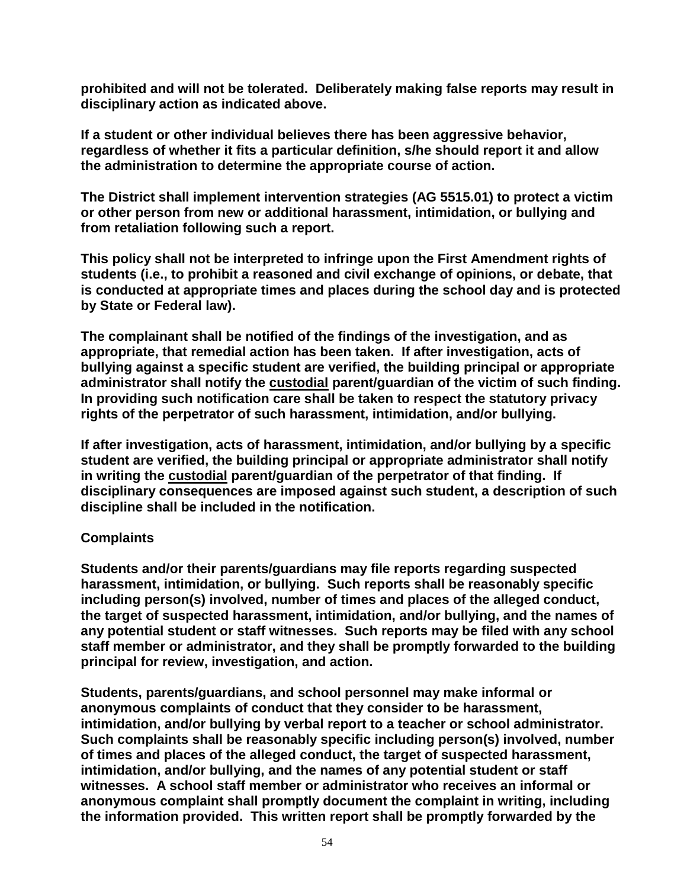**prohibited and will not be tolerated. Deliberately making false reports may result in disciplinary action as indicated above.**

**If a student or other individual believes there has been aggressive behavior, regardless of whether it fits a particular definition, s/he should report it and allow the administration to determine the appropriate course of action.**

**The District shall implement intervention strategies (AG 5515.01) to protect a victim or other person from new or additional harassment, intimidation, or bullying and from retaliation following such a report.**

**This policy shall not be interpreted to infringe upon the First Amendment rights of students (i.e., to prohibit a reasoned and civil exchange of opinions, or debate, that is conducted at appropriate times and places during the school day and is protected by State or Federal law).**

**The complainant shall be notified of the findings of the investigation, and as appropriate, that remedial action has been taken. If after investigation, acts of bullying against a specific student are verified, the building principal or appropriate administrator shall notify the <u>custodial</u> parent/guardian of the victim of such finding. In providing such notification care shall be taken to respect the statutory privacy rights of the perpetrator of such harassment, intimidation, and/or bullying.**

**If after investigation, acts of harassment, intimidation, and/or bullying by a specific student are verified, the building principal or appropriate administrator shall notify in writing the <u>custodial</u> parent/guardian of the perpetrator of that finding. If disciplinary consequences are imposed against such student, a description of such discipline shall be included in the notification.**

**Complaints**

**Students and/or their parents/guardians may file reports regarding suspected harassment, intimidation, or bullying. Such reports shall be reasonably specific including person(s) involved, number of times and places of the alleged conduct, the target of suspected harassment, intimidation, and/or bullying, and the names of any potential student or staff witnesses. Such reports may be filed with any school staff member or administrator, and they shall be promptly forwarded to the building principal for review, investigation, and action.**

**Students, parents/guardians, and school personnel may make informal or anonymous complaints of conduct that they consider to be harassment, intimidation, and/or bullying by verbal report to a teacher or school administrator. Such complaints shall be reasonably specific including person(s) involved, number of times and places of the alleged conduct, the target of suspected harassment, intimidation, and/or bullying, and the names of any potential student or staff witnesses. A school staff member or administrator who receives an informal or anonymous complaint shall promptly document the complaint in writing, including the information provided. This written report shall be promptly forwarded by the**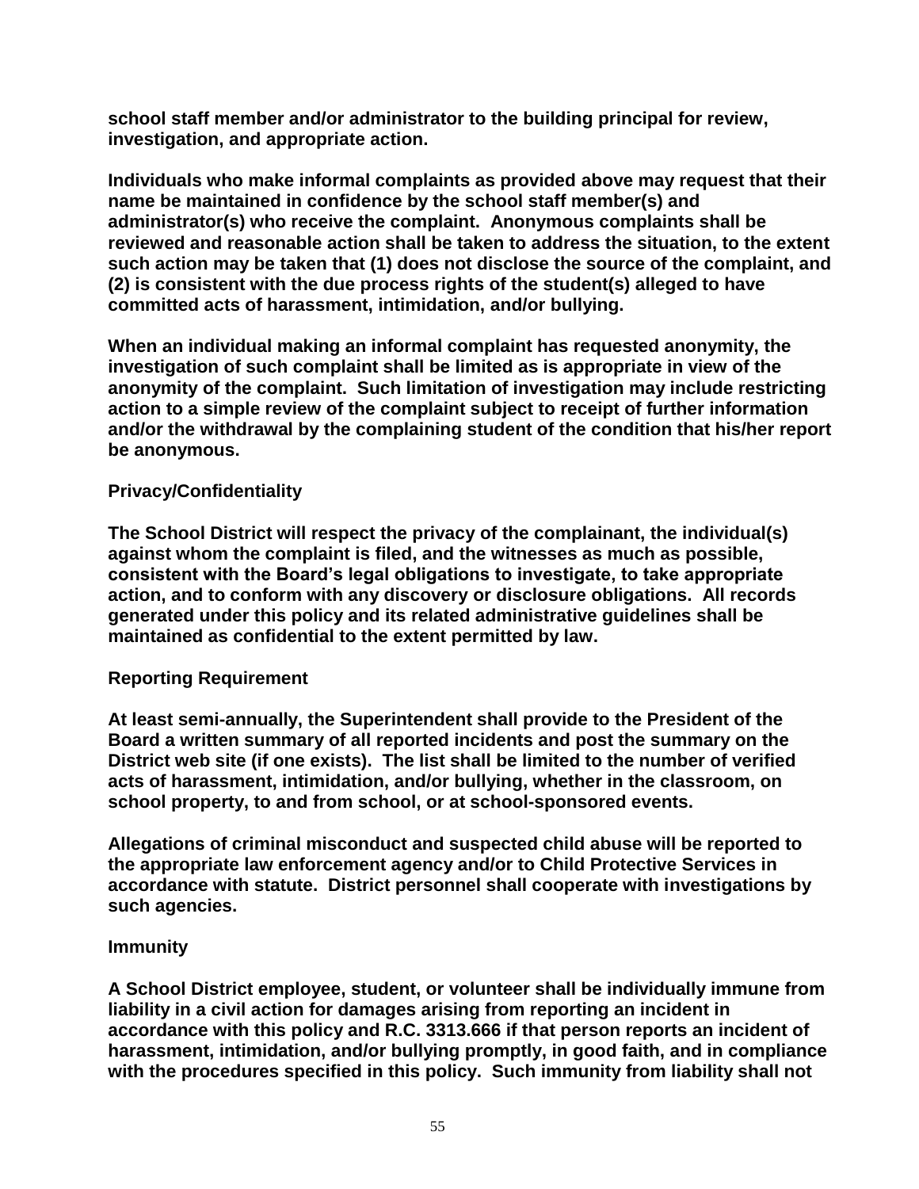**school staff member and/or administrator to the building principal for review, investigation, and appropriate action.**

**Individuals who make informal complaints as provided above may request that their name be maintained in confidence by the school staff member(s) and administrator(s) who receive the complaint. Anonymous complaints shall be reviewed and reasonable action shall be taken to address the situation, to the extent such action may be taken that (1) does not disclose the source of the complaint, and (2) is consistent with the due process rights of the student(s) alleged to have committed acts of harassment, intimidation, and/or bullying.**

**When an individual making an informal complaint has requested anonymity, the investigation of such complaint shall be limited as is appropriate in view of the anonymity of the complaint. Such limitation of investigation may include restricting action to a simple review of the complaint subject to receipt of further information and/or the withdrawal by the complaining student of the condition that his/her report be anonymous.**

**Privacy/Confidentiality**

**The School District will respect the privacy of the complainant, the individual(s) against whom the complaint is filed, and the witnesses as much as possible, consistent with the Board's legal obligations to investigate, to take appropriate action, and to conform with any discovery or disclosure obligations. All records generated under this policy and its related administrative guidelines shall be maintained as confidential to the extent permitted by law.**

**Reporting Requirement**

**At least semi-annually, the Superintendent shall provide to the President of the Board a written summary of all reported incidents and post the summary on the District web site (if one exists). The list shall be limited to the number of verified acts of harassment, intimidation, and/or bullying, whether in the classroom, on school property, to and from school, or at school-sponsored events.**

**Allegations of criminal misconduct and suspected child abuse will be reported to the appropriate law enforcement agency and/or to Child Protective Services in accordance with statute. District personnel shall cooperate with investigations by such agencies.**

**Immunity**

**A School District employee, student, or volunteer shall be individually immune from liability in a civil action for damages arising from reporting an incident in accordance with this policy and R.C. 3313.666 if that person reports an incident of harassment, intimidation, and/or bullying promptly, in good faith, and in compliance with the procedures specified in this policy. Such immunity from liability shall not**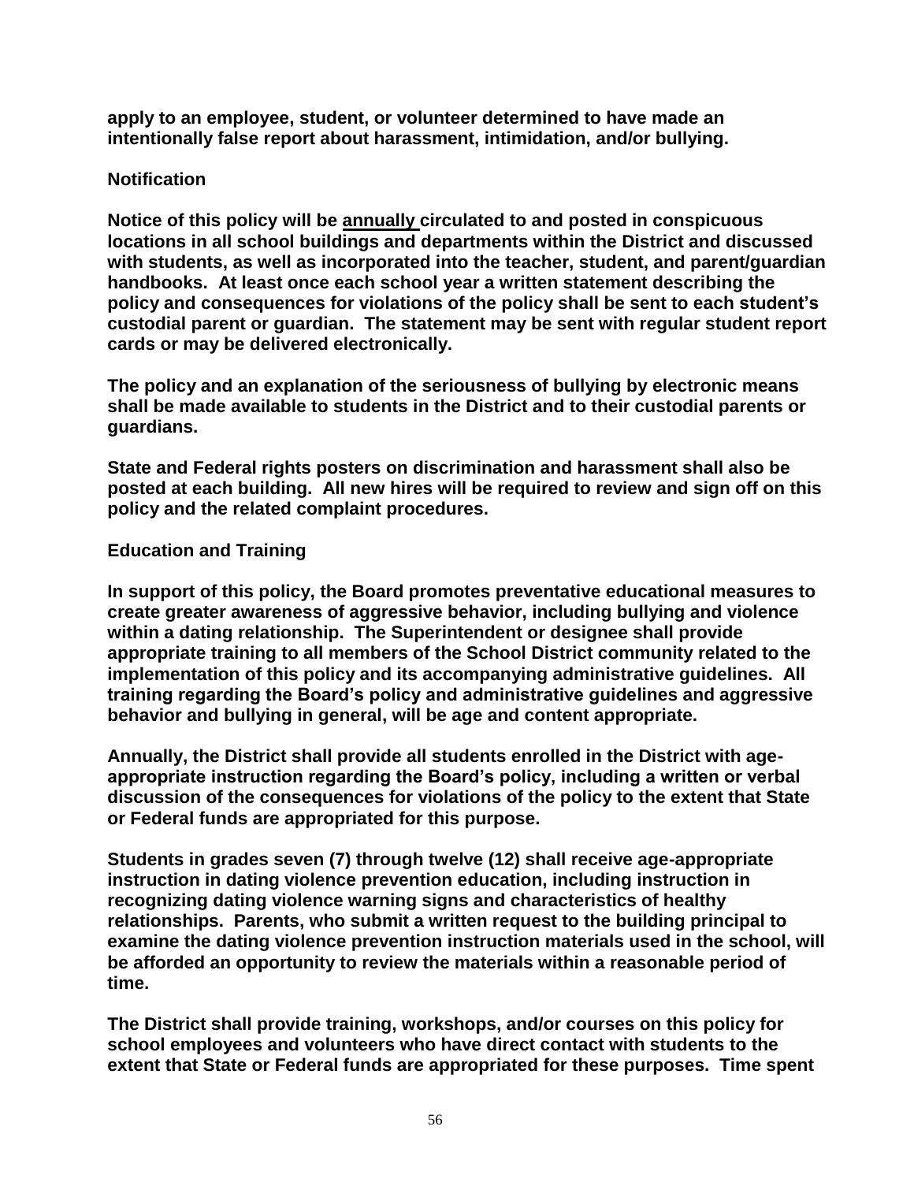**apply to an employee, student, or volunteer determined to have made an intentionally false report about harassment, intimidation, and/or bullying.**

**Notification**

**Notice of this policy will be annually circulated to and posted in conspicuous locations in all school buildings and departments within the District and discussed with students, as well as incorporated into the teacher, student, and parent/guardian handbooks. At least once each school year a written statement describing the policy and consequences for violations of the policy shall be sent to each student's custodial parent or guardian. The statement may be sent with regular student report cards or may be delivered electronically.**

**The policy and an explanation of the seriousness of bullying by electronic means shall be made available to students in the District and to their custodial parents or guardians.**

**State and Federal rights posters on discrimination and harassment shall also be posted at each building. All new hires will be required to review and sign off on this policy and the related complaint procedures.**

**Education and Training**

**In support of this policy, the Board promotes preventative educational measures to create greater awareness of aggressive behavior, including bullying and violence within a dating relationship. The Superintendent or designee shall provide appropriate training to all members of the School District community related to the implementation of this policy and its accompanying administrative guidelines. All training regarding the Board's policy and administrative guidelines and aggressive behavior and bullying in general, will be age and content appropriate.**

**Annually, the District shall provide all students enrolled in the District with age-appropriate instruction regarding the Board's policy, including a written or verbal discussion of the consequences for violations of the policy to the extent that State or Federal funds are appropriated for this purpose.**

**Students in grades seven (7) through twelve (12) shall receive age-appropriate instruction in dating violence prevention education, including instruction in recognizing dating violence warning signs and characteristics of healthy relationships. Parents, who submit a written request to the building principal to examine the dating violence prevention instruction materials used in the school, will be afforded an opportunity to review the materials within a reasonable period of time.**

**The District shall provide training, workshops, and/or courses on this policy for school employees and volunteers who have direct contact with students to the extent that State or Federal funds are appropriated for these purposes. Time spent**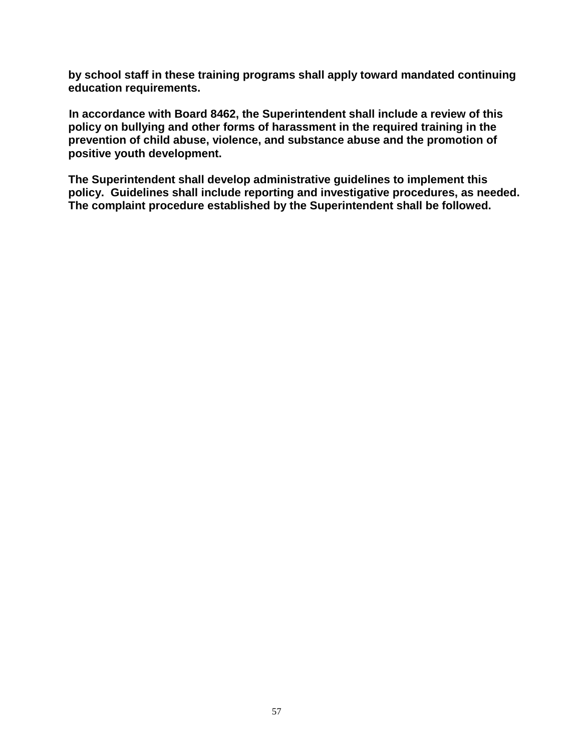**by school staff in these training programs shall apply toward mandated continuing education requirements.**

**In accordance with Board 8462, the Superintendent shall include a review of this policy on bullying and other forms of harassment in the required training in the prevention of child abuse, violence, and substance abuse and the promotion of positive youth development.**

**The Superintendent shall develop administrative guidelines to implement this policy. Guidelines shall include reporting and investigative procedures, as needed. The complaint procedure established by the Superintendent shall be followed.**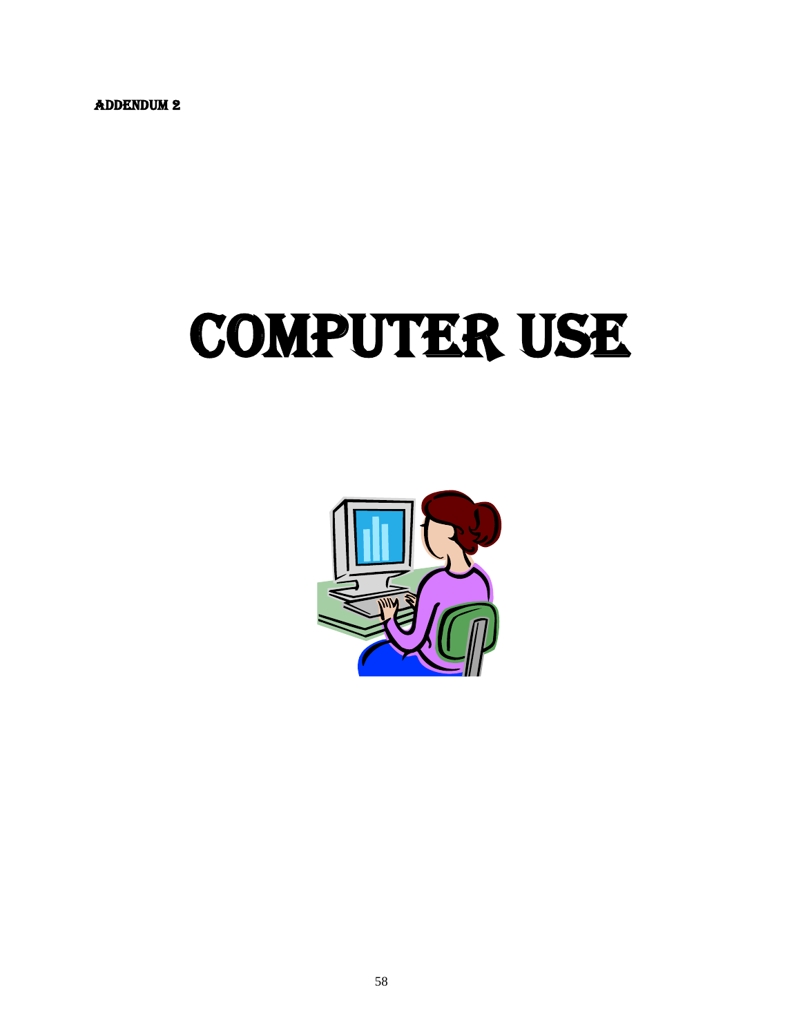ADDENDUM 2

# COMPUTER USE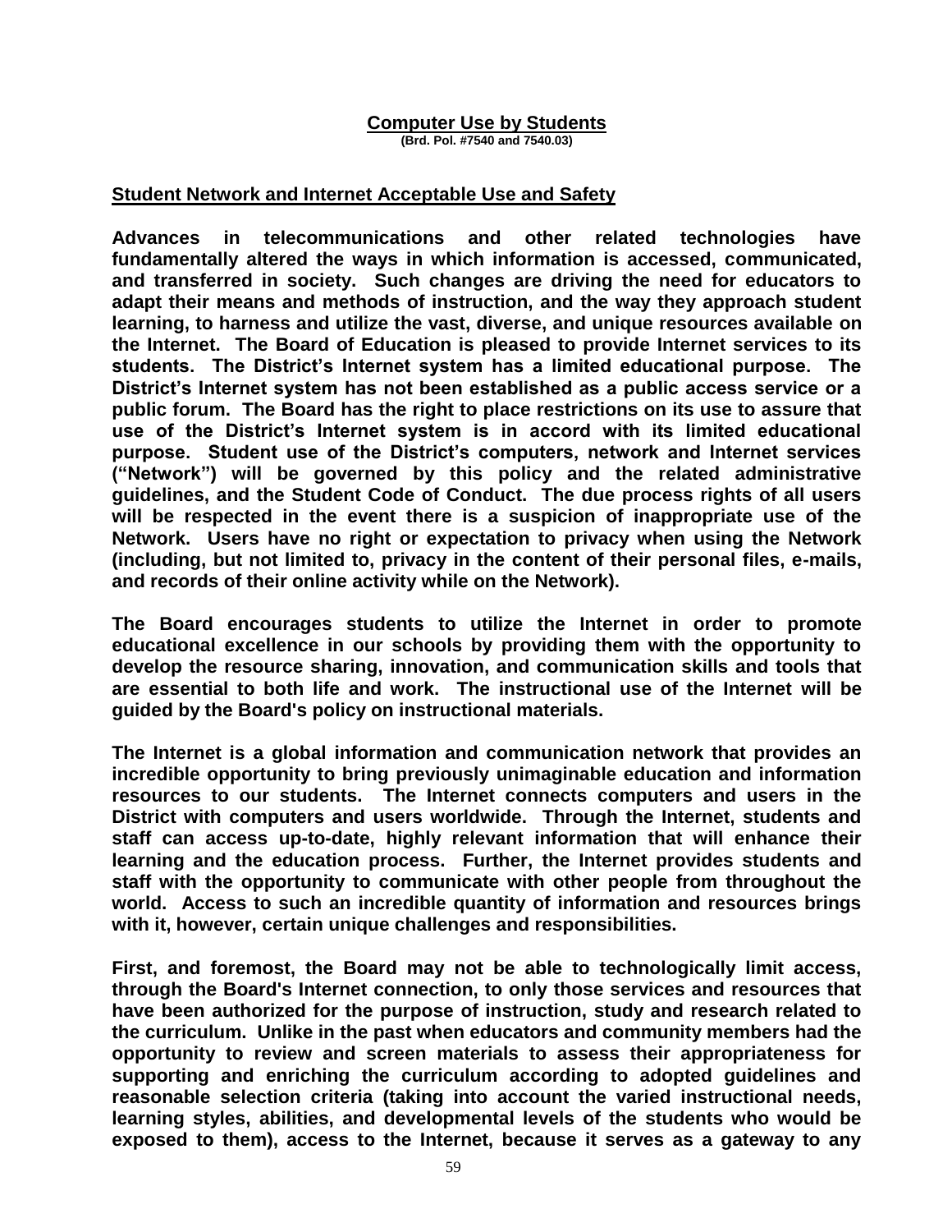## Computer Use by Students

**(Brd. Pol. #7540 and 7540.03)**

### Student Network and Internet Acceptable Use and Safety

**Advances in telecommunications and other related technologies have fundamentally altered the ways in which information is accessed, communicated, and transferred in society. Such changes are driving the need for educators to adapt their means and methods of instruction, and the way they approach student learning, to harness and utilize the vast, diverse, and unique resources available on the Internet. The Board of Education is pleased to provide Internet services to its students. The District's Internet system has a limited educational purpose. The District's Internet system has not been established as a public access service or a public forum. The Board has the right to place restrictions on its use to assure that use of the District's Internet system is in accord with its limited educational purpose. Student use of the District's computers, network and Internet services ("Network") will be governed by this policy and the related administrative guidelines, and the Student Code of Conduct. The due process rights of all users will be respected in the event there is a suspicion of inappropriate use of the Network. Users have no right or expectation to privacy when using the Network (including, but not limited to, privacy in the content of their personal files, e-mails, and records of their online activity while on the Network).**

**The Board encourages students to utilize the Internet in order to promote educational excellence in our schools by providing them with the opportunity to develop the resource sharing, innovation, and communication skills and tools that are essential to both life and work. The instructional use of the Internet will be guided by the Board's policy on instructional materials.**

**The Internet is a global information and communication network that provides an incredible opportunity to bring previously unimaginable education and information resources to our students. The Internet connects computers and users in the District with computers and users worldwide. Through the Internet, students and staff can access up-to-date, highly relevant information that will enhance their learning and the education process. Further, the Internet provides students and staff with the opportunity to communicate with other people from throughout the world. Access to such an incredible quantity of information and resources brings with it, however, certain unique challenges and responsibilities.**

**First, and foremost, the Board may not be able to technologically limit access, through the Board's Internet connection, to only those services and resources that have been authorized for the purpose of instruction, study and research related to the curriculum. Unlike in the past when educators and community members had the opportunity to review and screen materials to assess their appropriateness for supporting and enriching the curriculum according to adopted guidelines and reasonable selection criteria (taking into account the varied instructional needs, learning styles, abilities, and developmental levels of the students who would be exposed to them), access to the Internet, because it serves as a gateway to any**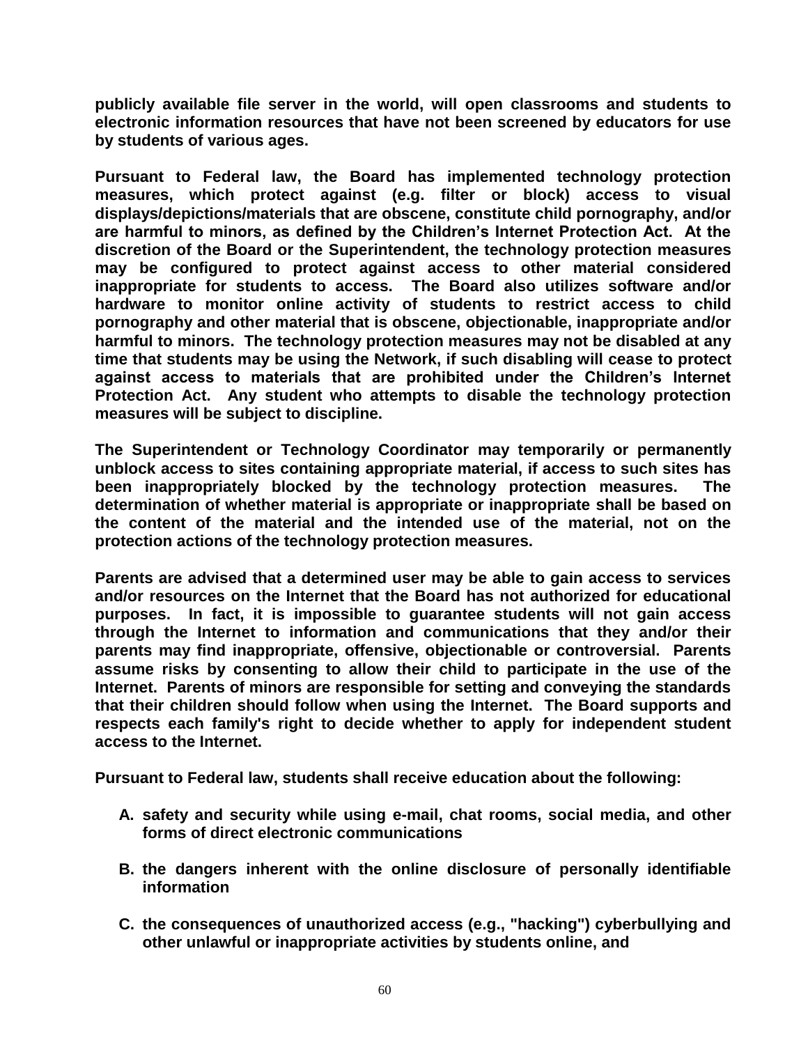**publicly available file server in the world, will open classrooms and students to electronic information resources that have not been screened by educators for use by students of various ages.**

**Pursuant to Federal law, the Board has implemented technology protection measures, which protect against (e.g. filter or block) access to visual displays/depictions/materials that are obscene, constitute child pornography, and/or are harmful to minors, as defined by the Children's Internet Protection Act. At the discretion of the Board or the Superintendent, the technology protection measures may be configured to protect against access to other material considered inappropriate for students to access. The Board also utilizes software and/or hardware to monitor online activity of students to restrict access to child pornography and other material that is obscene, objectionable, inappropriate and/or harmful to minors. The technology protection measures may not be disabled at any time that students may be using the Network, if such disabling will cease to protect against access to materials that are prohibited under the Children's Internet Protection Act. Any student who attempts to disable the technology protection measures will be subject to discipline.**

**The Superintendent or Technology Coordinator may temporarily or permanently unblock access to sites containing appropriate material, if access to such sites has been inappropriately blocked by the technology protection measures. The determination of whether material is appropriate or inappropriate shall be based on the content of the material and the intended use of the material, not on the protection actions of the technology protection measures.**

**Parents are advised that a determined user may be able to gain access to services and/or resources on the Internet that the Board has not authorized for educational purposes. In fact, it is impossible to guarantee students will not gain access through the Internet to information and communications that they and/or their parents may find inappropriate, offensive, objectionable or controversial. Parents assume risks by consenting to allow their child to participate in the use of the Internet. Parents of minors are responsible for setting and conveying the standards that their children should follow when using the Internet. The Board supports and respects each family's right to decide whether to apply for independent student access to the Internet.**

**Pursuant to Federal law, students shall receive education about the following:**

**A. safety and security while using e-mail, chat rooms, social media, and other forms of direct electronic communications**

**B. the dangers inherent with the online disclosure of personally identifiable information**

**C. the consequences of unauthorized access (e.g., "hacking") cyberbullying and other unlawful or inappropriate activities by students online, and**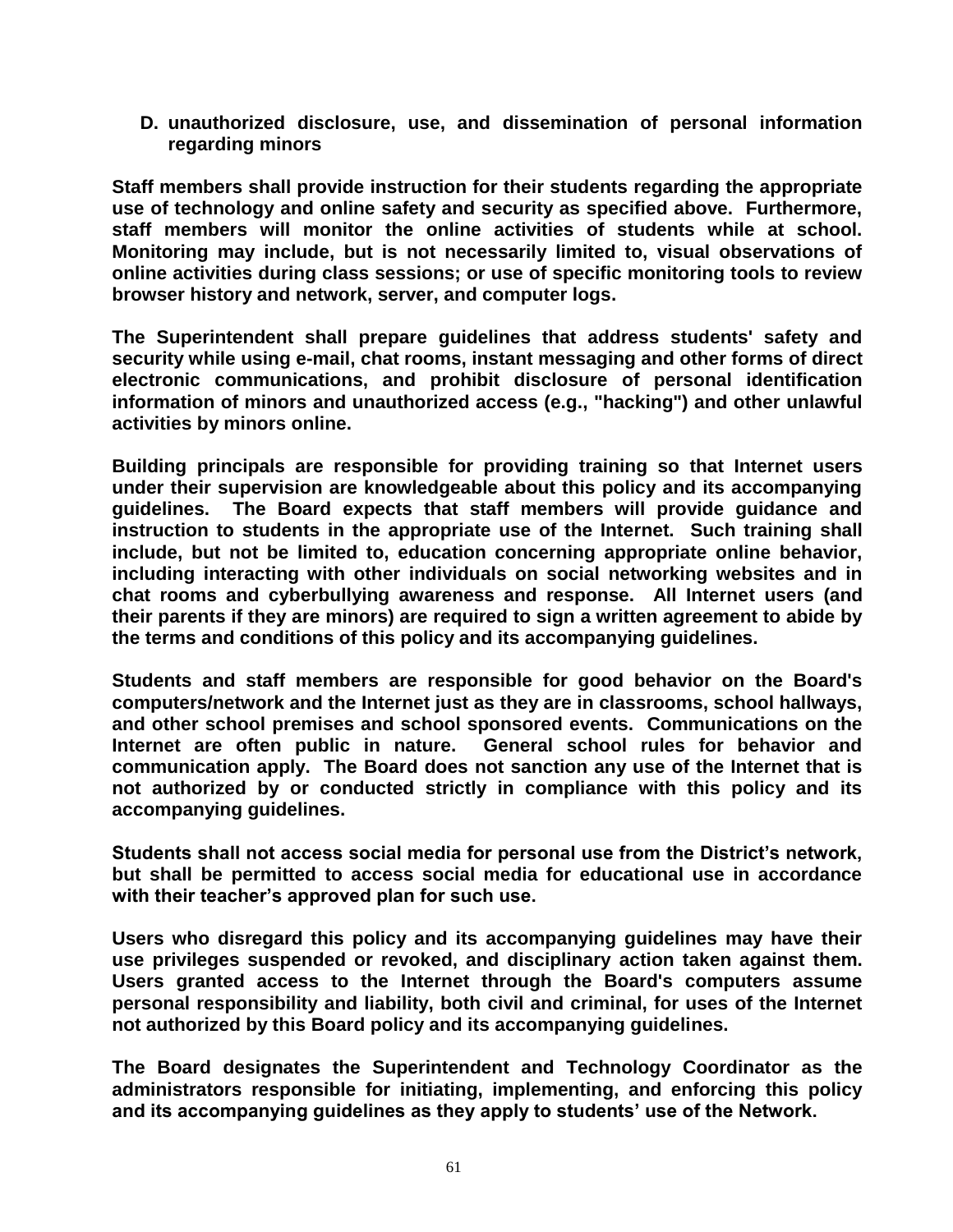**D. unauthorized disclosure, use, and dissemination of personal information regarding minors**

**Staff members shall provide instruction for their students regarding the appropriate use of technology and online safety and security as specified above. Furthermore, staff members will monitor the online activities of students while at school. Monitoring may include, but is not necessarily limited to, visual observations of online activities during class sessions; or use of specific monitoring tools to review browser history and network, server, and computer logs.**

**The Superintendent shall prepare guidelines that address students' safety and security while using e-mail, chat rooms, instant messaging and other forms of direct electronic communications, and prohibit disclosure of personal identification information of minors and unauthorized access (e.g., "hacking") and other unlawful activities by minors online.**

**Building principals are responsible for providing training so that Internet users under their supervision are knowledgeable about this policy and its accompanying guidelines. The Board expects that staff members will provide guidance and instruction to students in the appropriate use of the Internet. Such training shall include, but not be limited to, education concerning appropriate online behavior, including interacting with other individuals on social networking websites and in chat rooms and cyberbullying awareness and response. All Internet users (and their parents if they are minors) are required to sign a written agreement to abide by the terms and conditions of this policy and its accompanying guidelines.**

**Students and staff members are responsible for good behavior on the Board's computers/network and the Internet just as they are in classrooms, school hallways, and other school premises and school sponsored events. Communications on the Internet are often public in nature. General school rules for behavior and communication apply. The Board does not sanction any use of the Internet that is not authorized by or conducted strictly in compliance with this policy and its accompanying guidelines.**

**Students shall not access social media for personal use from the District's network, but shall be permitted to access social media for educational use in accordance with their teacher's approved plan for such use.**

**Users who disregard this policy and its accompanying guidelines may have their use privileges suspended or revoked, and disciplinary action taken against them. Users granted access to the Internet through the Board's computers assume personal responsibility and liability, both civil and criminal, for uses of the Internet not authorized by this Board policy and its accompanying guidelines.**

**The Board designates the Superintendent and Technology Coordinator as the administrators responsible for initiating, implementing, and enforcing this policy and its accompanying guidelines as they apply to students' use of the Network.**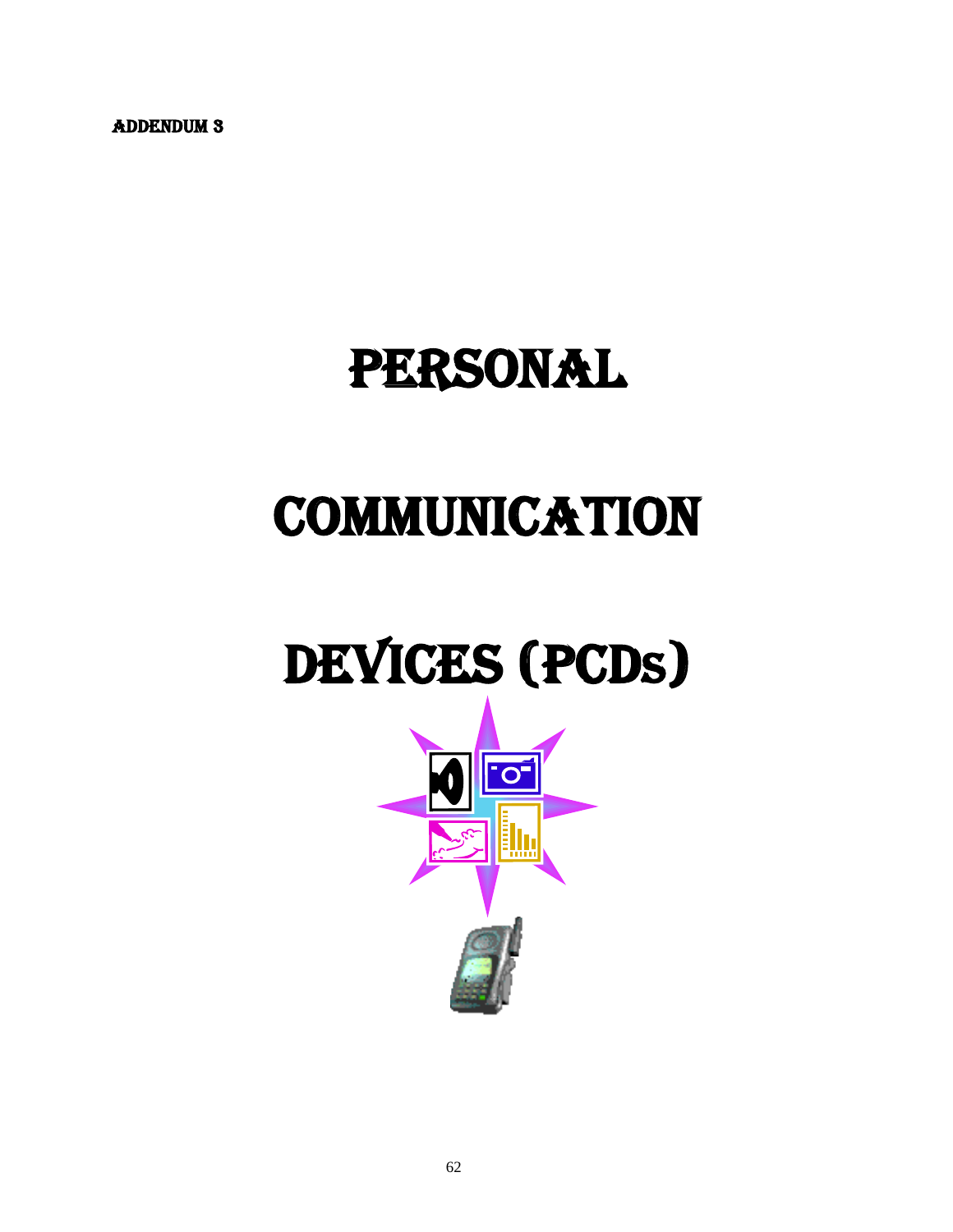ADDENDUM 3

# PERSONAL

# COMMUNICATION

# DEVICES (PCDs)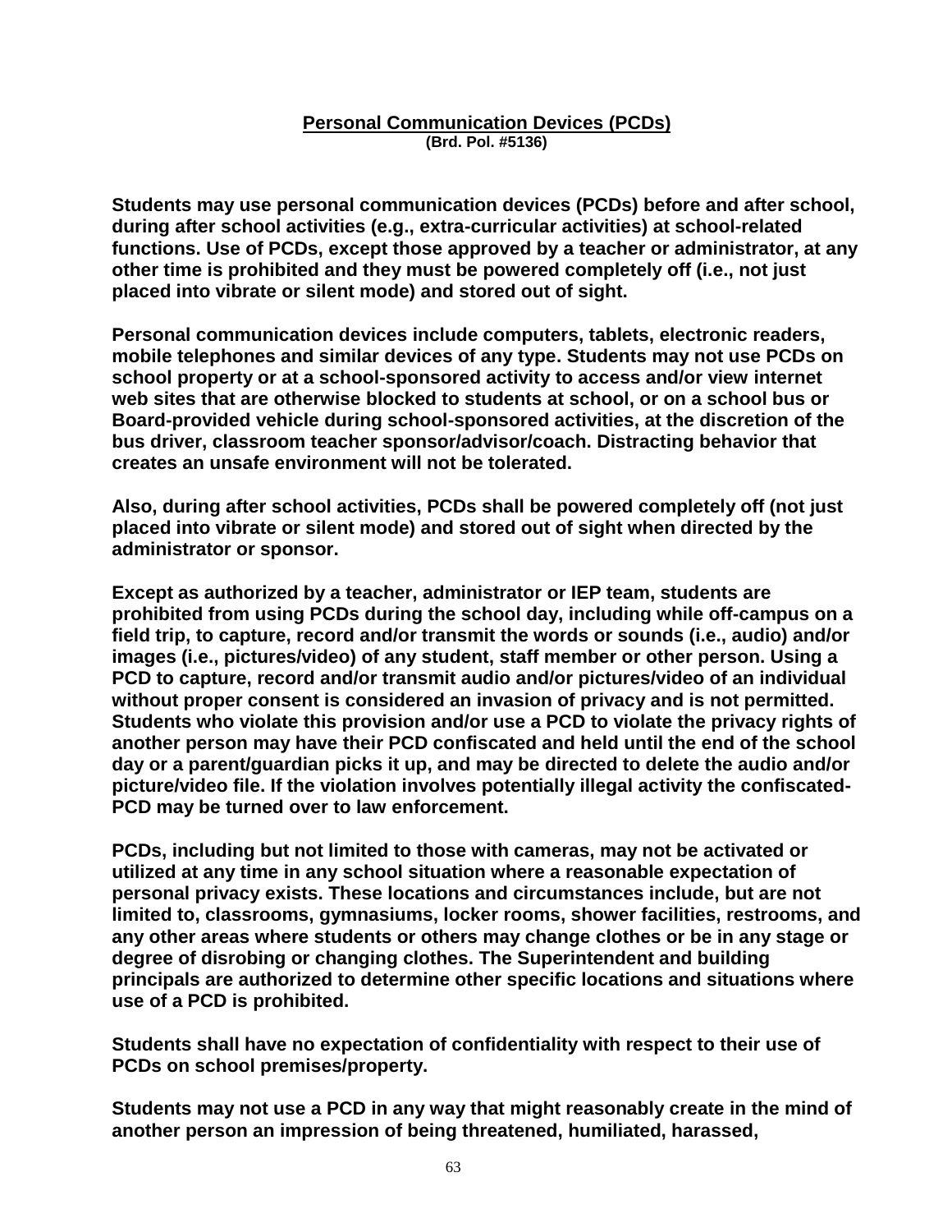## Personal Communication Devices (PCDs)

**(Brd. Pol. #5136)**

**Students may use personal communication devices (PCDs) before and after school, during after school activities (e.g., extra-curricular activities) at school-related functions. Use of PCDs, except those approved by a teacher or administrator, at any other time is prohibited and they must be powered completely off (i.e., not just placed into vibrate or silent mode) and stored out of sight.**

**Personal communication devices include computers, tablets, electronic readers, mobile telephones and similar devices of any type. Students may not use PCDs on school property or at a school-sponsored activity to access and/or view internet web sites that are otherwise blocked to students at school, or on a school bus or Board-provided vehicle during school-sponsored activities, at the discretion of the bus driver, classroom teacher sponsor/advisor/coach. Distracting behavior that creates an unsafe environment will not be tolerated.**

**Also, during after school activities, PCDs shall be powered completely off (not just placed into vibrate or silent mode) and stored out of sight when directed by the administrator or sponsor.**

**Except as authorized by a teacher, administrator or IEP team, students are prohibited from using PCDs during the school day, including while off-campus on a field trip, to capture, record and/or transmit the words or sounds (i.e., audio) and/or images (i.e., pictures/video) of any student, staff member or other person. Using a PCD to capture, record and/or transmit audio and/or pictures/video of an individual without proper consent is considered an invasion of privacy and is not permitted. Students who violate this provision and/or use a PCD to violate the privacy rights of another person may have their PCD confiscated and held until the end of the school day or a parent/guardian picks it up, and may be directed to delete the audio and/or picture/video file. If the violation involves potentially illegal activity the confiscated-PCD may be turned over to law enforcement.**

**PCDs, including but not limited to those with cameras, may not be activated or utilized at any time in any school situation where a reasonable expectation of personal privacy exists. These locations and circumstances include, but are not limited to, classrooms, gymnasiums, locker rooms, shower facilities, restrooms, and any other areas where students or others may change clothes or be in any stage or degree of disrobing or changing clothes. The Superintendent and building principals are authorized to determine other specific locations and situations where use of a PCD is prohibited.**

**Students shall have no expectation of confidentiality with respect to their use of PCDs on school premises/property.**

**Students may not use a PCD in any way that might reasonably create in the mind of another person an impression of being threatened, humiliated, harassed,**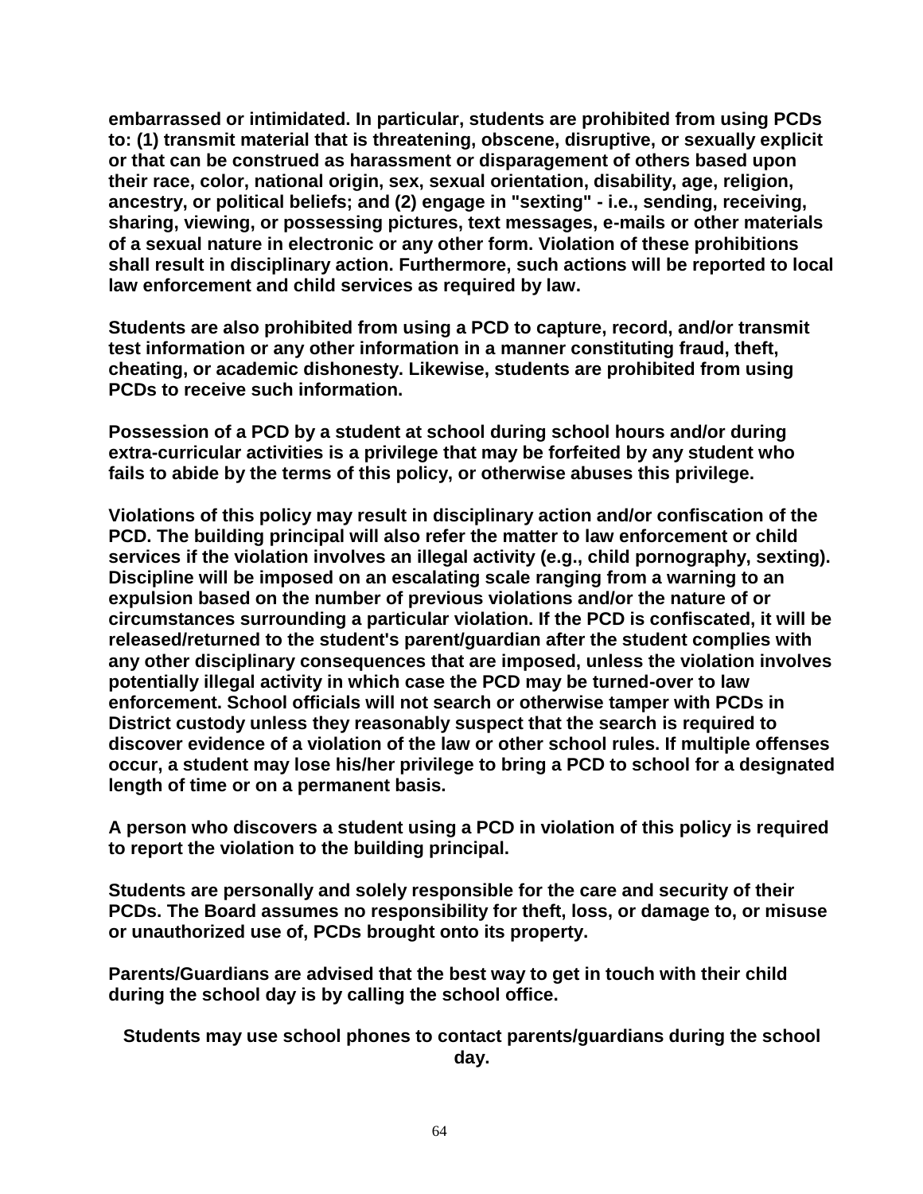**embarrassed or intimidated. In particular, students are prohibited from using PCDs to: (1) transmit material that is threatening, obscene, disruptive, or sexually explicit or that can be construed as harassment or disparagement of others based upon their race, color, national origin, sex, sexual orientation, disability, age, religion, ancestry, or political beliefs; and (2) engage in "sexting" - i.e., sending, receiving, sharing, viewing, or possessing pictures, text messages, e-mails or other materials of a sexual nature in electronic or any other form. Violation of these prohibitions shall result in disciplinary action. Furthermore, such actions will be reported to local law enforcement and child services as required by law.**

**Students are also prohibited from using a PCD to capture, record, and/or transmit test information or any other information in a manner constituting fraud, theft, cheating, or academic dishonesty. Likewise, students are prohibited from using PCDs to receive such information.**

**Possession of a PCD by a student at school during school hours and/or during extra-curricular activities is a privilege that may be forfeited by any student who fails to abide by the terms of this policy, or otherwise abuses this privilege.**

**Violations of this policy may result in disciplinary action and/or confiscation of the PCD. The building principal will also refer the matter to law enforcement or child services if the violation involves an illegal activity (e.g., child pornography, sexting). Discipline will be imposed on an escalating scale ranging from a warning to an expulsion based on the number of previous violations and/or the nature of or circumstances surrounding a particular violation. If the PCD is confiscated, it will be released/returned to the student's parent/guardian after the student complies with any other disciplinary consequences that are imposed, unless the violation involves potentially illegal activity in which case the PCD may be turned-over to law enforcement. School officials will not search or otherwise tamper with PCDs in District custody unless they reasonably suspect that the search is required to discover evidence of a violation of the law or other school rules. If multiple offenses occur, a student may lose his/her privilege to bring a PCD to school for a designated length of time or on a permanent basis.**

**A person who discovers a student using a PCD in violation of this policy is required to report the violation to the building principal.**

**Students are personally and solely responsible for the care and security of their PCDs. The Board assumes no responsibility for theft, loss, or damage to, or misuse or unauthorized use of, PCDs brought onto its property.**

**Parents/Guardians are advised that the best way to get in touch with their child during the school day is by calling the school office.**

**Students may use school phones to contact parents/guardians during the school day.**